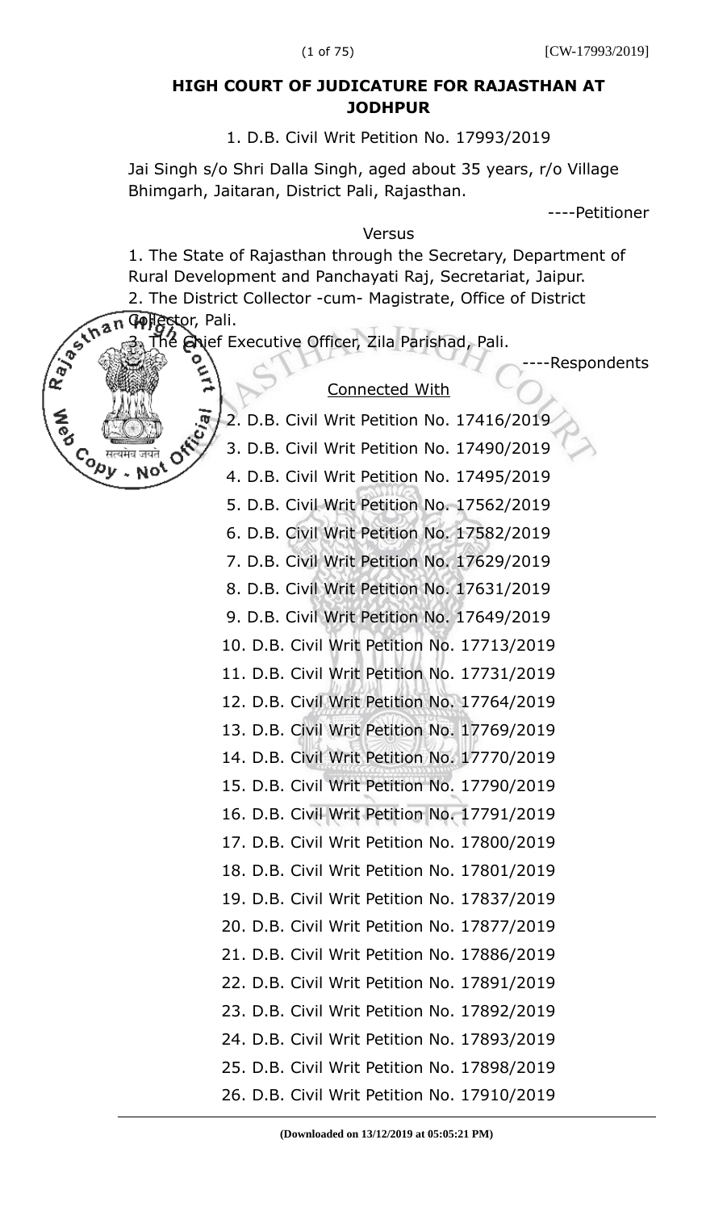# HIGH COURT OF JUDICATURE FOR RAJASTHAN AT JODHPUR

1. D.B. Civil Writ Petition No. 17993/2019

Jai Singh s/o Shri Dalla Singh, aged about 35 years, r/o Village Bhimgarh, Jaitaran, District Pali, Rajasthan.

----Petitioner

Versus

1. The State of Rajasthan through the Secretary, Department of Rural Development and Panchayati Raj, Secretariat, Jaipur.
2. The District Collector -cum- Magistrate, Office of District Collector, Pali.
3. The Chief Executive Officer, Zila Parishad, Pali.

----Respondents

Connected With

2. D.B. Civil Writ Petition No. 17416/2019
3. D.B. Civil Writ Petition No. 17490/2019
4. D.B. Civil Writ Petition No. 17495/2019
5. D.B. Civil Writ Petition No. 17562/2019
6. D.B. Civil Writ Petition No. 17582/2019
7. D.B. Civil Writ Petition No. 17629/2019
8. D.B. Civil Writ Petition No. 17631/2019
9. D.B. Civil Writ Petition No. 17649/2019
10. D.B. Civil Writ Petition No. 17713/2019
11. D.B. Civil Writ Petition No. 17731/2019
12. D.B. Civil Writ Petition No. 17764/2019
13. D.B. Civil Writ Petition No. 17769/2019
14. D.B. Civil Writ Petition No. 17770/2019
15. D.B. Civil Writ Petition No. 17790/2019
16. D.B. Civil Writ Petition No. 17791/2019
17. D.B. Civil Writ Petition No. 17800/2019
18. D.B. Civil Writ Petition No. 17801/2019
19. D.B. Civil Writ Petition No. 17837/2019
20. D.B. Civil Writ Petition No. 17877/2019
21. D.B. Civil Writ Petition No. 17886/2019
22. D.B. Civil Writ Petition No. 17891/2019
23. D.B. Civil Writ Petition No. 17892/2019
24. D.B. Civil Writ Petition No. 17893/2019
25. D.B. Civil Writ Petition No. 17898/2019
26. D.B. Civil Writ Petition No. 17910/2019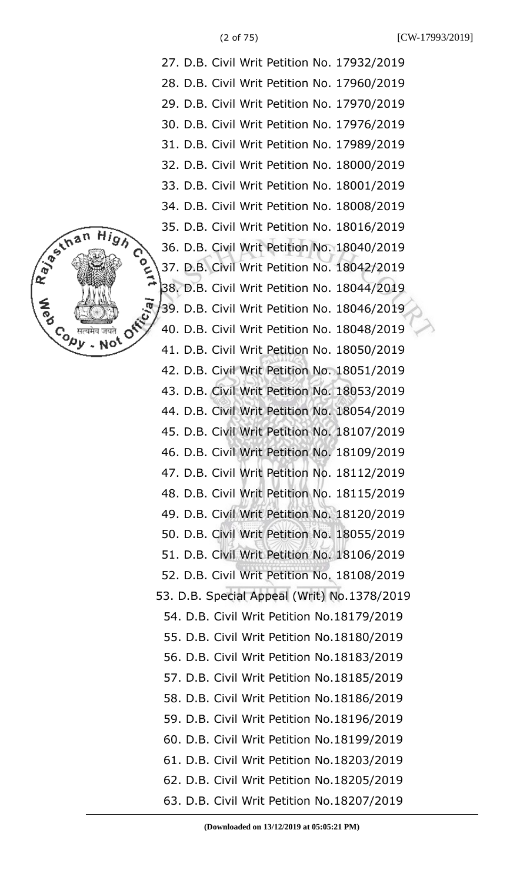27. D.B. Civil Writ Petition No. 17932/2019
28. D.B. Civil Writ Petition No. 17960/2019
29. D.B. Civil Writ Petition No. 17970/2019
30. D.B. Civil Writ Petition No. 17976/2019
31. D.B. Civil Writ Petition No. 17989/2019
32. D.B. Civil Writ Petition No. 18000/2019
33. D.B. Civil Writ Petition No. 18001/2019
34. D.B. Civil Writ Petition No. 18008/2019
35. D.B. Civil Writ Petition No. 18016/2019
36. D.B. Civil Writ Petition No. 18040/2019
37. D.B. Civil Writ Petition No. 18042/2019
38. D.B. Civil Writ Petition No. 18044/2019
39. D.B. Civil Writ Petition No. 18046/2019
40. D.B. Civil Writ Petition No. 18048/2019
41. D.B. Civil Writ Petition No. 18050/2019
42. D.B. Civil Writ Petition No. 18051/2019
43. D.B. Civil Writ Petition No. 18053/2019
44. D.B. Civil Writ Petition No. 18054/2019
45. D.B. Civil Writ Petition No. 18107/2019
46. D.B. Civil Writ Petition No. 18109/2019
47. D.B. Civil Writ Petition No. 18112/2019
48. D.B. Civil Writ Petition No. 18115/2019
49. D.B. Civil Writ Petition No. 18120/2019
50. D.B. Civil Writ Petition No. 18055/2019
51. D.B. Civil Writ Petition No. 18106/2019
52. D.B. Civil Writ Petition No. 18108/2019
53. D.B. Special Appeal (Writ) No.1378/2019
54. D.B. Civil Writ Petition No.18179/2019
55. D.B. Civil Writ Petition No.18180/2019
56. D.B. Civil Writ Petition No.18183/2019
57. D.B. Civil Writ Petition No.18185/2019
58. D.B. Civil Writ Petition No.18186/2019
59. D.B. Civil Writ Petition No.18196/2019
60. D.B. Civil Writ Petition No.18199/2019
61. D.B. Civil Writ Petition No.18203/2019
62. D.B. Civil Writ Petition No.18205/2019
63. D.B. Civil Writ Petition No.18207/2019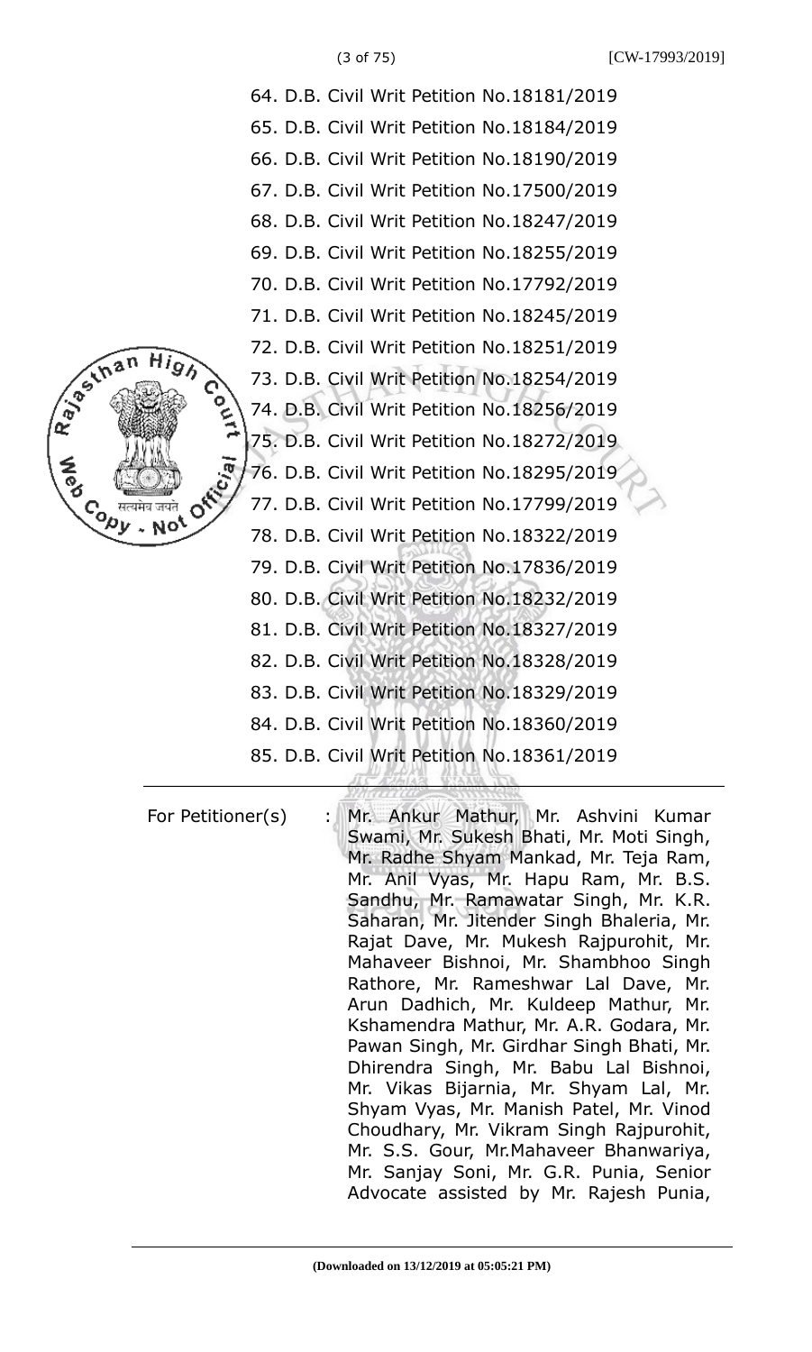64. D.B. Civil Writ Petition No.18181/2019
65. D.B. Civil Writ Petition No.18184/2019
66. D.B. Civil Writ Petition No.18190/2019
67. D.B. Civil Writ Petition No.17500/2019
68. D.B. Civil Writ Petition No.18247/2019
69. D.B. Civil Writ Petition No.18255/2019
70. D.B. Civil Writ Petition No.17792/2019
71. D.B. Civil Writ Petition No.18245/2019
72. D.B. Civil Writ Petition No.18251/2019
73. D.B. Civil Writ Petition No.18254/2019
74. D.B. Civil Writ Petition No.18256/2019
75. D.B. Civil Writ Petition No.18272/2019
76. D.B. Civil Writ Petition No.18295/2019
77. D.B. Civil Writ Petition No.17799/2019
78. D.B. Civil Writ Petition No.18322/2019
79. D.B. Civil Writ Petition No.17836/2019
80. D.B. Civil Writ Petition No.18232/2019
81. D.B. Civil Writ Petition No.18327/2019
82. D.B. Civil Writ Petition No.18328/2019
83. D.B. Civil Writ Petition No.18329/2019
84. D.B. Civil Writ Petition No.18360/2019
85. D.B. Civil Writ Petition No.18361/2019

---

For Petitioner(s) : Mr. Ankur Mathur, Mr. Ashvini Kumar Swami, Mr. Sukesh Bhati, Mr. Moti Singh, Mr. Radhe Shyam Mankad, Mr. Teja Ram, Mr. Anil Vyas, Mr. Hapu Ram, Mr. B.S. Sandhu, Mr. Ramawatar Singh, Mr. K.R. Saharan, Mr. Jitender Singh Bhaleria, Mr. Rajat Dave, Mr. Mukesh Rajpurohit, Mr. Mahaveer Bishnoi, Mr. Shambhoo Singh Rathore, Mr. Rameshwar Lal Dave, Mr. Arun Dadhich, Mr. Kuldeep Mathur, Mr. Kshamendra Mathur, Mr. A.R. Godara, Mr. Pawan Singh, Mr. Girdhar Singh Bhati, Mr. Dhirendra Singh, Mr. Babu Lal Bishnoi, Mr. Vikas Bijarnia, Mr. Shyam Lal, Mr. Shyam Vyas, Mr. Manish Patel, Mr. Vinod Choudhary, Mr. Vikram Singh Rajpurohit, Mr. S.S. Gour, Mr.Mahaveer Bhanwariya, Mr. Sanjay Soni, Mr. G.R. Punia, Senior Advocate assisted by Mr. Rajesh Punia,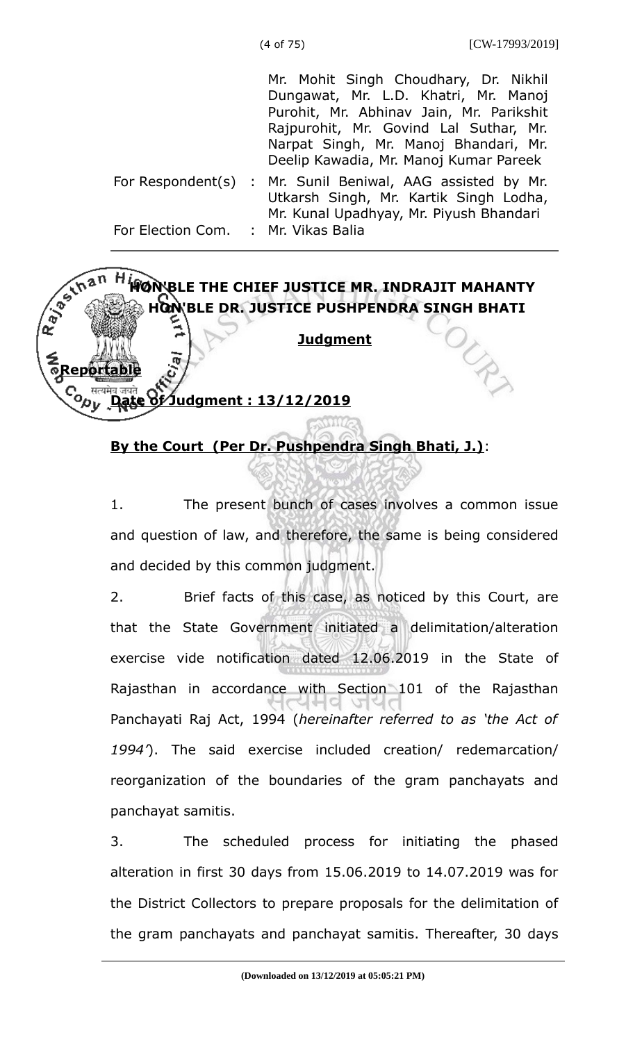Mr. Mohit Singh Choudhary, Dr. Nikhil Dungawat, Mr. L.D. Khatri, Mr. Manoj Purohit, Mr. Abhinav Jain, Mr. Parikshit Rajpurohit, Mr. Govind Lal Suthar, Mr. Narpat Singh, Mr. Manoj Bhandari, Mr. Deelip Kawadia, Mr. Manoj Kumar Pareek

For Respondent(s) : Mr. Sunil Beniwal, AAG assisted by Mr. Utkarsh Singh, Mr. Kartik Singh Lodha, Mr. Kunal Upadhyay, Mr. Piyush Bhandari

For Election Com. : Mr. Vikas Balia

---

**HON'BLE THE CHIEF JUSTICE MR. INDRAJIT MAHANTY**

**HON'BLE DR. JUSTICE PUSHPENDRA SINGH BHATI**

**Judgment**

**Reportable**

**Date of Judgment : 13/12/2019**

**By the Court (Per Dr. Pushpendra Singh Bhati, J.)**:

1. The present bunch of cases involves a common issue and question of law, and therefore, the same is being considered and decided by this common judgment.

2. Brief facts of this case, as noticed by this Court, are that the State Government initiated a delimitation/alteration exercise vide notification dated 12.06.2019 in the State of Rajasthan in accordance with Section 101 of the Rajasthan Panchayati Raj Act, 1994 (*hereinafter referred to as 'the Act of 1994'*). The said exercise included creation/ redemarcation/ reorganization of the boundaries of the gram panchayats and panchayat samitis.

3. The scheduled process for initiating the phased alteration in first 30 days from 15.06.2019 to 14.07.2019 was for the District Collectors to prepare proposals for the delimitation of the gram panchayats and panchayat samitis. Thereafter, 30 days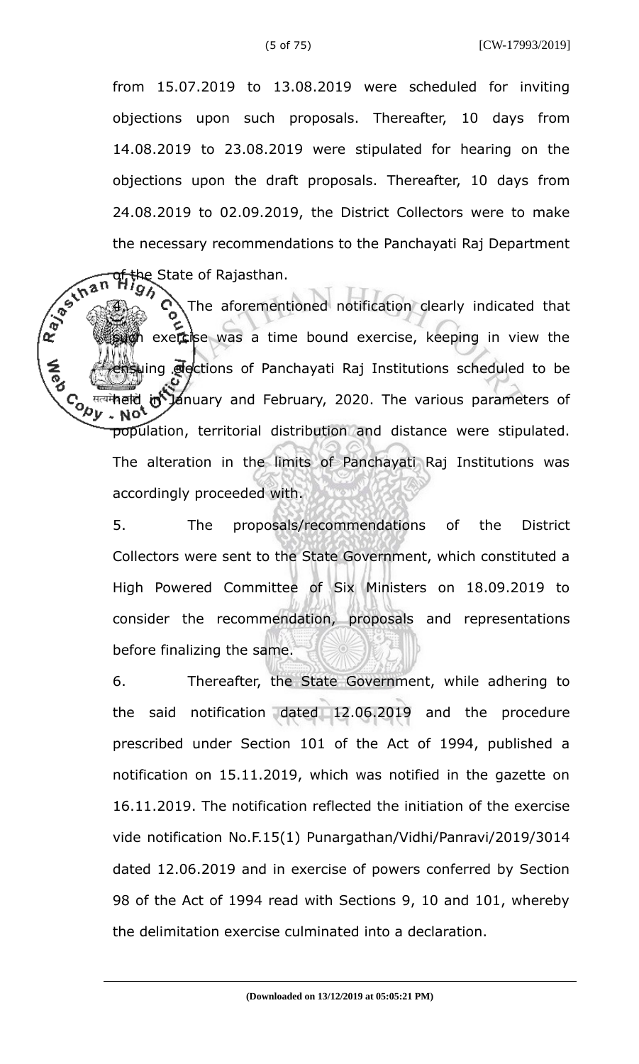from 15.07.2019 to 13.08.2019 were scheduled for inviting objections upon such proposals. Thereafter, 10 days from 14.08.2019 to 23.08.2019 were stipulated for hearing on the objections upon the draft proposals. Thereafter, 10 days from 24.08.2019 to 02.09.2019, the District Collectors were to make the necessary recommendations to the Panchayati Raj Department of the State of Rajasthan.

4. The aforementioned notification clearly indicated that such exercise was a time bound exercise, keeping in view the ensuing elections of Panchayati Raj Institutions scheduled to be held in January and February, 2020. The various parameters of population, territorial distribution and distance were stipulated. The alteration in the limits of Panchayati Raj Institutions was accordingly proceeded with.

5. The proposals/recommendations of the District Collectors were sent to the State Government, which constituted a High Powered Committee of Six Ministers on 18.09.2019 to consider the recommendation, proposals and representations before finalizing the same.

6. Thereafter, the State Government, while adhering to the said notification dated 12.06.2019 and the procedure prescribed under Section 101 of the Act of 1994, published a notification on 15.11.2019, which was notified in the gazette on 16.11.2019. The notification reflected the initiation of the exercise vide notification No.F.15(1) Punargathan/Vidhi/Panravi/2019/3014 dated 12.06.2019 and in exercise of powers conferred by Section 98 of the Act of 1994 read with Sections 9, 10 and 101, whereby the delimitation exercise culminated into a declaration.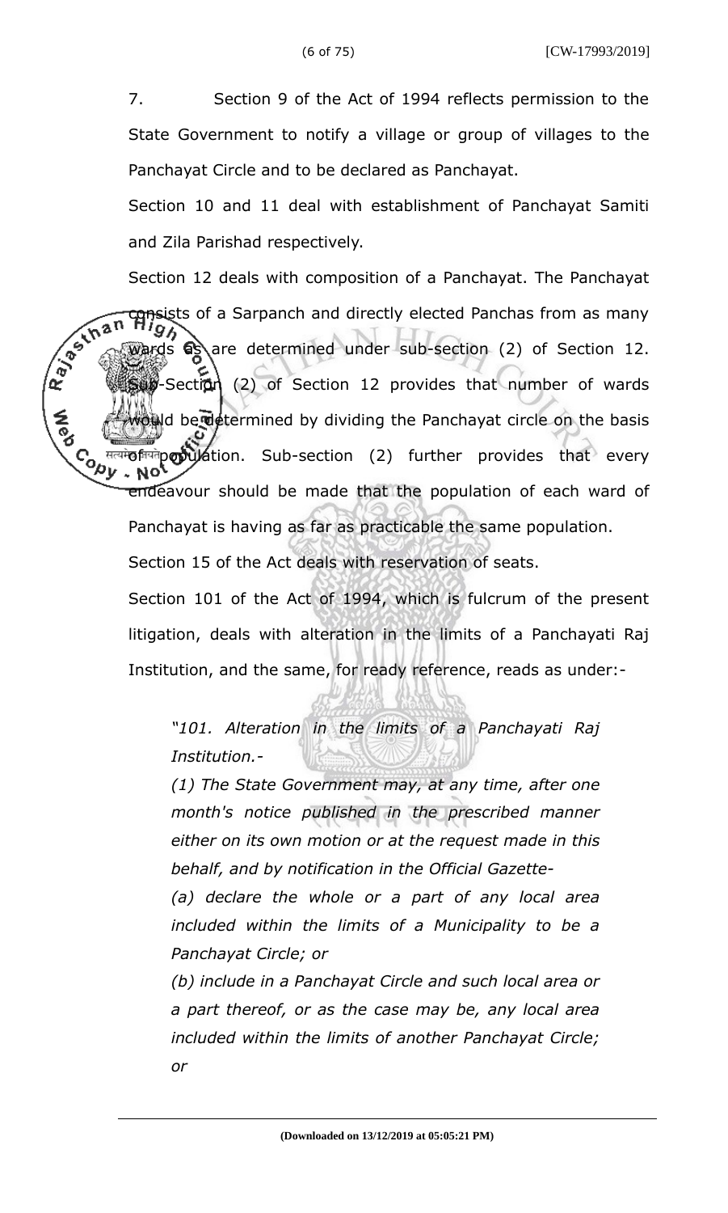7. Section 9 of the Act of 1994 reflects permission to the State Government to notify a village or group of villages to the Panchayat Circle and to be declared as Panchayat.

Section 10 and 11 deal with establishment of Panchayat Samiti and Zila Parishad respectively.

Section 12 deals with composition of a Panchayat. The Panchayat consists of a Sarpanch and directly elected Panchas from as many wards as are determined under sub-section (2) of Section 12. Sub-Section (2) of Section 12 provides that number of wards would be determined by dividing the Panchayat circle on the basis of population. Sub-section (2) further provides that every endeavour should be made that the population of each ward of Panchayat is having as far as practicable the same population.

Section 15 of the Act deals with reservation of seats.

Section 101 of the Act of 1994, which is fulcrum of the present litigation, deals with alteration in the limits of a Panchayati Raj Institution, and the same, for ready reference, reads as under:-

> *"101. Alteration in the limits of a Panchayati Raj Institution.-*
>
> *(1) The State Government may, at any time, after one month's notice published in the prescribed manner either on its own motion or at the request made in this behalf, and by notification in the Official Gazette-*
>
> *(a) declare the whole or a part of any local area included within the limits of a Municipality to be a Panchayat Circle; or*
>
> *(b) include in a Panchayat Circle and such local area or a part thereof, or as the case may be, any local area included within the limits of another Panchayat Circle; or*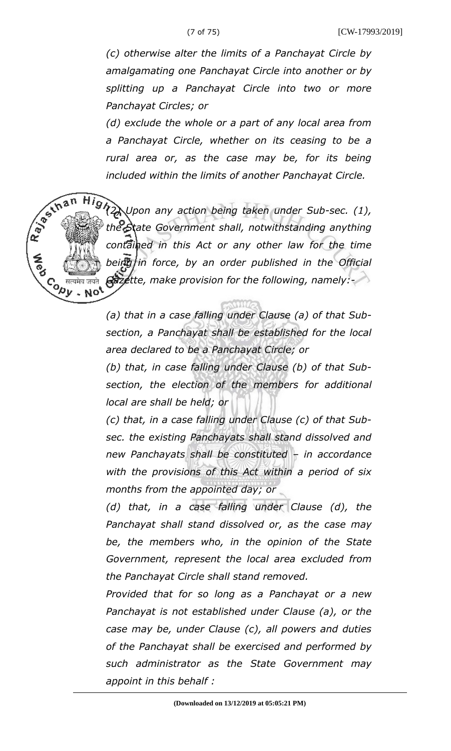*(c) otherwise alter the limits of a Panchayat Circle by amalgamating one Panchayat Circle into another or by splitting up a Panchayat Circle into two or more Panchayat Circles; or*

*(d) exclude the whole or a part of any local area from a Panchayat Circle, whether on its ceasing to be a rural area or, as the case may be, for its being included within the limits of another Panchayat Circle.*

*(2) Upon any action being taken under Sub-sec. (1), the State Government shall, notwithstanding anything contained in this Act or any other law for the time being in force, by an order published in the Official Gazette, make provision for the following, namely:-*

*(a) that in a case falling under Clause (a) of that Sub-section, a Panchayat shall be established for the local area declared to be a Panchayat Circle; or*

*(b) that, in case falling under Clause (b) of that Sub-section, the election of the members for additional local are shall be held; or*

*(c) that, in a case falling under Clause (c) of that Sub-sec. the existing Panchayats shall stand dissolved and new Panchayats shall be constituted – in accordance with the provisions of this Act within a period of six months from the appointed day; or*

*(d) that, in a case falling under Clause (d), the Panchayat shall stand dissolved or, as the case may be, the members who, in the opinion of the State Government, represent the local area excluded from the Panchayat Circle shall stand removed.*

*Provided that for so long as a Panchayat or a new Panchayat is not established under Clause (a), or the case may be, under Clause (c), all powers and duties of the Panchayat shall be exercised and performed by such administrator as the State Government may appoint in this behalf :*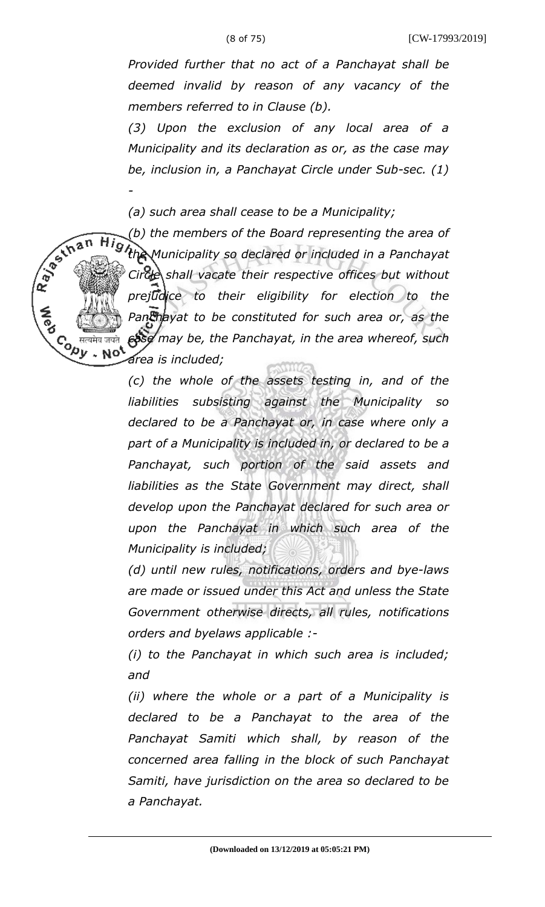*Provided further that no act of a Panchayat shall be deemed invalid by reason of any vacancy of the members referred to in Clause (b).*

*(3) Upon the exclusion of any local area of a Municipality and its declaration as or, as the case may be, inclusion in, a Panchayat Circle under Sub-sec. (1) -*

*(a) such area shall cease to be a Municipality;*

*(b) the members of the Board representing the area of the Municipality so declared or included in a Panchayat Circle shall vacate their respective offices but without prejudice to their eligibility for election to the Panchayat to be constituted for such area or, as the case may be, the Panchayat, in the area whereof, such area is included;*

*(c) the whole of the assets testing in, and of the liabilities subsisting against the Municipality so declared to be a Panchayat or, in case where only a part of a Municipality is included in, or declared to be a Panchayat, such portion of the said assets and liabilities as the State Government may direct, shall develop upon the Panchayat declared for such area or upon the Panchayat in which such area of the Municipality is included;*

*(d) until new rules, notifications, orders and bye-laws are made or issued under this Act and unless the State Government otherwise directs, all rules, notifications orders and byelaws applicable :-*

*(i) to the Panchayat in which such area is included; and*

*(ii) where the whole or a part of a Municipality is declared to be a Panchayat to the area of the Panchayat Samiti which shall, by reason of the concerned area falling in the block of such Panchayat Samiti, have jurisdiction on the area so declared to be a Panchayat.*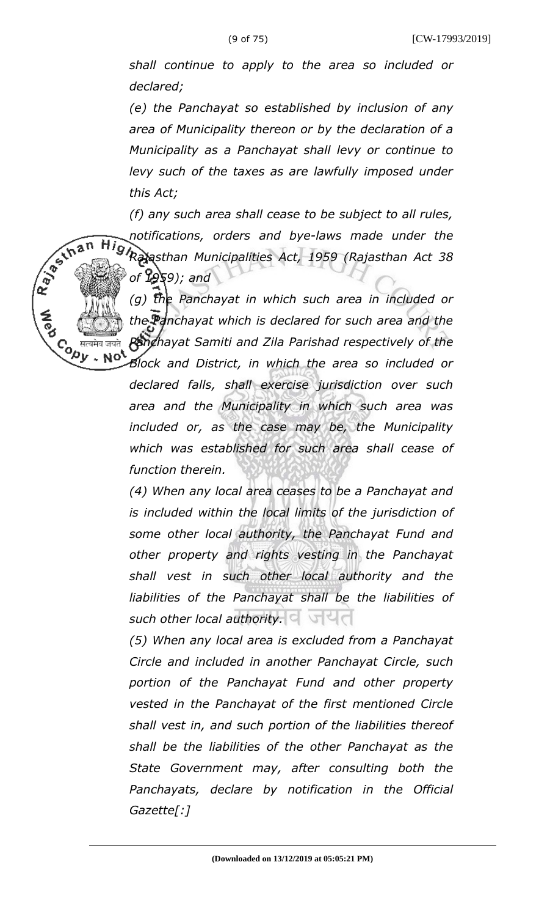*shall continue to apply to the area so included or declared;*

*(e) the Panchayat so established by inclusion of any area of Municipality thereon or by the declaration of a Municipality as a Panchayat shall levy or continue to levy such of the taxes as are lawfully imposed under this Act;*

*(f) any such area shall cease to be subject to all rules, notifications, orders and bye-laws made under the Rajasthan Municipalities Act, 1959 (Rajasthan Act 38 of 1959); and*

*(g) the Panchayat in which such area in included or the Panchayat which is declared for such area and the Panchayat Samiti and Zila Parishad respectively of the Block and District, in which the area so included or declared falls, shall exercise jurisdiction over such area and the Municipality in which such area was included or, as the case may be, the Municipality which was established for such area shall cease of function therein.*

*(4) When any local area ceases to be a Panchayat and is included within the local limits of the jurisdiction of some other local authority, the Panchayat Fund and other property and rights vesting in the Panchayat shall vest in such other local authority and the liabilities of the Panchayat shall be the liabilities of such other local authority.*

*(5) When any local area is excluded from a Panchayat Circle and included in another Panchayat Circle, such portion of the Panchayat Fund and other property vested in the Panchayat of the first mentioned Circle shall vest in, and such portion of the liabilities thereof shall be the liabilities of the other Panchayat as the State Government may, after consulting both the Panchayats, declare by notification in the Official Gazette[:]*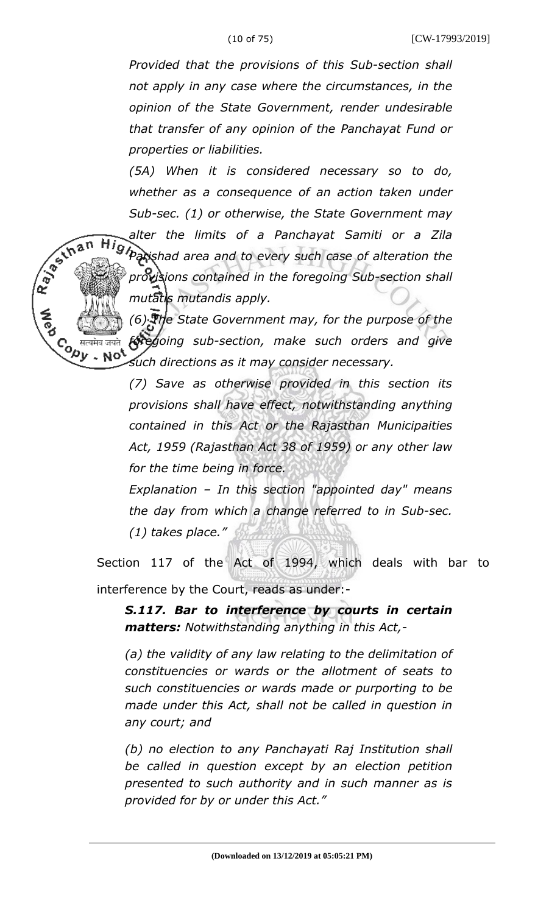*Provided that the provisions of this Sub-section shall not apply in any case where the circumstances, in the opinion of the State Government, render undesirable that transfer of any opinion of the Panchayat Fund or properties or liabilities.*

*(5A) When it is considered necessary so to do, whether as a consequence of an action taken under Sub-sec. (1) or otherwise, the State Government may alter the limits of a Panchayat Samiti or a Zila Parishad area and to every such case of alteration the provisions contained in the foregoing Sub-section shall mutatis mutandis apply.*

*(6) The State Government may, for the purpose of the foregoing sub-section, make such orders and give such directions as it may consider necessary.*

*(7) Save as otherwise provided in this section its provisions shall have effect, notwithstanding anything contained in this Act or the Rajasthan Municipaities Act, 1959 (Rajasthan Act 38 of 1959) or any other law for the time being in force.*

*Explanation – In this section "appointed day" means the day from which a change referred to in Sub-sec. (1) takes place."*

Section 117 of the Act of 1994, which deals with bar to interference by the Court, reads as under:-

***S.117. Bar to interference by courts in certain matters:*** *Notwithstanding anything in this Act,-*

*(a) the validity of any law relating to the delimitation of constituencies or wards or the allotment of seats to such constituencies or wards made or purporting to be made under this Act, shall not be called in question in any court; and*

*(b) no election to any Panchayati Raj Institution shall be called in question except by an election petition presented to such authority and in such manner as is provided for by or under this Act."*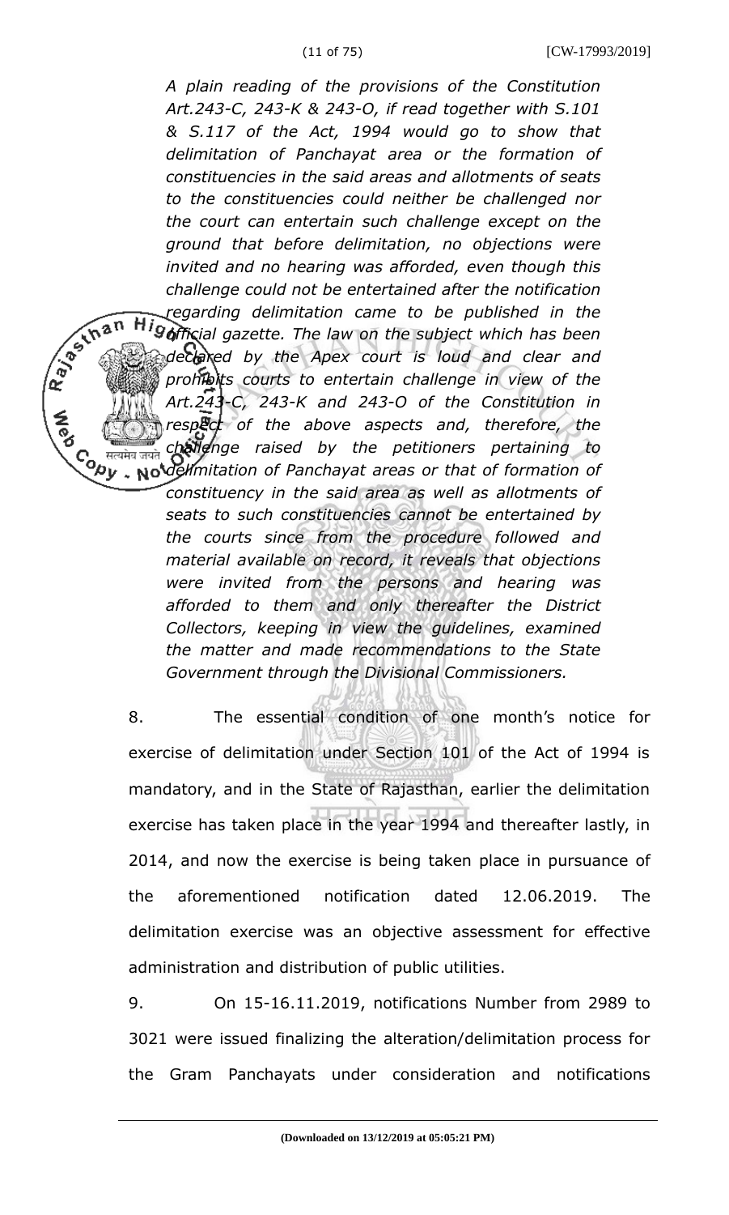*A plain reading of the provisions of the Constitution Art.243-C, 243-K & 243-O, if read together with S.101 & S.117 of the Act, 1994 would go to show that delimitation of Panchayat area or the formation of constituencies in the said areas and allotments of seats to the constituencies could neither be challenged nor the court can entertain such challenge except on the ground that before delimitation, no objections were invited and no hearing was afforded, even though this challenge could not be entertained after the notification regarding delimitation came to be published in the official gazette. The law on the subject which has been declared by the Apex court is loud and clear and prohibits courts to entertain challenge in view of the Art.243-C, 243-K and 243-O of the Constitution in respect of the above aspects and, therefore, the challenge raised by the petitioners pertaining to delimitation of Panchayat areas or that of formation of constituency in the said area as well as allotments of seats to such constituencies cannot be entertained by the courts since from the procedure followed and material available on record, it reveals that objections were invited from the persons and hearing was afforded to them and only thereafter the District Collectors, keeping in view the guidelines, examined the matter and made recommendations to the State Government through the Divisional Commissioners.*

8. The essential condition of one month's notice for exercise of delimitation under Section 101 of the Act of 1994 is mandatory, and in the State of Rajasthan, earlier the delimitation exercise has taken place in the year 1994 and thereafter lastly, in 2014, and now the exercise is being taken place in pursuance of the aforementioned notification dated 12.06.2019. The delimitation exercise was an objective assessment for effective administration and distribution of public utilities.

9. On 15-16.11.2019, notifications Number from 2989 to 3021 were issued finalizing the alteration/delimitation process for the Gram Panchayats under consideration and notifications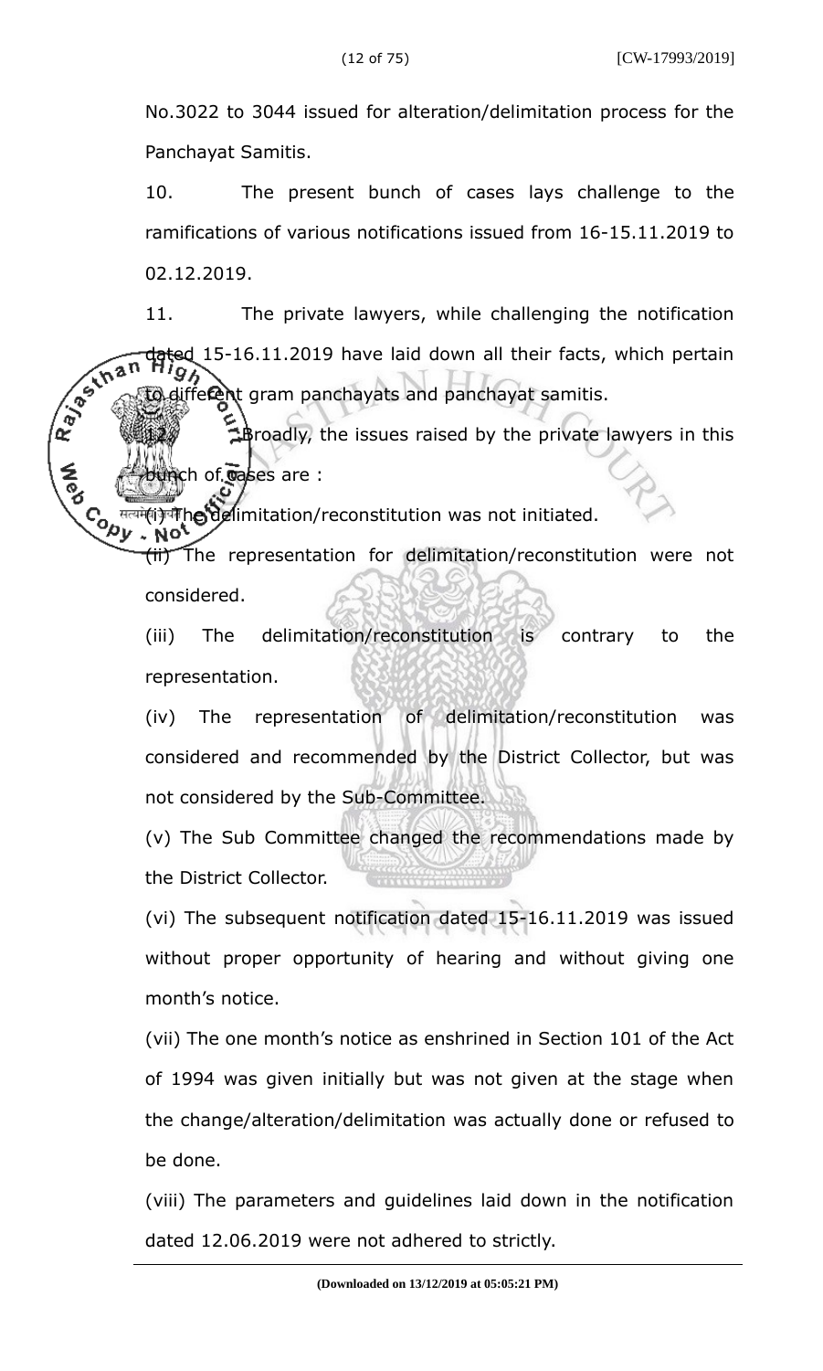No.3022 to 3044 issued for alteration/delimitation process for the Panchayat Samitis.

10. The present bunch of cases lays challenge to the ramifications of various notifications issued from 16-15.11.2019 to 02.12.2019.

11. The private lawyers, while challenging the notification dated 15-16.11.2019 have laid down all their facts, which pertain to different gram panchayats and panchayat samitis.

12. Broadly, the issues raised by the private lawyers in this bunch of cases are :

(i) The delimitation/reconstitution was not initiated.

(ii) The representation for delimitation/reconstitution were not considered.

(iii) The delimitation/reconstitution is contrary to the representation.

(iv) The representation of delimitation/reconstitution was considered and recommended by the District Collector, but was not considered by the Sub-Committee.

(v) The Sub Committee changed the recommendations made by the District Collector.

(vi) The subsequent notification dated 15-16.11.2019 was issued without proper opportunity of hearing and without giving one month's notice.

(vii) The one month's notice as enshrined in Section 101 of the Act of 1994 was given initially but was not given at the stage when the change/alteration/delimitation was actually done or refused to be done.

(viii) The parameters and guidelines laid down in the notification dated 12.06.2019 were not adhered to strictly.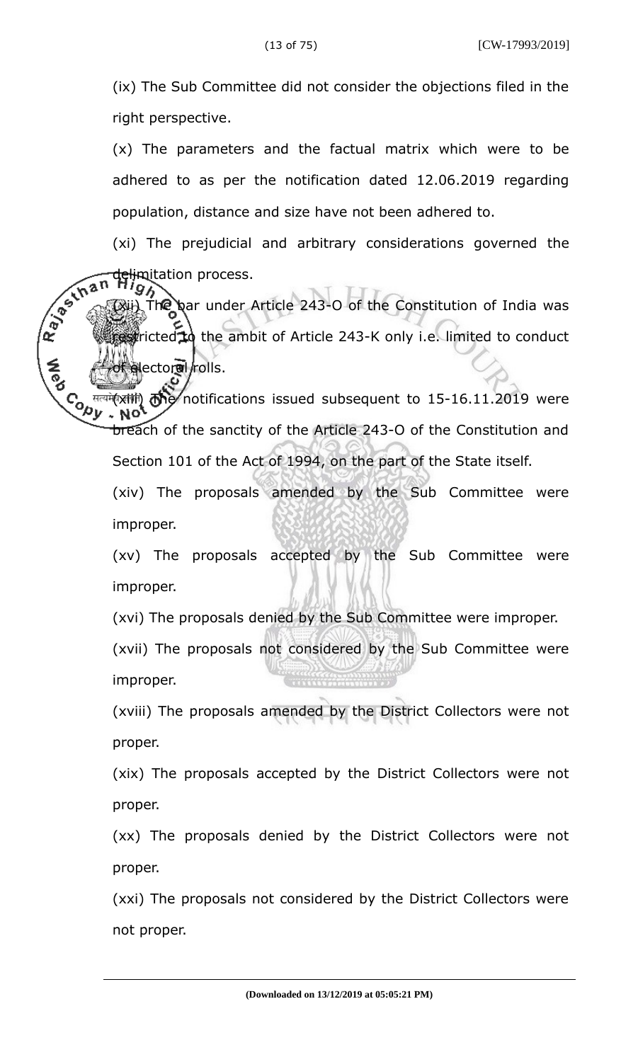(ix) The Sub Committee did not consider the objections filed in the right perspective.

(x) The parameters and the factual matrix which were to be adhered to as per the notification dated 12.06.2019 regarding population, distance and size have not been adhered to.

(xi) The prejudicial and arbitrary considerations governed the delimitation process.

(xii) The bar under Article 243-O of the Constitution of India was restricted to the ambit of Article 243-K only i.e. limited to conduct of electoral rolls.

(xiii) The notifications issued subsequent to 15-16.11.2019 were breach of the sanctity of the Article 243-O of the Constitution and Section 101 of the Act of 1994, on the part of the State itself.

(xiv) The proposals amended by the Sub Committee were improper.

(xv) The proposals accepted by the Sub Committee were improper.

(xvi) The proposals denied by the Sub Committee were improper.

(xvii) The proposals not considered by the Sub Committee were improper.

(xviii) The proposals amended by the District Collectors were not proper.

(xix) The proposals accepted by the District Collectors were not proper.

(xx) The proposals denied by the District Collectors were not proper.

(xxi) The proposals not considered by the District Collectors were not proper.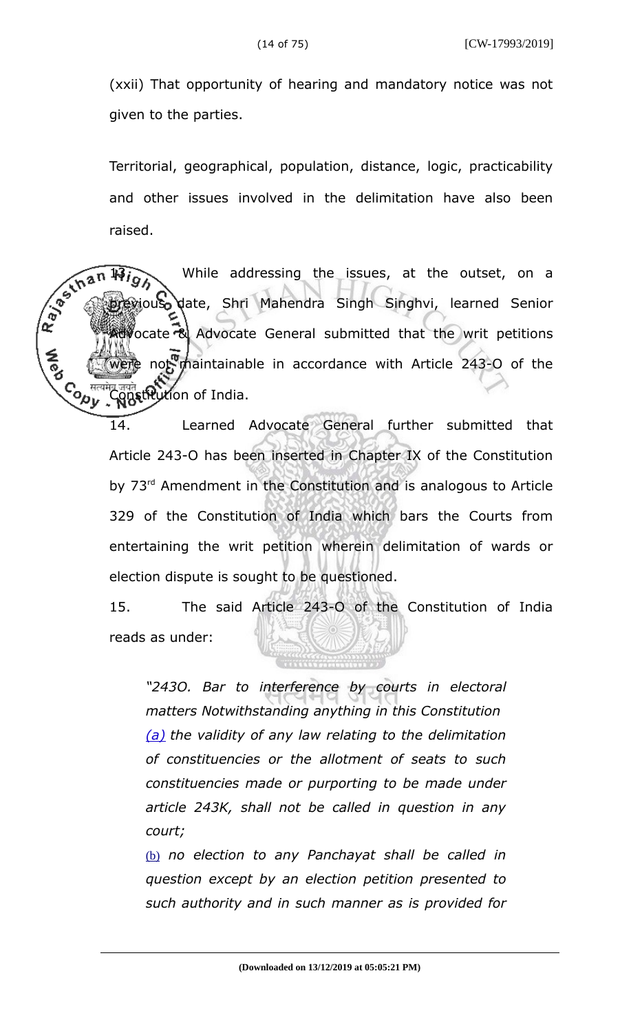(xxii) That opportunity of hearing and mandatory notice was not given to the parties.

Territorial, geographical, population, distance, logic, practicability and other issues involved in the delimitation have also been raised.

13. While addressing the issues, at the outset, on a previous date, Shri Mahendra Singh Singhvi, learned Senior Advocate & Advocate General submitted that the writ petitions were not maintainable in accordance with Article 243-O of the Constitution of India.

14. Learned Advocate General further submitted that Article 243-O has been inserted in Chapter IX of the Constitution by 73rd Amendment in the Constitution and is analogous to Article 329 of the Constitution of India which bars the Courts from entertaining the writ petition wherein delimitation of wards or election dispute is sought to be questioned.

15. The said Article 243-O of the Constitution of India reads as under:

> *"243O. Bar to interference by courts in electoral matters Notwithstanding anything in this Constitution (a) the validity of any law relating to the delimitation of constituencies or the allotment of seats to such constituencies made or purporting to be made under article 243K, shall not be called in question in any court;*
>
> *(b) no election to any Panchayat shall be called in question except by an election petition presented to such authority and in such manner as is provided for*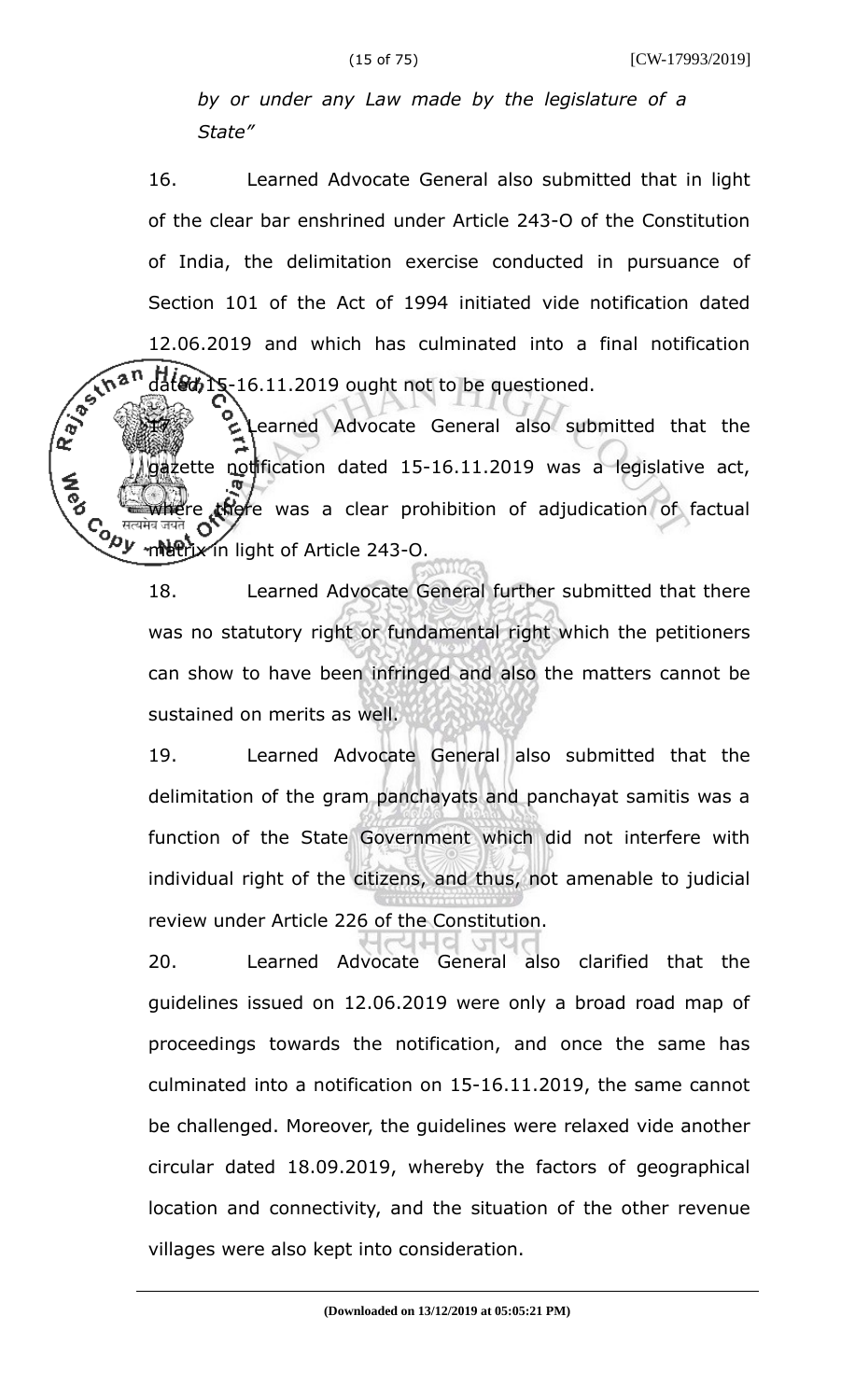*by or under any Law made by the legislature of a State"*

16. Learned Advocate General also submitted that in light of the clear bar enshrined under Article 243-O of the Constitution of India, the delimitation exercise conducted in pursuance of Section 101 of the Act of 1994 initiated vide notification dated 12.06.2019 and which has culminated into a final notification dated 15-16.11.2019 ought not to be questioned.

17. Learned Advocate General also submitted that the gazette notification dated 15-16.11.2019 was a legislative act, where there was a clear prohibition of adjudication of factual matrix in light of Article 243-O.

18. Learned Advocate General further submitted that there was no statutory right or fundamental right which the petitioners can show to have been infringed and also the matters cannot be sustained on merits as well.

19. Learned Advocate General also submitted that the delimitation of the gram panchayats and panchayat samitis was a function of the State Government which did not interfere with individual right of the citizens, and thus, not amenable to judicial review under Article 226 of the Constitution.

20. Learned Advocate General also clarified that the guidelines issued on 12.06.2019 were only a broad road map of proceedings towards the notification, and once the same has culminated into a notification on 15-16.11.2019, the same cannot be challenged. Moreover, the guidelines were relaxed vide another circular dated 18.09.2019, whereby the factors of geographical location and connectivity, and the situation of the other revenue villages were also kept into consideration.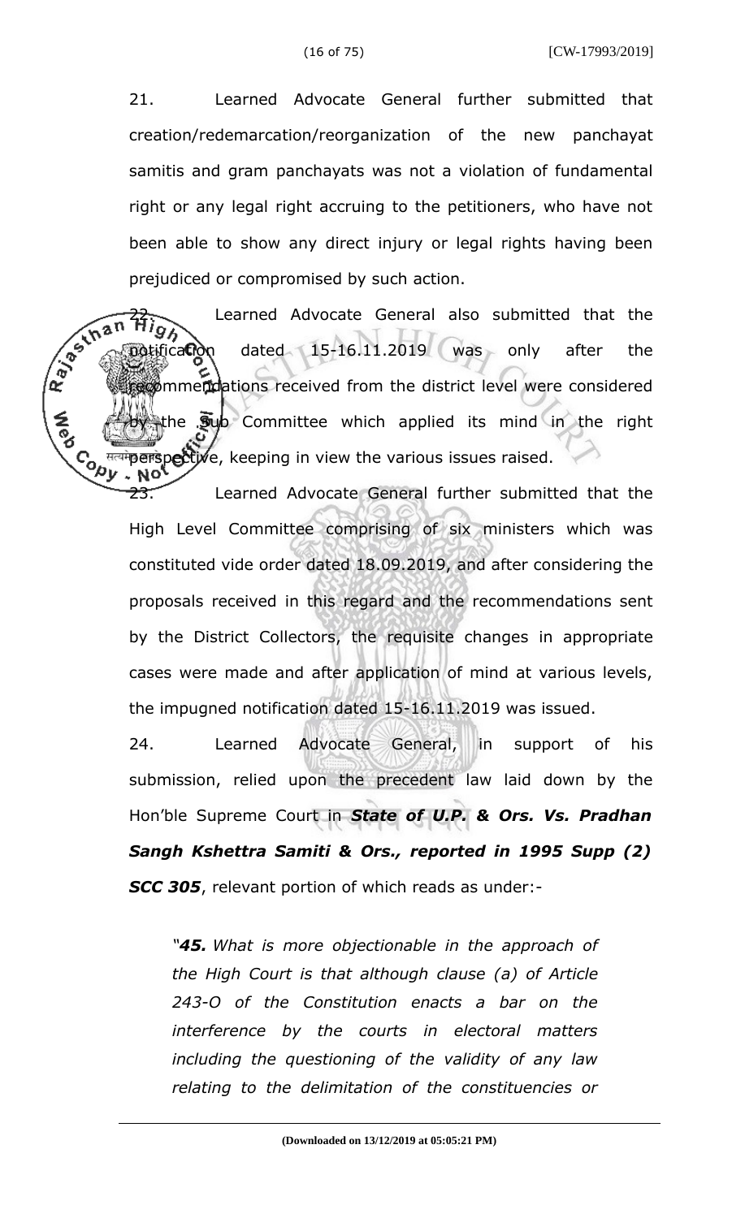21. Learned Advocate General further submitted that creation/redemarcation/reorganization of the new panchayat samitis and gram panchayats was not a violation of fundamental right or any legal right accruing to the petitioners, who have not been able to show any direct injury or legal rights having been prejudiced or compromised by such action.

22. Learned Advocate General also submitted that the notification dated 15-16.11.2019 was only after the recommendations received from the district level were considered by the Sub Committee which applied its mind in the right perspective, keeping in view the various issues raised.

23. Learned Advocate General further submitted that the High Level Committee comprising of six ministers which was constituted vide order dated 18.09.2019, and after considering the proposals received in this regard and the recommendations sent by the District Collectors, the requisite changes in appropriate cases were made and after application of mind at various levels, the impugned notification dated 15-16.11.2019 was issued.

24. Learned Advocate General, in support of his submission, relied upon the precedent law laid down by the Hon'ble Supreme Court in ***State of U.P. & Ors. Vs. Pradhan Sangh Kshettra Samiti & Ors., reported in 1995 Supp (2) SCC 305***, relevant portion of which reads as under:-

> *"**45.** What is more objectionable in the approach of the High Court is that although clause (a) of Article 243-O of the Constitution enacts a bar on the interference by the courts in electoral matters including the questioning of the validity of any law relating to the delimitation of the constituencies or*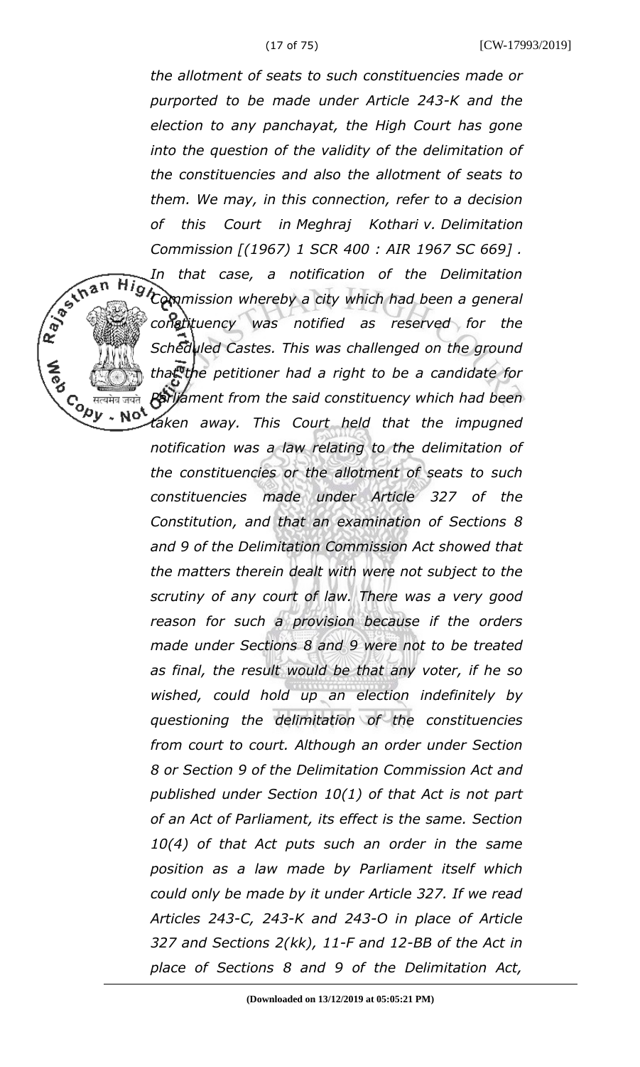*the allotment of seats to such constituencies made or purported to be made under Article 243-K and the election to any panchayat, the High Court has gone into the question of the validity of the delimitation of the constituencies and also the allotment of seats to them. We may, in this connection, refer to a decision of this Court in Meghraj Kothari v. Delimitation Commission [(1967) 1 SCR 400 : AIR 1967 SC 669] . In that case, a notification of the Delimitation Commission whereby a city which had been a general constituency was notified as reserved for the Scheduled Castes. This was challenged on the ground that the petitioner had a right to be a candidate for Parliament from the said constituency which had been taken away. This Court held that the impugned notification was a law relating to the delimitation of the constituencies or the allotment of seats to such constituencies made under Article 327 of the Constitution, and that an examination of Sections 8 and 9 of the Delimitation Commission Act showed that the matters therein dealt with were not subject to the scrutiny of any court of law. There was a very good reason for such a provision because if the orders made under Sections 8 and 9 were not to be treated as final, the result would be that any voter, if he so wished, could hold up an election indefinitely by questioning the delimitation of the constituencies from court to court. Although an order under Section 8 or Section 9 of the Delimitation Commission Act and published under Section 10(1) of that Act is not part of an Act of Parliament, its effect is the same. Section 10(4) of that Act puts such an order in the same position as a law made by Parliament itself which could only be made by it under Article 327. If we read Articles 243-C, 243-K and 243-O in place of Article 327 and Sections 2(kk), 11-F and 12-BB of the Act in place of Sections 8 and 9 of the Delimitation Act,*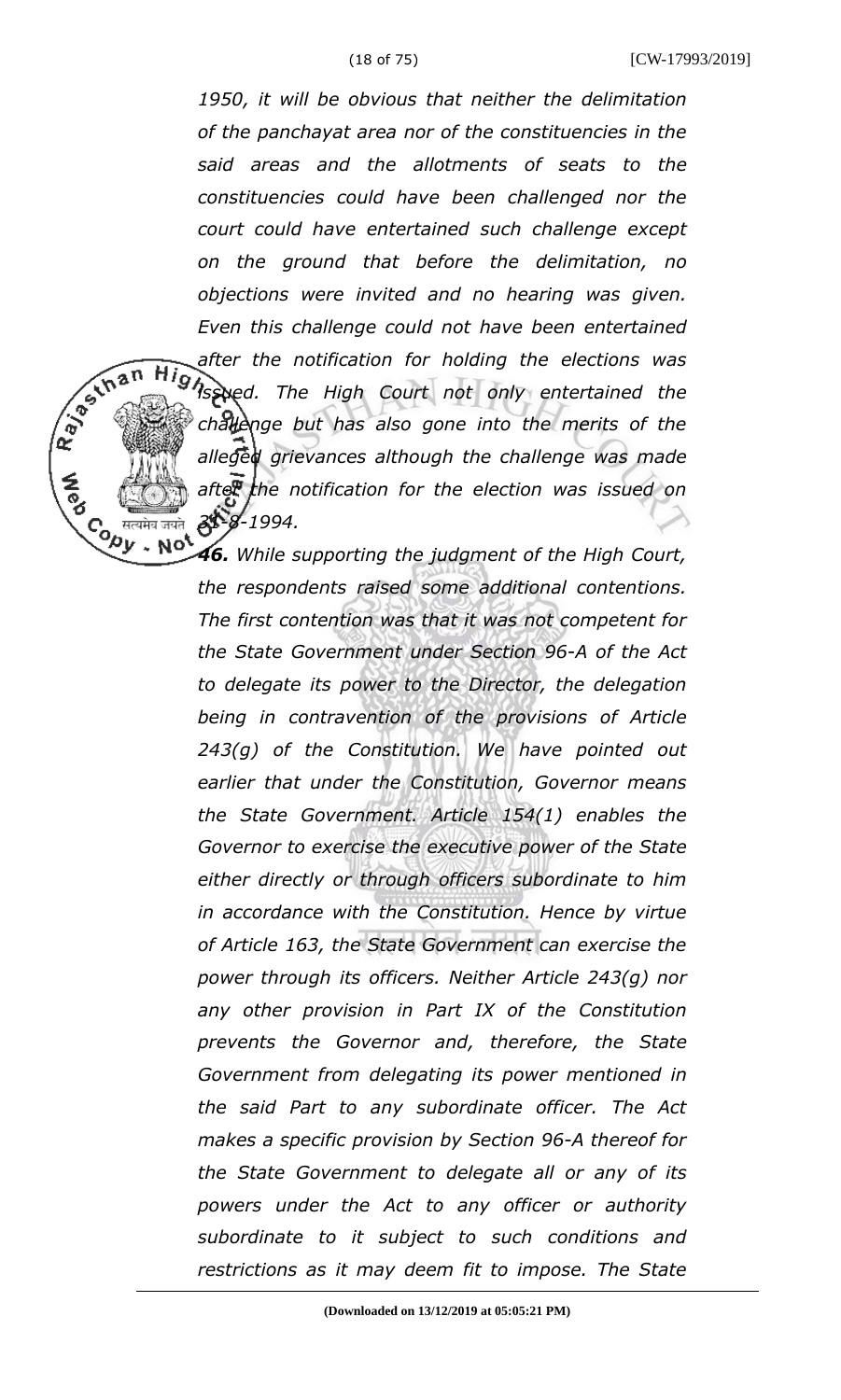*1950, it will be obvious that neither the delimitation of the panchayat area nor of the constituencies in the said areas and the allotments of seats to the constituencies could have been challenged nor the court could have entertained such challenge except on the ground that before the delimitation, no objections were invited and no hearing was given. Even this challenge could not have been entertained after the notification for holding the elections was issued. The High Court not only entertained the challenge but has also gone into the merits of the alleged grievances although the challenge was made after the notification for the election was issued on 31-8-1994.*

***46.** While supporting the judgment of the High Court, the respondents raised some additional contentions. The first contention was that it was not competent for the State Government under Section 96-A of the Act to delegate its power to the Director, the delegation being in contravention of the provisions of Article 243(g) of the Constitution. We have pointed out earlier that under the Constitution, Governor means the State Government. Article 154(1) enables the Governor to exercise the executive power of the State either directly or through officers subordinate to him in accordance with the Constitution. Hence by virtue of Article 163, the State Government can exercise the power through its officers. Neither Article 243(g) nor any other provision in Part IX of the Constitution prevents the Governor and, therefore, the State Government from delegating its power mentioned in the said Part to any subordinate officer. The Act makes a specific provision by Section 96-A thereof for the State Government to delegate all or any of its powers under the Act to any officer or authority subordinate to it subject to such conditions and restrictions as it may deem fit to impose. The State*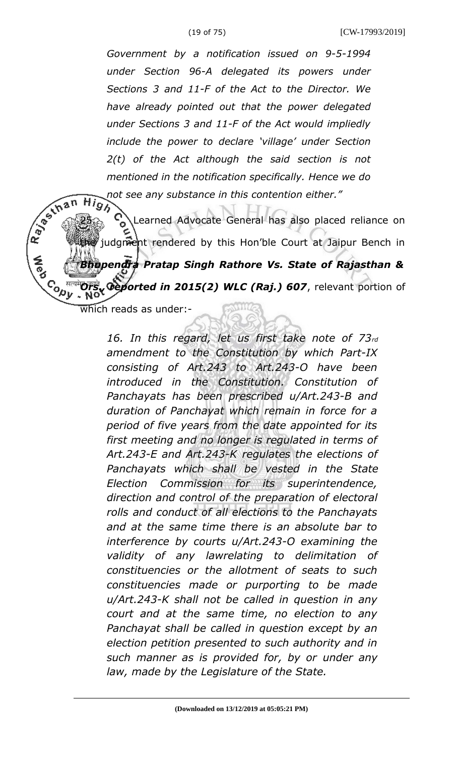*Government by a notification issued on 9-5-1994 under Section 96-A delegated its powers under Sections 3 and 11-F of the Act to the Director. We have already pointed out that the power delegated under Sections 3 and 11-F of the Act would impliedly include the power to declare 'village' under Section 2(t) of the Act although the said section is not mentioned in the notification specifically. Hence we do not see any substance in this contention either."*

25. Learned Advocate General has also placed reliance on the judgment rendered by this Hon'ble Court at Jaipur Bench in ***Bhupendra Pratap Singh Rathore Vs. State of Rajasthan & Ors., reported in 2015(2) WLC (Raj.) 607***, relevant portion of which reads as under:-

*16. In this regard, let us first take note of 73rd amendment to the Constitution by which Part-IX consisting of Art.243 to Art.243-O have been introduced in the Constitution. Constitution of Panchayats has been prescribed u/Art.243-B and duration of Panchayat which remain in force for a period of five years from the date appointed for its first meeting and no longer is regulated in terms of Art.243-E and Art.243-K regulates the elections of Panchayats which shall be vested in the State Election Commission for its superintendence, direction and control of the preparation of electoral rolls and conduct of all elections to the Panchayats and at the same time there is an absolute bar to interference by courts u/Art.243-O examining the validity of any lawrelating to delimitation of constituencies or the allotment of seats to such constituencies made or purporting to be made u/Art.243-K shall not be called in question in any court and at the same time, no election to any Panchayat shall be called in question except by an election petition presented to such authority and in such manner as is provided for, by or under any law, made by the Legislature of the State.*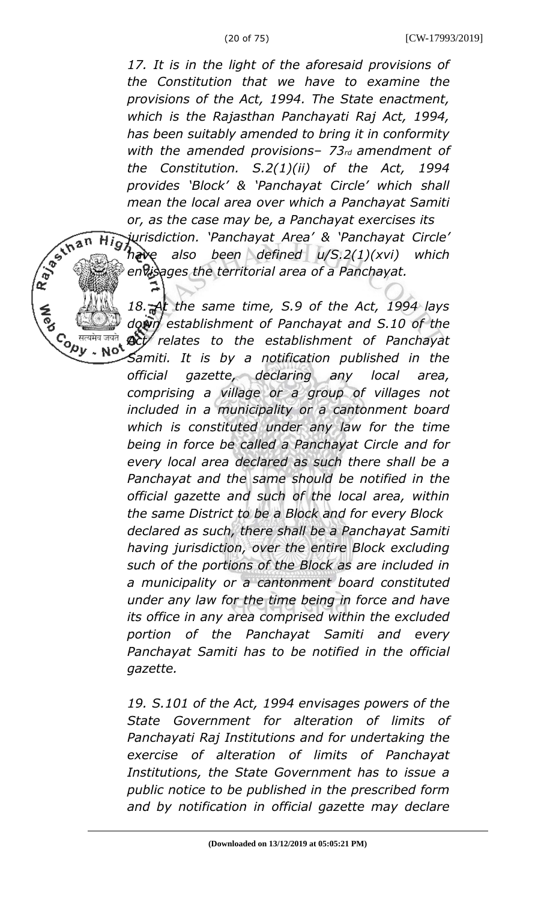*17. It is in the light of the aforesaid provisions of the Constitution that we have to examine the provisions of the Act, 1994. The State enactment, which is the Rajasthan Panchayati Raj Act, 1994, has been suitably amended to bring it in conformity with the amended provisions– 73rd amendment of the Constitution. S.2(1)(ii) of the Act, 1994 provides 'Block' & 'Panchayat Circle' which shall mean the local area over which a Panchayat Samiti or, as the case may be, a Panchayat exercises its jurisdiction. 'Panchayat Area' & 'Panchayat Circle' have also been defined u/S.2(1)(xvi) which envisages the territorial area of a Panchayat.*

*18. At the same time, S.9 of the Act, 1994 lays down establishment of Panchayat and S.10 of the Act relates to the establishment of Panchayat Samiti. It is by a notification published in the official gazette, declaring any local area, comprising a village or a group of villages not included in a municipality or a cantonment board which is constituted under any law for the time being in force be called a Panchayat Circle and for every local area declared as such there shall be a Panchayat and the same should be notified in the official gazette and such of the local area, within the same District to be a Block and for every Block declared as such, there shall be a Panchayat Samiti having jurisdiction, over the entire Block excluding such of the portions of the Block as are included in a municipality or a cantonment board constituted under any law for the time being in force and have its office in any area comprised within the excluded portion of the Panchayat Samiti and every Panchayat Samiti has to be notified in the official gazette.*

*19. S.101 of the Act, 1994 envisages powers of the State Government for alteration of limits of Panchayati Raj Institutions and for undertaking the exercise of alteration of limits of Panchayat Institutions, the State Government has to issue a public notice to be published in the prescribed form and by notification in official gazette may declare*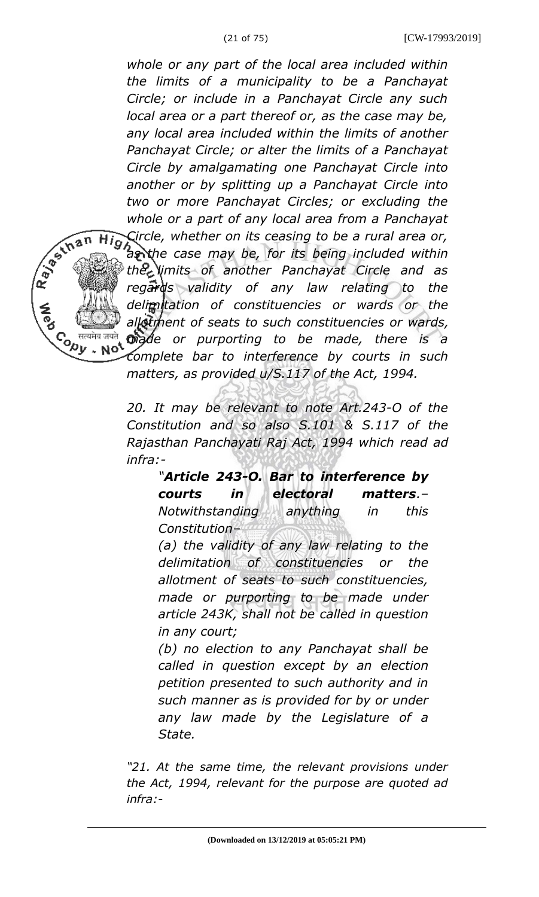*whole or any part of the local area included within the limits of a municipality to be a Panchayat Circle; or include in a Panchayat Circle any such local area or a part thereof or, as the case may be, any local area included within the limits of another Panchayat Circle; or alter the limits of a Panchayat Circle by amalgamating one Panchayat Circle into another or by splitting up a Panchayat Circle into two or more Panchayat Circles; or excluding the whole or a part of any local area from a Panchayat Circle, whether on its ceasing to be a rural area or, as the case may be, for its being included within the limits of another Panchayat Circle and as regards validity of any law relating to the delimitation of constituencies or wards or the allotment of seats to such constituencies or wards, made or purporting to be made, there is a complete bar to interference by courts in such matters, as provided u/S.117 of the Act, 1994.*

*20. It may be relevant to note Art.243-O of the Constitution and so also S.101 & S.117 of the Rajasthan Panchayati Raj Act, 1994 which read ad infra:-*

> *"**Article 243-O. Bar to interference by courts in electoral matters**.– Notwithstanding anything in this Constitution–*
>
> *(a) the validity of any law relating to the delimitation of constituencies or the allotment of seats to such constituencies, made or purporting to be made under article 243K, shall not be called in question in any court;*
>
> *(b) no election to any Panchayat shall be called in question except by an election petition presented to such authority and in such manner as is provided for by or under any law made by the Legislature of a State.*

*"21. At the same time, the relevant provisions under the Act, 1994, relevant for the purpose are quoted ad infra:-*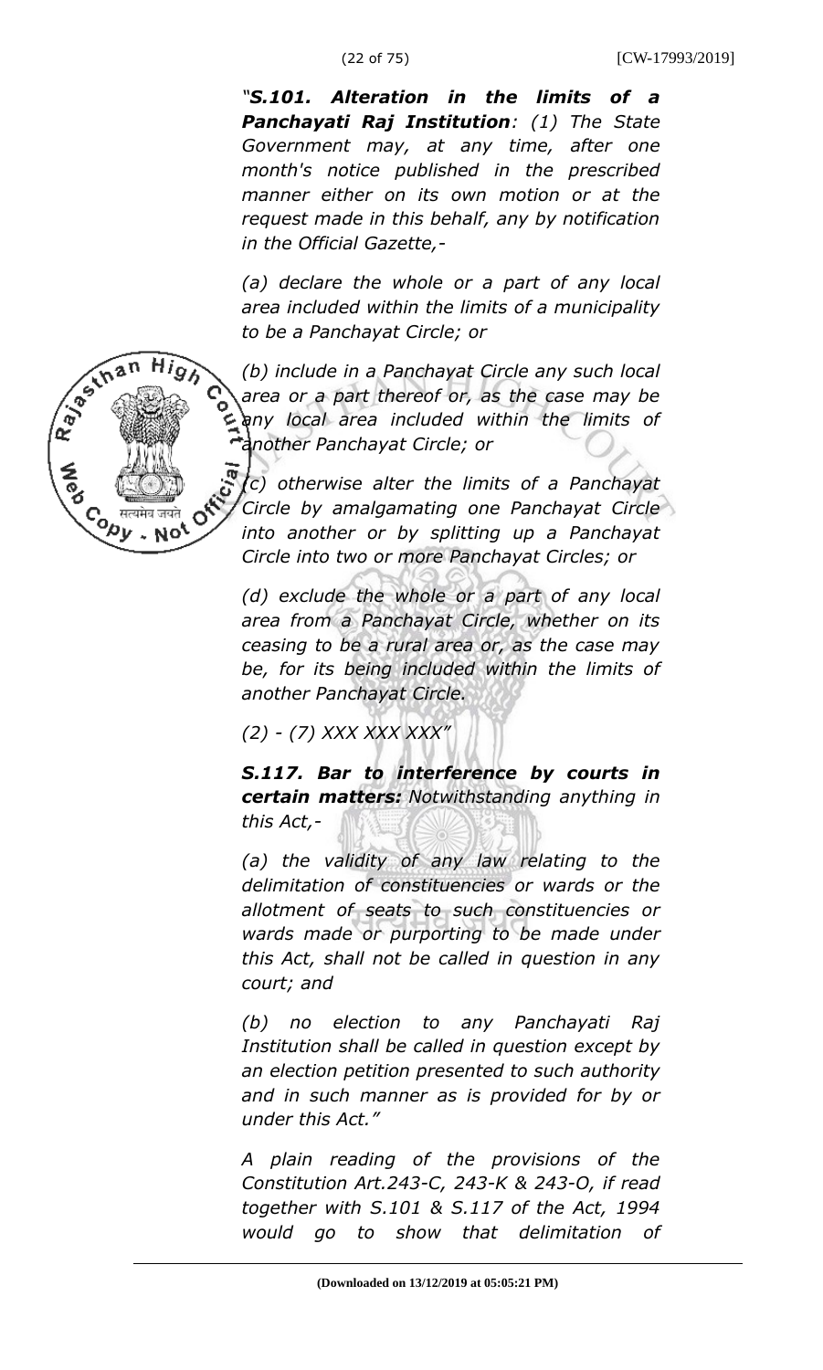*"**S.101. Alteration in the limits of a Panchayati Raj Institution**: (1) The State Government may, at any time, after one month's notice published in the prescribed manner either on its own motion or at the request made in this behalf, any by notification in the Official Gazette,-*

*(a) declare the whole or a part of any local area included within the limits of a municipality to be a Panchayat Circle; or*

*(b) include in a Panchayat Circle any such local area or a part thereof or, as the case may be any local area included within the limits of another Panchayat Circle; or*

*(c) otherwise alter the limits of a Panchayat Circle by amalgamating one Panchayat Circle into another or by splitting up a Panchayat Circle into two or more Panchayat Circles; or*

*(d) exclude the whole or a part of any local area from a Panchayat Circle, whether on its ceasing to be a rural area or, as the case may be, for its being included within the limits of another Panchayat Circle.*

*(2) - (7) XXX XXX XXX"*

***S.117. Bar to interference by courts in certain matters:** Notwithstanding anything in this Act,-*

*(a) the validity of any law relating to the delimitation of constituencies or wards or the allotment of seats to such constituencies or wards made or purporting to be made under this Act, shall not be called in question in any court; and*

*(b) no election to any Panchayati Raj Institution shall be called in question except by an election petition presented to such authority and in such manner as is provided for by or under this Act."*

*A plain reading of the provisions of the Constitution Art.243-C, 243-K & 243-O, if read together with S.101 & S.117 of the Act, 1994 would go to show that delimitation of*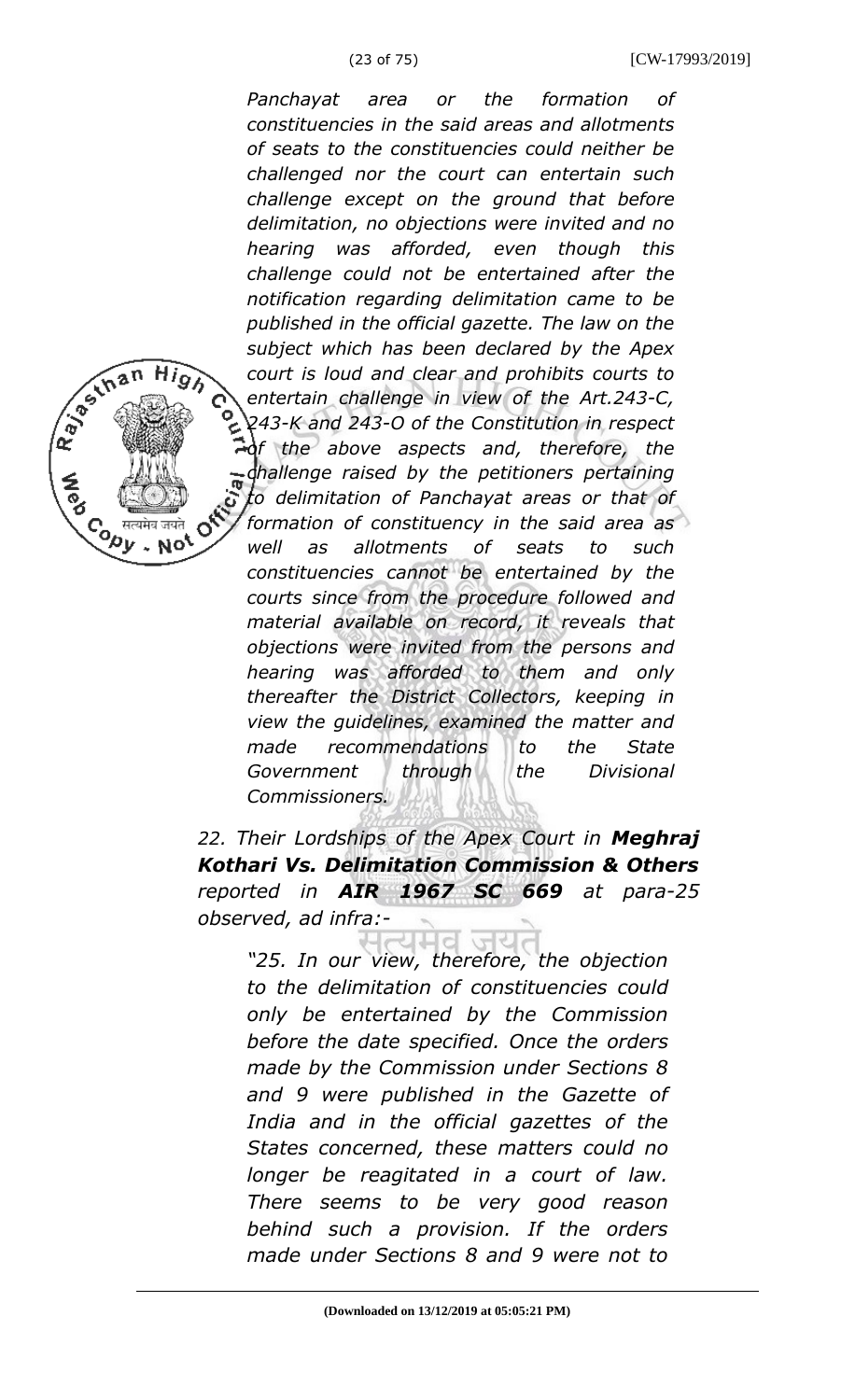*Panchayat area or the formation of constituencies in the said areas and allotments of seats to the constituencies could neither be challenged nor the court can entertain such challenge except on the ground that before delimitation, no objections were invited and no hearing was afforded, even though this challenge could not be entertained after the notification regarding delimitation came to be published in the official gazette. The law on the subject which has been declared by the Apex court is loud and clear and prohibits courts to entertain challenge in view of the Art.243-C, 243-K and 243-O of the Constitution in respect of the above aspects and, therefore, the challenge raised by the petitioners pertaining to delimitation of Panchayat areas or that of formation of constituency in the said area as well as allotments of seats to such constituencies cannot be entertained by the courts since from the procedure followed and material available on record, it reveals that objections were invited from the persons and hearing was afforded to them and only thereafter the District Collectors, keeping in view the guidelines, examined the matter and made recommendations to the State Government through the Divisional Commissioners.*

*22. Their Lordships of the Apex Court in **Meghraj Kothari Vs. Delimitation Commission & Others** reported in **AIR 1967 SC 669** at para-25 observed, ad infra:-*

> *"25. In our view, therefore, the objection to the delimitation of constituencies could only be entertained by the Commission before the date specified. Once the orders made by the Commission under Sections 8 and 9 were published in the Gazette of India and in the official gazettes of the States concerned, these matters could no longer be reagitated in a court of law. There seems to be very good reason behind such a provision. If the orders made under Sections 8 and 9 were not to*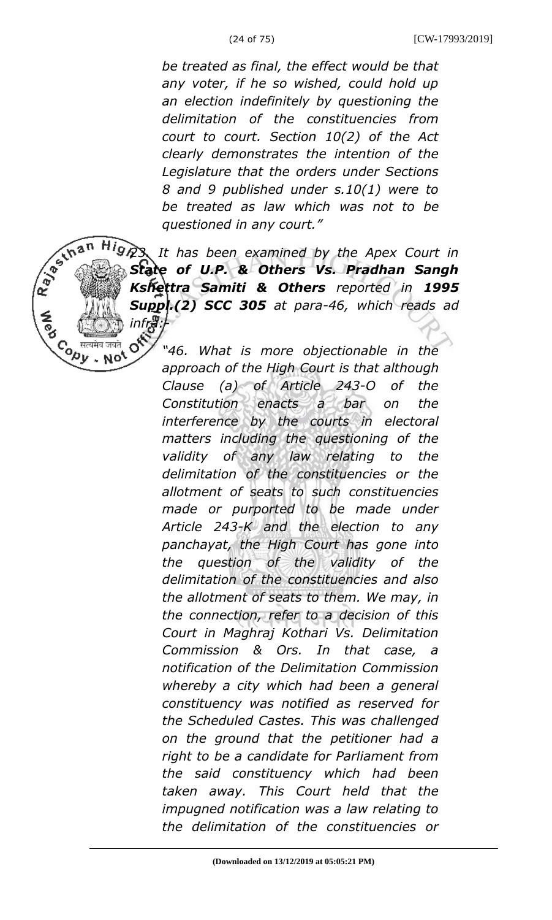*be treated as final, the effect would be that any voter, if he so wished, could hold up an election indefinitely by questioning the delimitation of the constituencies from court to court. Section 10(2) of the Act clearly demonstrates the intention of the Legislature that the orders under Sections 8 and 9 published under s.10(1) were to be treated as law which was not to be questioned in any court."*

*23. It has been examined by the Apex Court in **State of U.P. & Others Vs. Pradhan Sangh Kshettra Samiti & Others** reported in **1995 Suppl.(2) SCC 305** at para-46, which reads ad infra:-*

> *"46. What is more objectionable in the approach of the High Court is that although Clause (a) of Article 243-O of the Constitution enacts a bar on the interference by the courts in electoral matters including the questioning of the validity of any law relating to the delimitation of the constituencies or the allotment of seats to such constituencies made or purported to be made under Article 243-K and the election to any panchayat, the High Court has gone into the question of the validity of the delimitation of the constituencies and also the allotment of seats to them. We may, in the connection, refer to a decision of this Court in Maghraj Kothari Vs. Delimitation Commission & Ors. In that case, a notification of the Delimitation Commission whereby a city which had been a general constituency was notified as reserved for the Scheduled Castes. This was challenged on the ground that the petitioner had a right to be a candidate for Parliament from the said constituency which had been taken away. This Court held that the impugned notification was a law relating to the delimitation of the constituencies or*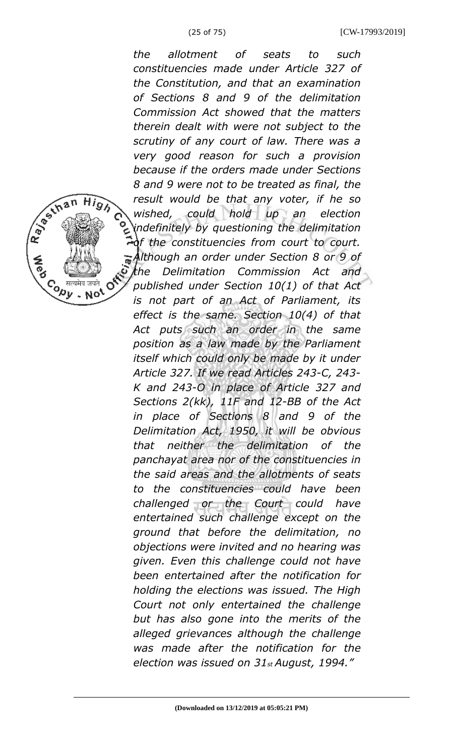*the allotment of seats to such constituencies made under Article 327 of the Constitution, and that an examination of Sections 8 and 9 of the delimitation Commission Act showed that the matters therein dealt with were not subject to the scrutiny of any court of law. There was a very good reason for such a provision because if the orders made under Sections 8 and 9 were not to be treated as final, the result would be that any voter, if he so wished, could hold up an election indefinitely by questioning the delimitation of the constituencies from court to court. Although an order under Section 8 or 9 of the Delimitation Commission Act and published under Section 10(1) of that Act is not part of an Act of Parliament, its effect is the same. Section 10(4) of that Act puts such an order in the same position as a law made by the Parliament itself which could only be made by it under Article 327. If we read Articles 243-C, 243-K and 243-O in place of Article 327 and Sections 2(kk), 11F and 12-BB of the Act in place of Sections 8 and 9 of the Delimitation Act, 1950, it will be obvious that neither the delimitation of the panchayat area nor of the constituencies in the said areas and the allotments of seats to the constituencies could have been challenged or the Court could have entertained such challenge except on the ground that before the delimitation, no objections were invited and no hearing was given. Even this challenge could not have been entertained after the notification for holding the elections was issued. The High Court not only entertained the challenge but has also gone into the merits of the alleged grievances although the challenge was made after the notification for the election was issued on 31st August, 1994."*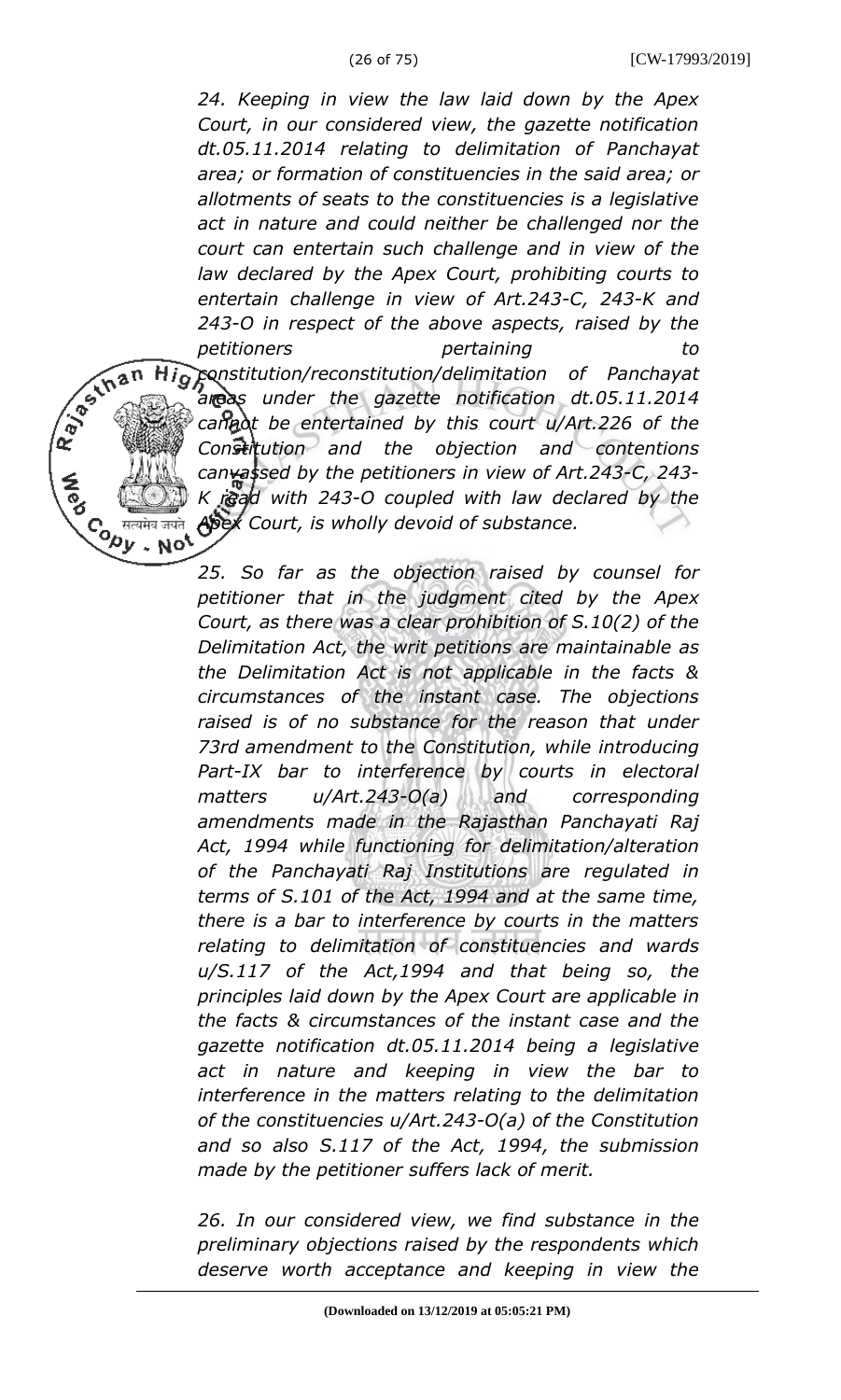*24. Keeping in view the law laid down by the Apex Court, in our considered view, the gazette notification dt.05.11.2014 relating to delimitation of Panchayat area; or formation of constituencies in the said area; or allotments of seats to the constituencies is a legislative act in nature and could neither be challenged nor the court can entertain such challenge and in view of the law declared by the Apex Court, prohibiting courts to entertain challenge in view of Art.243-C, 243-K and 243-O in respect of the above aspects, raised by the petitioners pertaining to constitution/reconstitution/delimitation of Panchayat areas under the gazette notification dt.05.11.2014 cannot be entertained by this court u/Art.226 of the Constitution and the objection and contentions canvassed by the petitioners in view of Art.243-C, 243-K read with 243-O coupled with law declared by the Apex Court, is wholly devoid of substance.*

*25. So far as the objection raised by counsel for petitioner that in the judgment cited by the Apex Court, as there was a clear prohibition of S.10(2) of the Delimitation Act, the writ petitions are maintainable as the Delimitation Act is not applicable in the facts & circumstances of the instant case. The objections raised is of no substance for the reason that under 73rd amendment to the Constitution, while introducing Part-IX bar to interference by courts in electoral matters u/Art.243-O(a) and corresponding amendments made in the Rajasthan Panchayati Raj Act, 1994 while functioning for delimitation/alteration of the Panchayati Raj Institutions are regulated in terms of S.101 of the Act, 1994 and at the same time, there is a bar to interference by courts in the matters relating to delimitation of constituencies and wards u/S.117 of the Act,1994 and that being so, the principles laid down by the Apex Court are applicable in the facts & circumstances of the instant case and the gazette notification dt.05.11.2014 being a legislative act in nature and keeping in view the bar to interference in the matters relating to the delimitation of the constituencies u/Art.243-O(a) of the Constitution and so also S.117 of the Act, 1994, the submission made by the petitioner suffers lack of merit.*

*26. In our considered view, we find substance in the preliminary objections raised by the respondents which deserve worth acceptance and keeping in view the*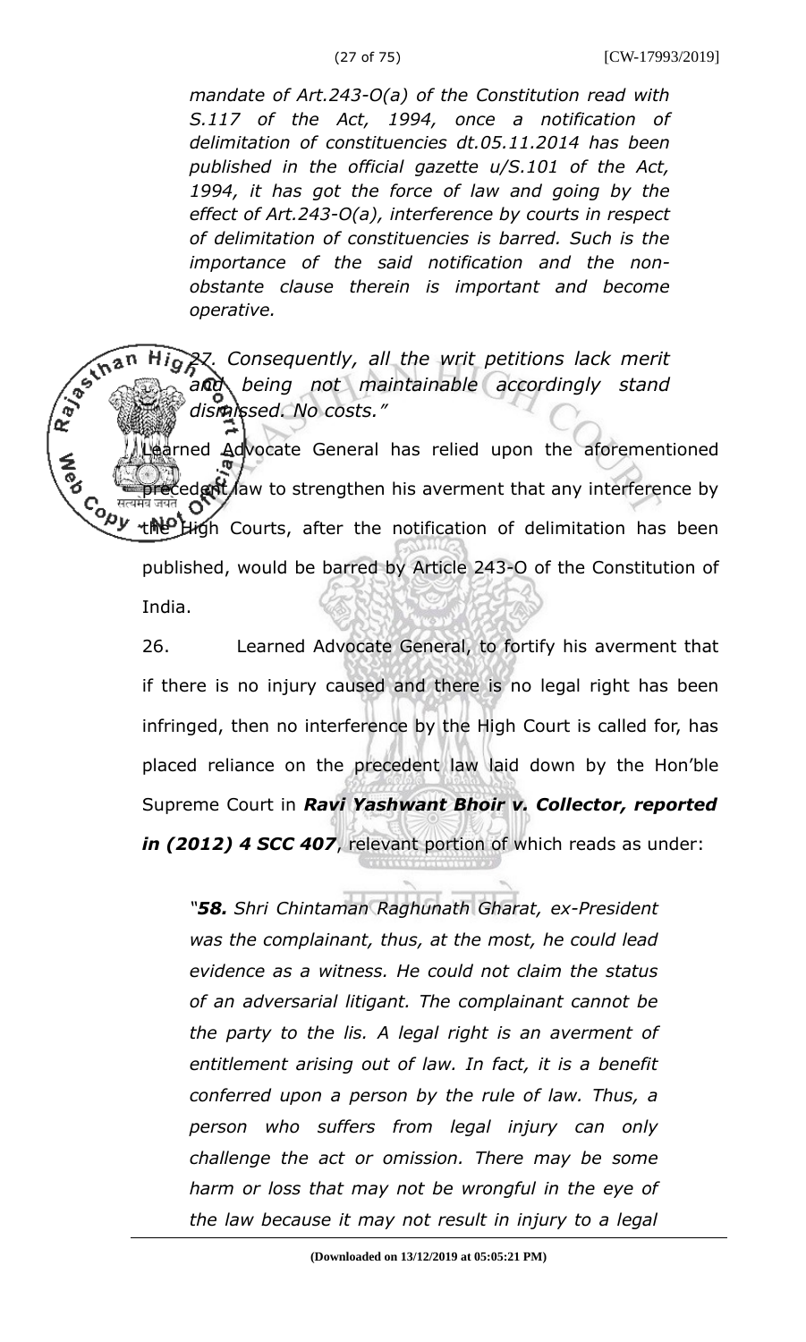*mandate of Art.243-O(a) of the Constitution read with S.117 of the Act, 1994, once a notification of delimitation of constituencies dt.05.11.2014 has been published in the official gazette u/S.101 of the Act, 1994, it has got the force of law and going by the effect of Art.243-O(a), interference by courts in respect of delimitation of constituencies is barred. Such is the importance of the said notification and the non-obstante clause therein is important and become operative.*

*27. Consequently, all the writ petitions lack merit and being not maintainable accordingly stand dismissed. No costs."*

Learned Advocate General has relied upon the aforementioned precedent law to strengthen his averment that any interference by the High Courts, after the notification of delimitation has been published, would be barred by Article 243-O of the Constitution of India.

26. Learned Advocate General, to fortify his averment that if there is no injury caused and there is no legal right has been infringed, then no interference by the High Court is called for, has placed reliance on the precedent law laid down by the Hon'ble Supreme Court in ***Ravi Yashwant Bhoir v. Collector, reported in (2012) 4 SCC 407***, relevant portion of which reads as under:

*"**58.** Shri Chintaman Raghunath Gharat, ex-President was the complainant, thus, at the most, he could lead evidence as a witness. He could not claim the status of an adversarial litigant. The complainant cannot be the party to the lis. A legal right is an averment of entitlement arising out of law. In fact, it is a benefit conferred upon a person by the rule of law. Thus, a person who suffers from legal injury can only challenge the act or omission. There may be some harm or loss that may not be wrongful in the eye of the law because it may not result in injury to a legal*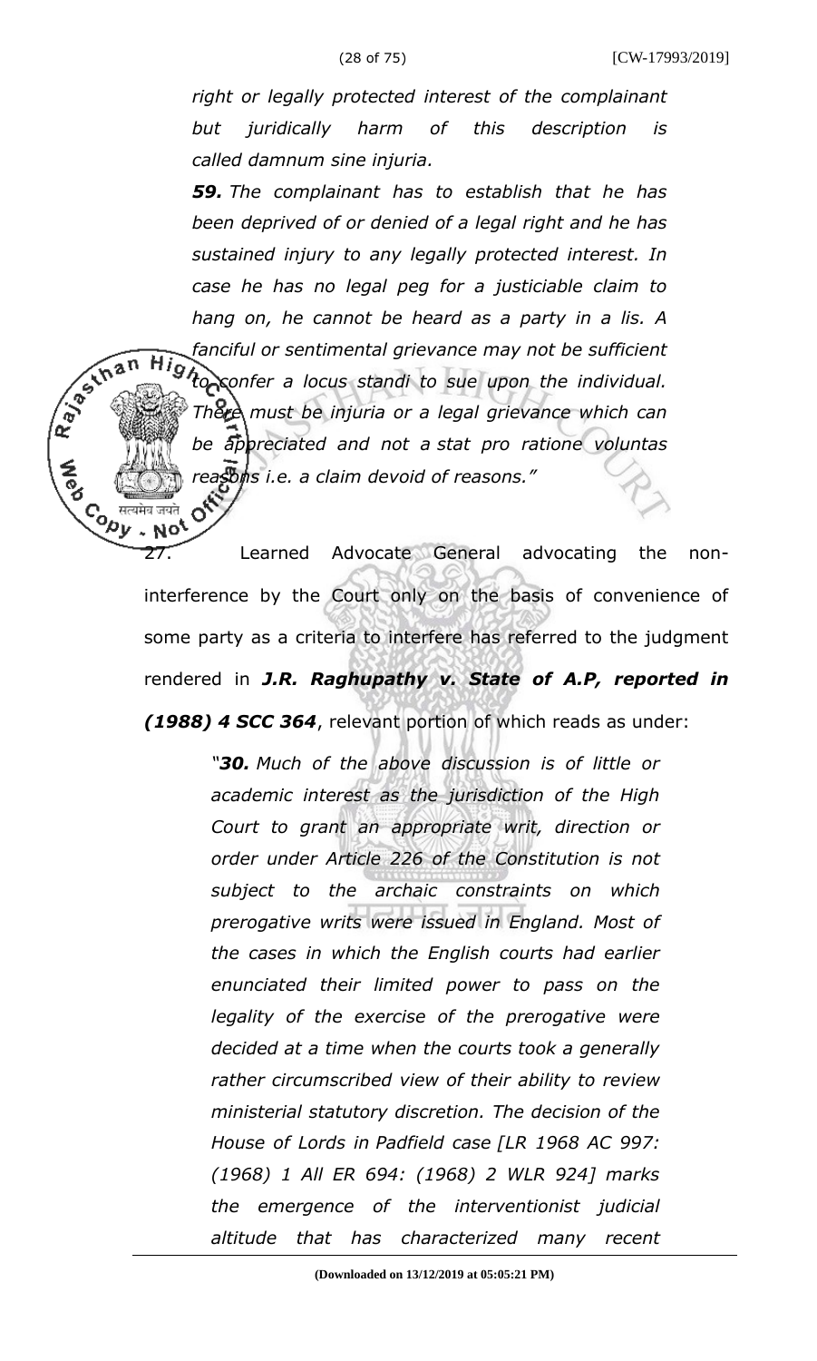*right or legally protected interest of the complainant but juridically harm of this description is called damnum sine injuria.*

***59.*** *The complainant has to establish that he has been deprived of or denied of a legal right and he has sustained injury to any legally protected interest. In case he has no legal peg for a justiciable claim to hang on, he cannot be heard as a party in a lis. A fanciful or sentimental grievance may not be sufficient to confer a locus standi to sue upon the individual. There must be injuria or a legal grievance which can be appreciated and not a stat pro ratione voluntas reasons i.e. a claim devoid of reasons."*

27. Learned Advocate General advocating the non-interference by the Court only on the basis of convenience of some party as a criteria to interfere has referred to the judgment rendered in ***J.R. Raghupathy v. State of A.P, reported in (1988) 4 SCC 364***, relevant portion of which reads as under:

> *"**30.** Much of the above discussion is of little or academic interest as the jurisdiction of the High Court to grant an appropriate writ, direction or order under Article 226 of the Constitution is not subject to the archaic constraints on which prerogative writs were issued in England. Most of the cases in which the English courts had earlier enunciated their limited power to pass on the legality of the exercise of the prerogative were decided at a time when the courts took a generally rather circumscribed view of their ability to review ministerial statutory discretion. The decision of the House of Lords in Padfield case [LR 1968 AC 997: (1968) 1 All ER 694: (1968) 2 WLR 924] marks the emergence of the interventionist judicial altitude that has characterized many recent*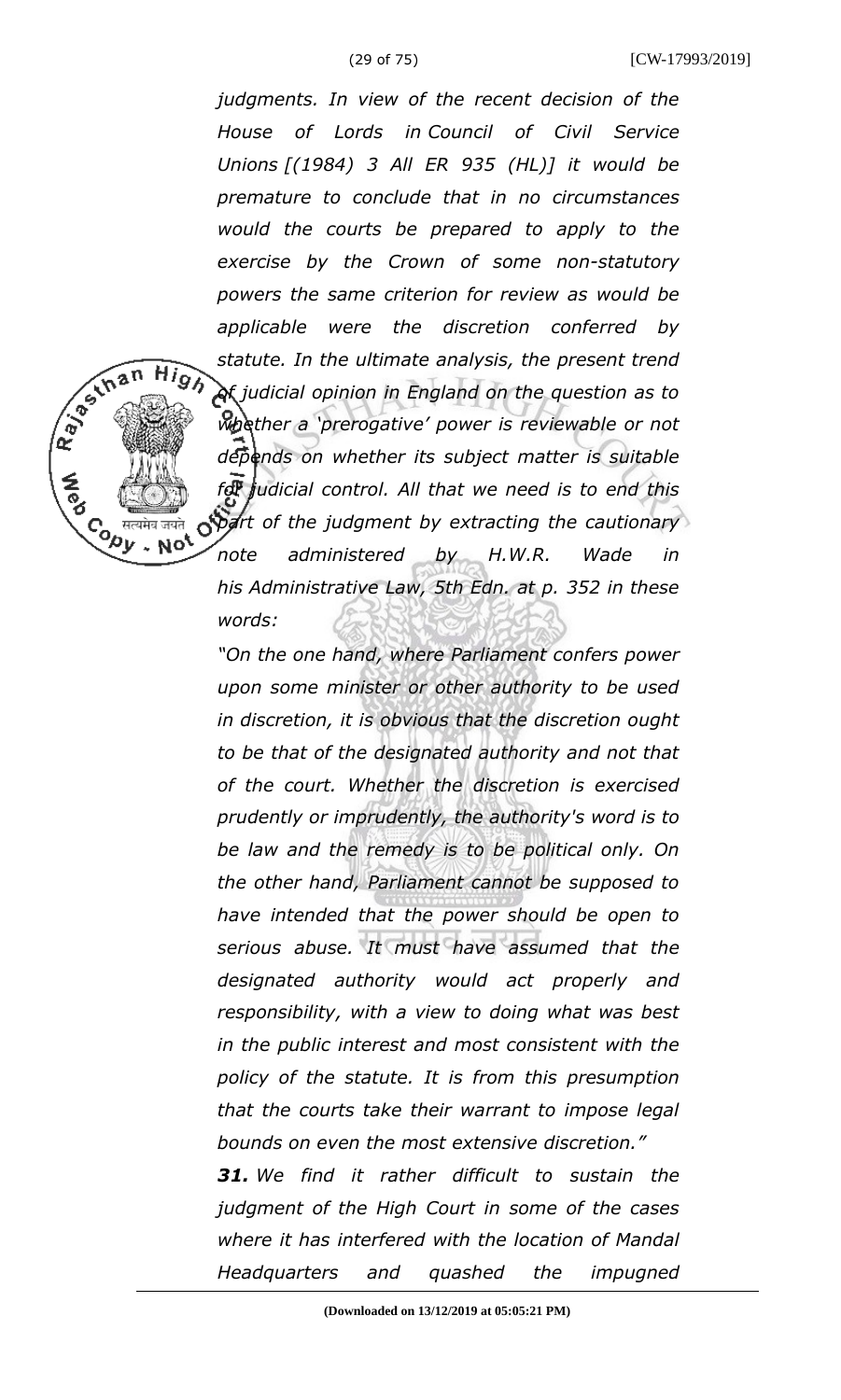*judgments. In view of the recent decision of the House of Lords in Council of Civil Service Unions [(1984) 3 All ER 935 (HL)] it would be premature to conclude that in no circumstances would the courts be prepared to apply to the exercise by the Crown of some non-statutory powers the same criterion for review as would be applicable were the discretion conferred by statute. In the ultimate analysis, the present trend of judicial opinion in England on the question as to whether a 'prerogative' power is reviewable or not depends on whether its subject matter is suitable for judicial control. All that we need is to end this part of the judgment by extracting the cautionary note administered by H.W.R. Wade in his Administrative Law, 5th Edn. at p. 352 in these words:*

*"On the one hand, where Parliament confers power upon some minister or other authority to be used in discretion, it is obvious that the discretion ought to be that of the designated authority and not that of the court. Whether the discretion is exercised prudently or imprudently, the authority's word is to be law and the remedy is to be political only. On the other hand, Parliament cannot be supposed to have intended that the power should be open to serious abuse. It must have assumed that the designated authority would act properly and responsibility, with a view to doing what was best in the public interest and most consistent with the policy of the statute. It is from this presumption that the courts take their warrant to impose legal bounds on even the most extensive discretion."*

***31.** We find it rather difficult to sustain the judgment of the High Court in some of the cases where it has interfered with the location of Mandal Headquarters and quashed the impugned*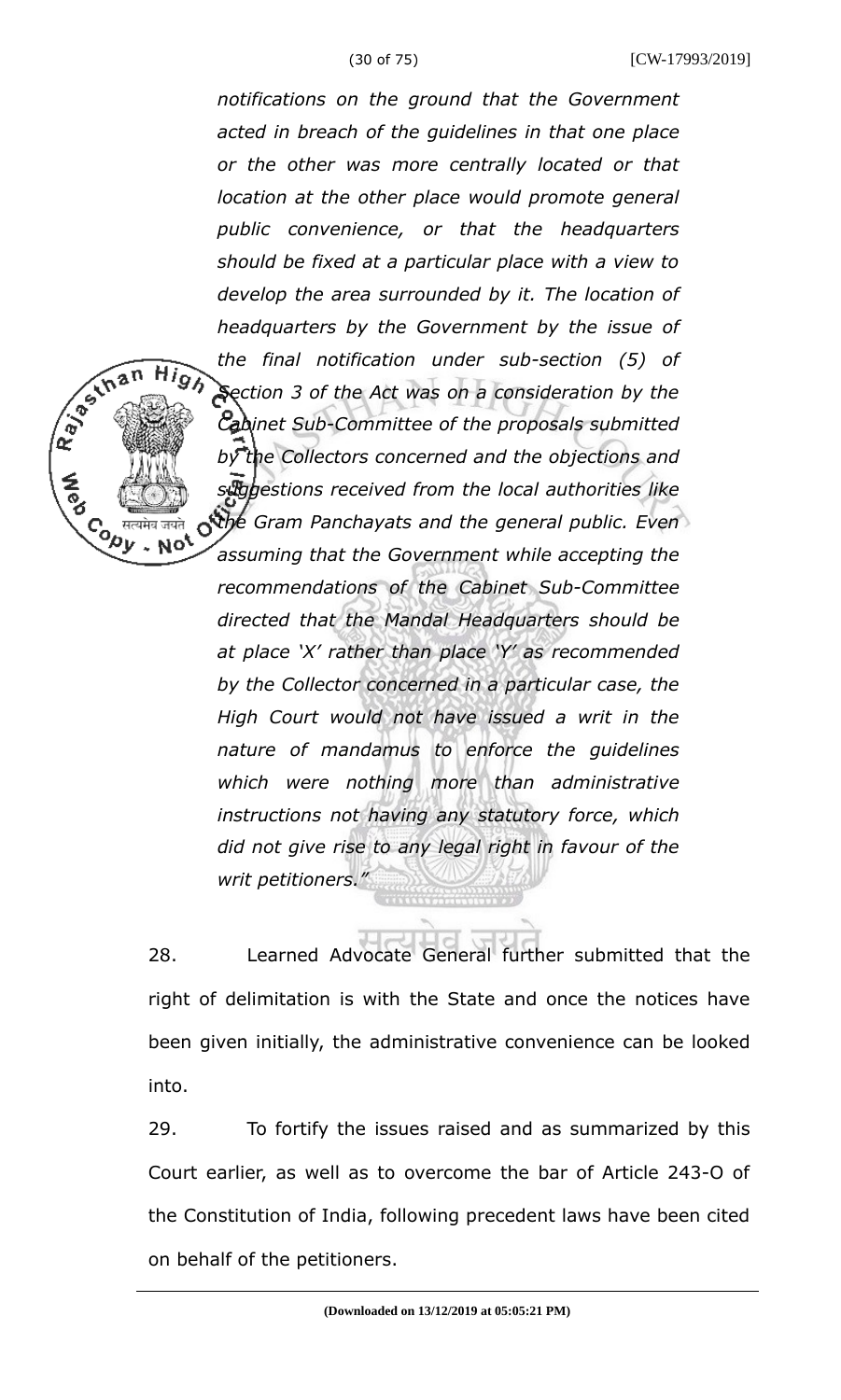*notifications on the ground that the Government acted in breach of the guidelines in that one place or the other was more centrally located or that location at the other place would promote general public convenience, or that the headquarters should be fixed at a particular place with a view to develop the area surrounded by it. The location of headquarters by the Government by the issue of the final notification under sub-section (5) of Section 3 of the Act was on a consideration by the Cabinet Sub-Committee of the proposals submitted by the Collectors concerned and the objections and suggestions received from the local authorities like the Gram Panchayats and the general public. Even assuming that the Government while accepting the recommendations of the Cabinet Sub-Committee directed that the Mandal Headquarters should be at place 'X' rather than place 'Y' as recommended by the Collector concerned in a particular case, the High Court would not have issued a writ in the nature of mandamus to enforce the guidelines which were nothing more than administrative instructions not having any statutory force, which did not give rise to any legal right in favour of the writ petitioners."*

28. Learned Advocate General further submitted that the right of delimitation is with the State and once the notices have been given initially, the administrative convenience can be looked into.

29. To fortify the issues raised and as summarized by this Court earlier, as well as to overcome the bar of Article 243-O of the Constitution of India, following precedent laws have been cited on behalf of the petitioners.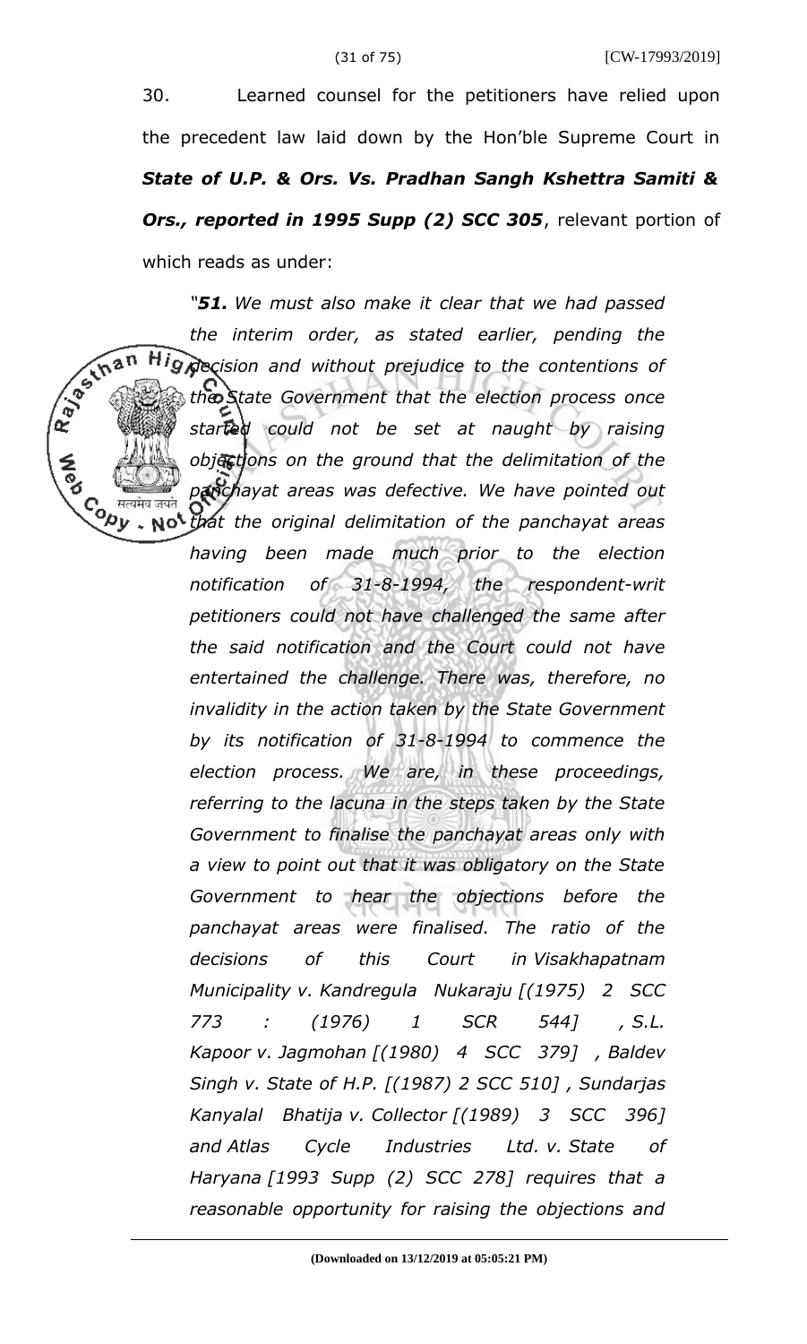30. Learned counsel for the petitioners have relied upon the precedent law laid down by the Hon'ble Supreme Court in ***State of U.P. & Ors. Vs. Pradhan Sangh Kshettra Samiti & Ors., reported in 1995 Supp (2) SCC 305***, relevant portion of which reads as under:

> *"**51.** We must also make it clear that we had passed the interim order, as stated earlier, pending the decision and without prejudice to the contentions of the State Government that the election process once started could not be set at naught by raising objections on the ground that the delimitation of the panchayat areas was defective. We have pointed out that the original delimitation of the panchayat areas having been made much prior to the election notification of 31-8-1994, the respondent-writ petitioners could not have challenged the same after the said notification and the Court could not have entertained the challenge. There was, therefore, no invalidity in the action taken by the State Government by its notification of 31-8-1994 to commence the election process. We are, in these proceedings, referring to the lacuna in the steps taken by the State Government to finalise the panchayat areas only with a view to point out that it was obligatory on the State Government to hear the objections before the panchayat areas were finalised. The ratio of the decisions of this Court in Visakhapatnam Municipality v. Kandregula Nukaraju [(1975) 2 SCC 773 : (1976) 1 SCR 544] , S.L. Kapoor v. Jagmohan [(1980) 4 SCC 379] , Baldev Singh v. State of H.P. [(1987) 2 SCC 510] , Sundarjas Kanyalal Bhatija v. Collector [(1989) 3 SCC 396] and Atlas Cycle Industries Ltd. v. State of Haryana [1993 Supp (2) SCC 278] requires that a reasonable opportunity for raising the objections and*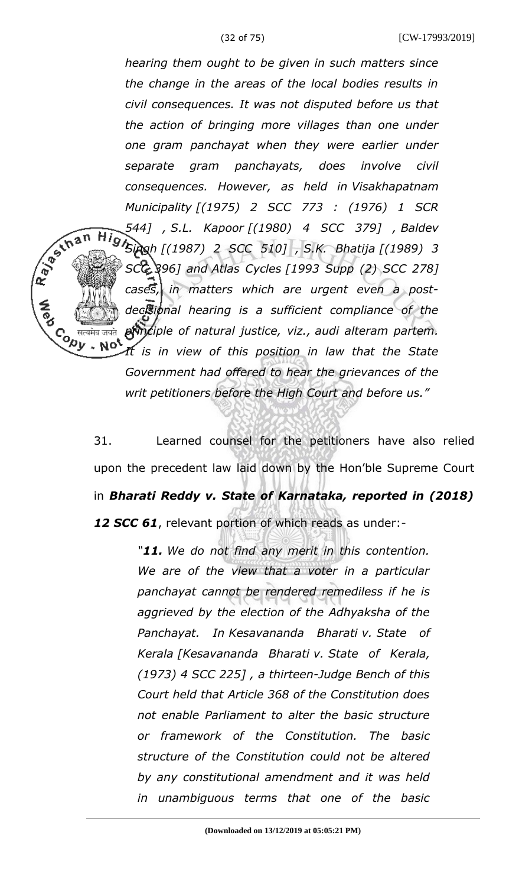*hearing them ought to be given in such matters since the change in the areas of the local bodies results in civil consequences. It was not disputed before us that the action of bringing more villages than one under one gram panchayat when they were earlier under separate gram panchayats, does involve civil consequences. However, as held in Visakhapatnam Municipality [(1975) 2 SCC 773 : (1976) 1 SCR 544] , S.L. Kapoor [(1980) 4 SCC 379] , Baldev Singh [(1987) 2 SCC 510] , S.K. Bhatija [(1989) 3 SCC 396] and Atlas Cycles [1993 Supp (2) SCC 278] cases, in matters which are urgent even a post-decisional hearing is a sufficient compliance of the principle of natural justice, viz., audi alteram partem. It is in view of this position in law that the State Government had offered to hear the grievances of the writ petitioners before the High Court and before us."*

31. Learned counsel for the petitioners have also relied upon the precedent law laid down by the Hon'ble Supreme Court in ***Bharati Reddy v. State of Karnataka, reported in (2018) 12 SCC 61***, relevant portion of which reads as under:-

> *"**11.** We do not find any merit in this contention. We are of the view that a voter in a particular panchayat cannot be rendered remediless if he is aggrieved by the election of the Adhyaksha of the Panchayat. In Kesavananda Bharati v. State of Kerala [Kesavananda Bharati v. State of Kerala, (1973) 4 SCC 225] , a thirteen-Judge Bench of this Court held that Article 368 of the Constitution does not enable Parliament to alter the basic structure or framework of the Constitution. The basic structure of the Constitution could not be altered by any constitutional amendment and it was held in unambiguous terms that one of the basic*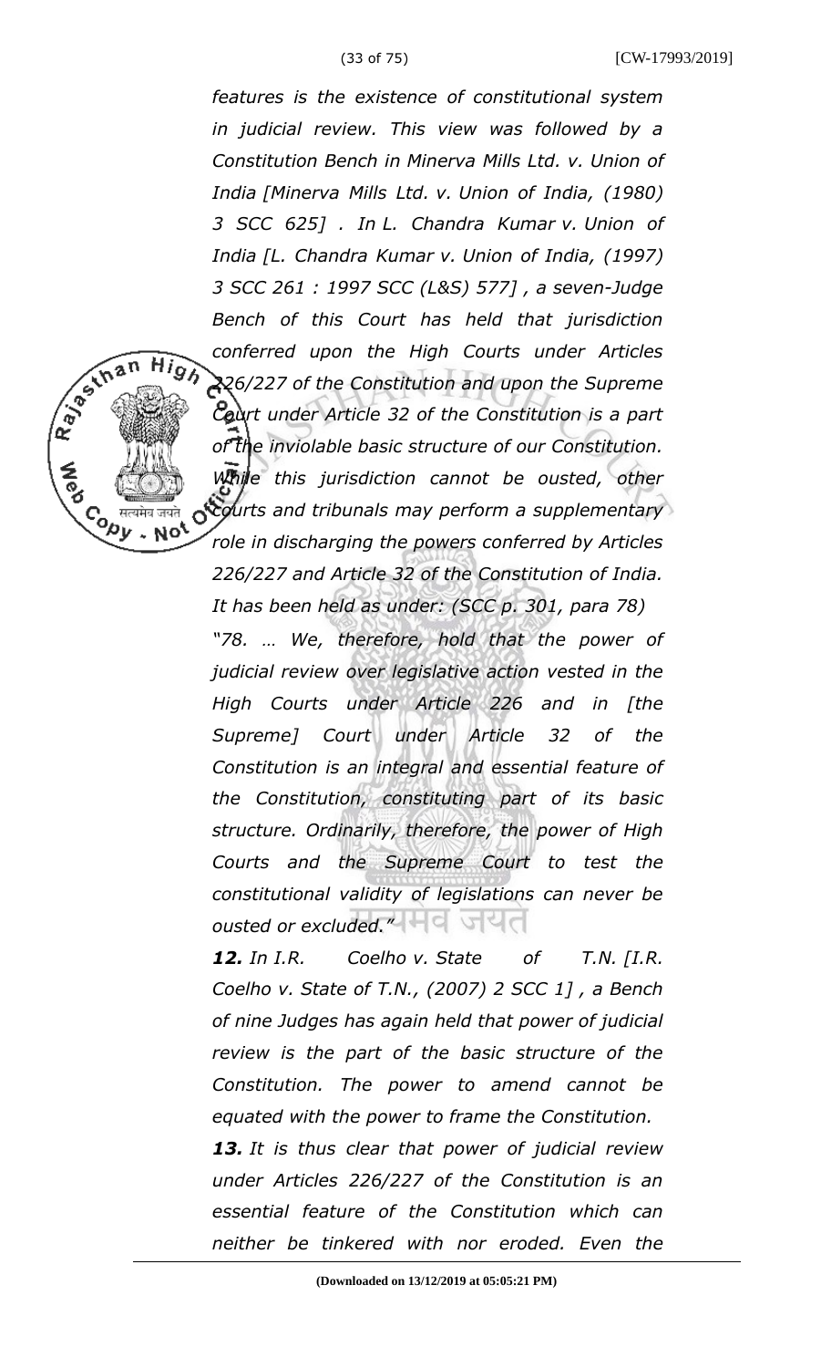*features is the existence of constitutional system in judicial review. This view was followed by a Constitution Bench in Minerva Mills Ltd. v. Union of India [Minerva Mills Ltd. v. Union of India, (1980) 3 SCC 625] . In L. Chandra Kumar v. Union of India [L. Chandra Kumar v. Union of India, (1997) 3 SCC 261 : 1997 SCC (L&S) 577] , a seven-Judge Bench of this Court has held that jurisdiction conferred upon the High Courts under Articles 226/227 of the Constitution and upon the Supreme Court under Article 32 of the Constitution is a part of the inviolable basic structure of our Constitution. While this jurisdiction cannot be ousted, other courts and tribunals may perform a supplementary role in discharging the powers conferred by Articles 226/227 and Article 32 of the Constitution of India. It has been held as under: (SCC p. 301, para 78)*

*"78. … We, therefore, hold that the power of judicial review over legislative action vested in the High Courts under Article 226 and in [the Supreme] Court under Article 32 of the Constitution is an integral and essential feature of the Constitution, constituting part of its basic structure. Ordinarily, therefore, the power of High Courts and the Supreme Court to test the constitutional validity of legislations can never be ousted or excluded."*

***12.** In I.R. Coelho v. State of T.N. [I.R. Coelho v. State of T.N., (2007) 2 SCC 1] , a Bench of nine Judges has again held that power of judicial review is the part of the basic structure of the Constitution. The power to amend cannot be equated with the power to frame the Constitution.*

***13.** It is thus clear that power of judicial review under Articles 226/227 of the Constitution is an essential feature of the Constitution which can neither be tinkered with nor eroded. Even the*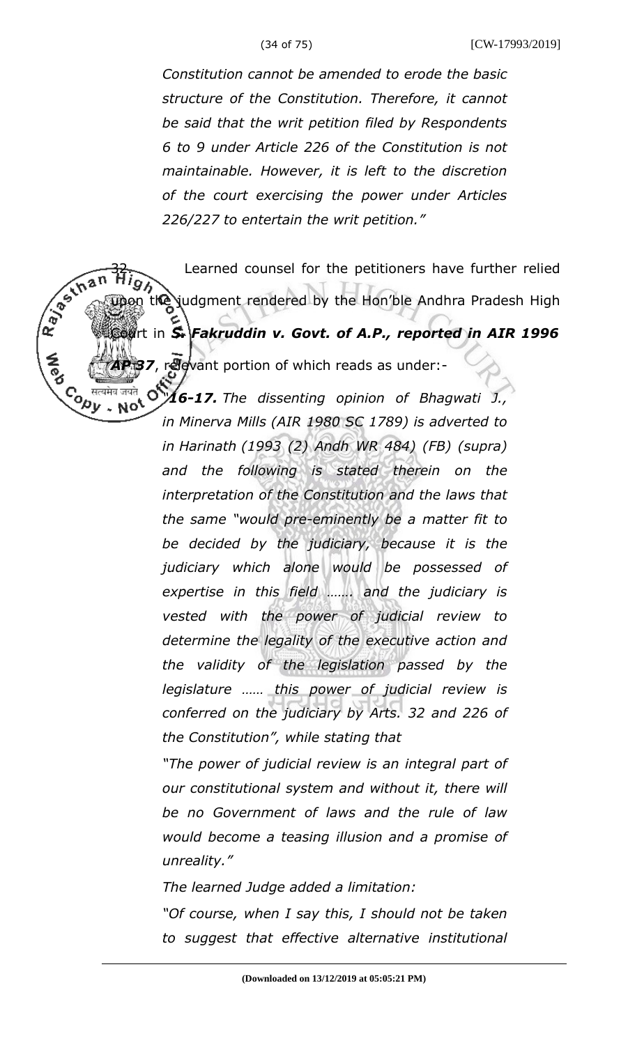*Constitution cannot be amended to erode the basic structure of the Constitution. Therefore, it cannot be said that the writ petition filed by Respondents 6 to 9 under Article 226 of the Constitution is not maintainable. However, it is left to the discretion of the court exercising the power under Articles 226/227 to entertain the writ petition."*

32. Learned counsel for the petitioners have further relied upon the judgment rendered by the Hon'ble Andhra Pradesh High Court in ***S. Fakruddin v. Govt. of A.P., reported in AIR 1996 AP 37***, relevant portion of which reads as under:-

> "***16-17.*** *The dissenting opinion of Bhagwati J., in Minerva Mills (AIR 1980 SC 1789) is adverted to in Harinath (1993 (2) Andh WR 484) (FB) (supra) and the following is stated therein on the interpretation of the Constitution and the laws that the same "would pre-eminently be a matter fit to be decided by the judiciary, because it is the judiciary which alone would be possessed of expertise in this field ……. and the judiciary is vested with the power of judicial review to determine the legality of the executive action and the validity of the legislation passed by the legislature …… this power of judicial review is conferred on the judiciary by Arts. 32 and 226 of the Constitution", while stating that*
>
> *"The power of judicial review is an integral part of our constitutional system and without it, there will be no Government of laws and the rule of law would become a teasing illusion and a promise of unreality."*
>
> *The learned Judge added a limitation:*
>
> *"Of course, when I say this, I should not be taken to suggest that effective alternative institutional*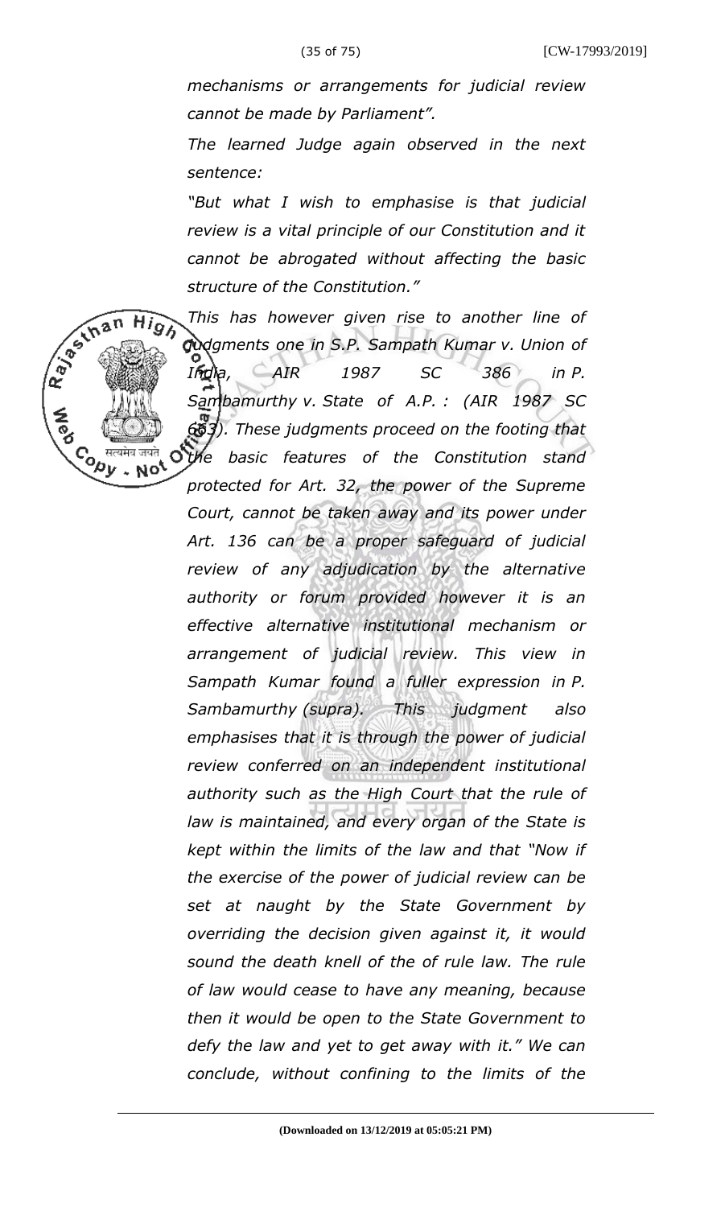*mechanisms or arrangements for judicial review cannot be made by Parliament".*

*The learned Judge again observed in the next sentence:*

*"But what I wish to emphasise is that judicial review is a vital principle of our Constitution and it cannot be abrogated without affecting the basic structure of the Constitution."*

*This has however given rise to another line of judgments one in S.P. Sampath Kumar v. Union of India, AIR 1987 SC 386 in P. Sambamurthy v. State of A.P. : (AIR 1987 SC 663). These judgments proceed on the footing that the basic features of the Constitution stand protected for Art. 32, the power of the Supreme Court, cannot be taken away and its power under Art. 136 can be a proper safeguard of judicial review of any adjudication by the alternative authority or forum provided however it is an effective alternative institutional mechanism or arrangement of judicial review. This view in Sampath Kumar found a fuller expression in P. Sambamurthy (supra). This judgment also emphasises that it is through the power of judicial review conferred on an independent institutional authority such as the High Court that the rule of law is maintained, and every organ of the State is kept within the limits of the law and that "Now if the exercise of the power of judicial review can be set at naught by the State Government by overriding the decision given against it, it would sound the death knell of the of rule law. The rule of law would cease to have any meaning, because then it would be open to the State Government to defy the law and yet to get away with it." We can conclude, without confining to the limits of the*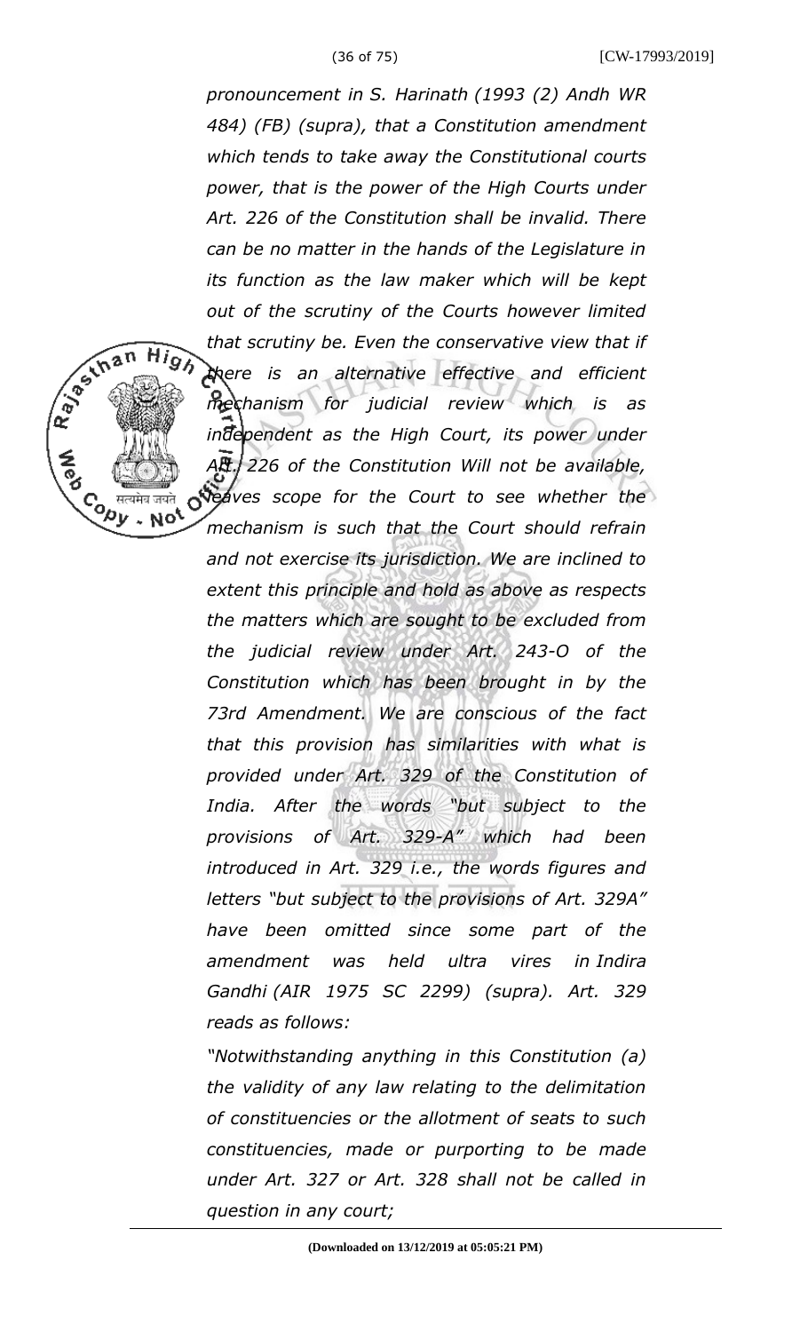*pronouncement in S. Harinath (1993 (2) Andh WR 484) (FB) (supra), that a Constitution amendment which tends to take away the Constitutional courts power, that is the power of the High Courts under Art. 226 of the Constitution shall be invalid. There can be no matter in the hands of the Legislature in its function as the law maker which will be kept out of the scrutiny of the Courts however limited that scrutiny be. Even the conservative view that if there is an alternative effective and efficient mechanism for judicial review which is as independent as the High Court, its power under Art. 226 of the Constitution Will not be available, leaves scope for the Court to see whether the mechanism is such that the Court should refrain and not exercise its jurisdiction. We are inclined to extent this principle and hold as above as respects the matters which are sought to be excluded from the judicial review under Art. 243-O of the Constitution which has been brought in by the 73rd Amendment. We are conscious of the fact that this provision has similarities with what is provided under Art. 329 of the Constitution of India. After the words "but subject to the provisions of Art. 329-A" which had been introduced in Art. 329 i.e., the words figures and letters "but subject to the provisions of Art. 329A" have been omitted since some part of the amendment was held ultra vires in Indira Gandhi (AIR 1975 SC 2299) (supra). Art. 329 reads as follows:*

*"Notwithstanding anything in this Constitution (a) the validity of any law relating to the delimitation of constituencies or the allotment of seats to such constituencies, made or purporting to be made under Art. 327 or Art. 328 shall not be called in question in any court;*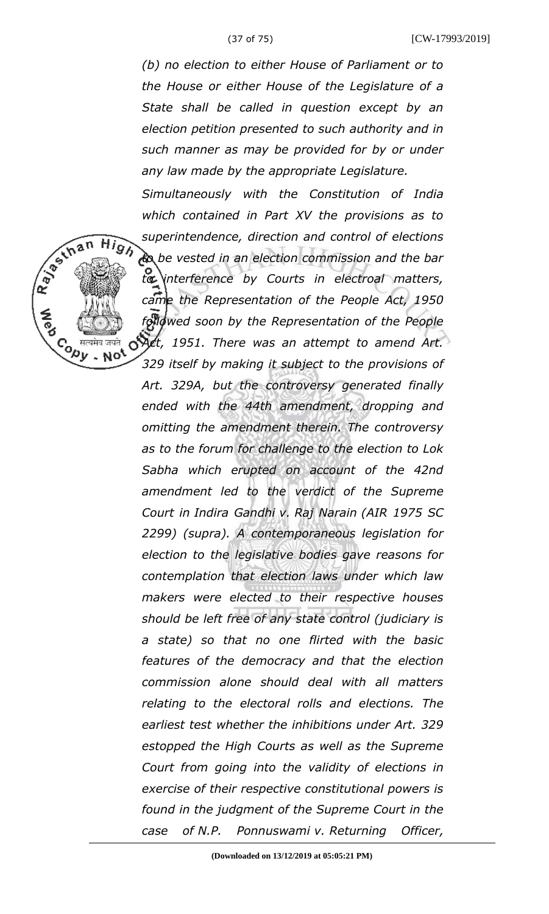*(b) no election to either House of Parliament or to the House or either House of the Legislature of a State shall be called in question except by an election petition presented to such authority and in such manner as may be provided for by or under any law made by the appropriate Legislature.*

*Simultaneously with the Constitution of India which contained in Part XV the provisions as to superintendence, direction and control of elections to be vested in an election commission and the bar to interference by Courts in electroal matters, came the Representation of the People Act, 1950 followed soon by the Representation of the People Act, 1951. There was an attempt to amend Art. 329 itself by making it subject to the provisions of Art. 329A, but the controversy generated finally ended with the 44th amendment, dropping and omitting the amendment therein. The controversy as to the forum for challenge to the election to Lok Sabha which erupted on account of the 42nd amendment led to the verdict of the Supreme Court in Indira Gandhi v. Raj Narain (AIR 1975 SC 2299) (supra). A contemporaneous legislation for election to the legislative bodies gave reasons for contemplation that election laws under which law makers were elected to their respective houses should be left free of any state control (judiciary is a state) so that no one flirted with the basic features of the democracy and that the election commission alone should deal with all matters relating to the electoral rolls and elections. The earliest test whether the inhibitions under Art. 329 estopped the High Courts as well as the Supreme Court from going into the validity of elections in exercise of their respective constitutional powers is found in the judgment of the Supreme Court in the case of N.P. Ponnuswami v. Returning Officer,*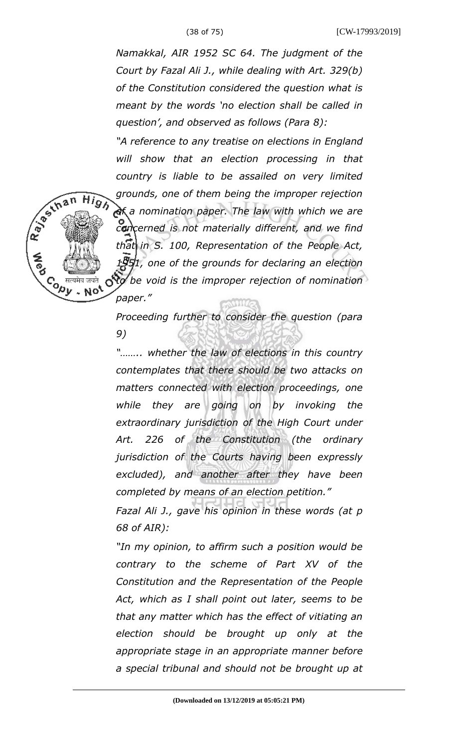*Namakkal, AIR 1952 SC 64. The judgment of the Court by Fazal Ali J., while dealing with Art. 329(b) of the Constitution considered the question what is meant by the words 'no election shall be called in question', and observed as follows (Para 8):*

*"A reference to any treatise on elections in England will show that an election processing in that country is liable to be assailed on very limited grounds, one of them being the improper rejection of a nomination paper. The law with which we are concerned is not materially different, and we find that in S. 100, Representation of the People Act, 1951, one of the grounds for declaring an election to be void is the improper rejection of nomination paper."*

*Proceeding further to consider the question (para 9)*

*"…….. whether the law of elections in this country contemplates that there should be two attacks on matters connected with election proceedings, one while they are going on by invoking the extraordinary jurisdiction of the High Court under Art. 226 of the Constitution (the ordinary jurisdiction of the Courts having been expressly excluded), and another after they have been completed by means of an election petition."*

*Fazal Ali J., gave his opinion in these words (at p 68 of AIR):*

*"In my opinion, to affirm such a position would be contrary to the scheme of Part XV of the Constitution and the Representation of the People Act, which as I shall point out later, seems to be that any matter which has the effect of vitiating an election should be brought up only at the appropriate stage in an appropriate manner before a special tribunal and should not be brought up at*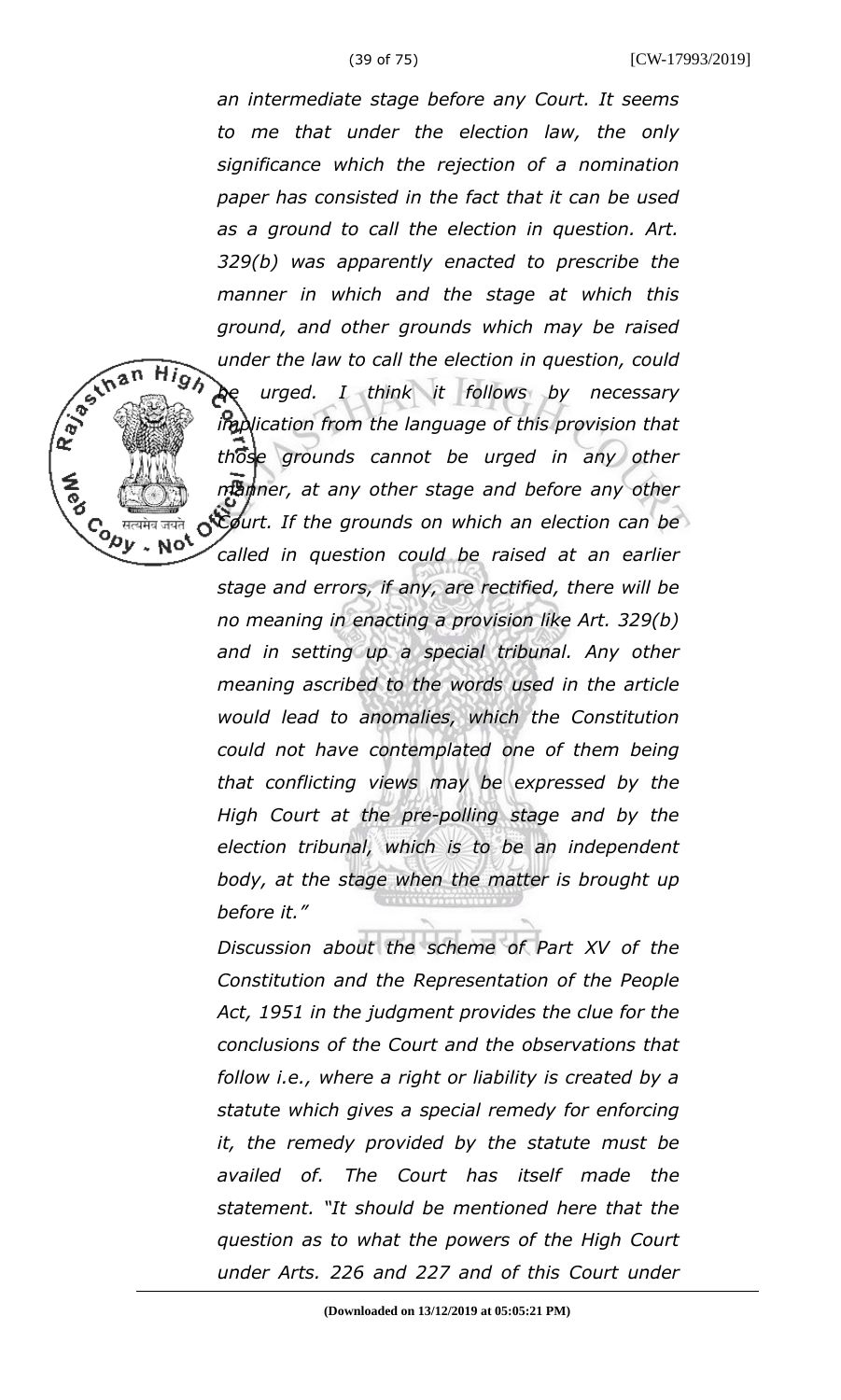*an intermediate stage before any Court. It seems to me that under the election law, the only significance which the rejection of a nomination paper has consisted in the fact that it can be used as a ground to call the election in question. Art. 329(b) was apparently enacted to prescribe the manner in which and the stage at which this ground, and other grounds which may be raised under the law to call the election in question, could be urged. I think it follows by necessary implication from the language of this provision that those grounds cannot be urged in any other manner, at any other stage and before any other Court. If the grounds on which an election can be called in question could be raised at an earlier stage and errors, if any, are rectified, there will be no meaning in enacting a provision like Art. 329(b) and in setting up a special tribunal. Any other meaning ascribed to the words used in the article would lead to anomalies, which the Constitution could not have contemplated one of them being that conflicting views may be expressed by the High Court at the pre-polling stage and by the election tribunal, which is to be an independent body, at the stage when the matter is brought up before it."*

*Discussion about the scheme of Part XV of the Constitution and the Representation of the People Act, 1951 in the judgment provides the clue for the conclusions of the Court and the observations that follow i.e., where a right or liability is created by a statute which gives a special remedy for enforcing it, the remedy provided by the statute must be availed of. The Court has itself made the statement. "It should be mentioned here that the question as to what the powers of the High Court under Arts. 226 and 227 and of this Court under*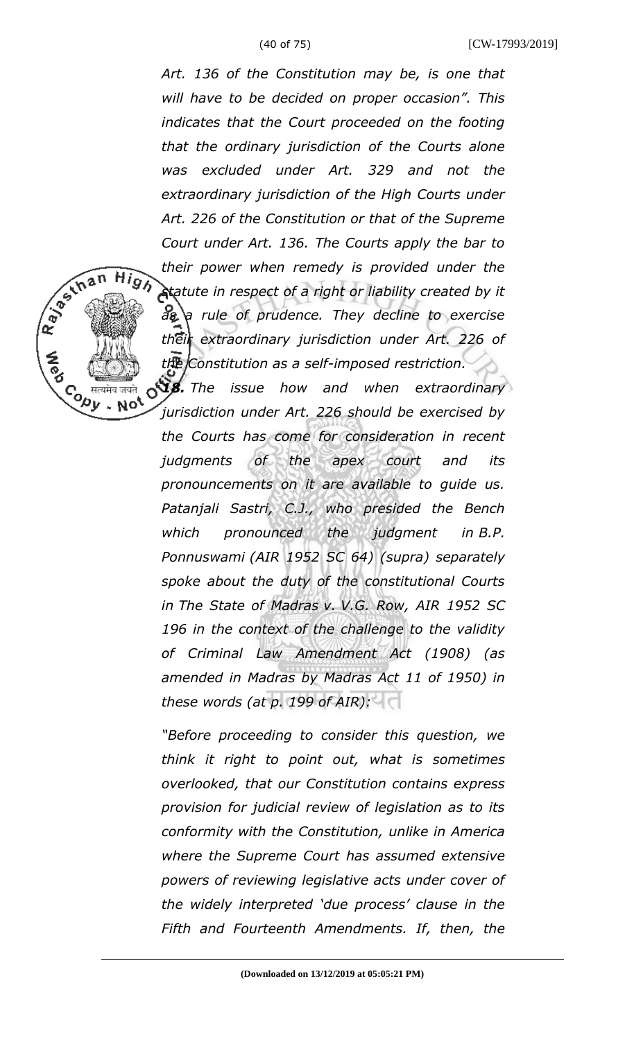*Art. 136 of the Constitution may be, is one that will have to be decided on proper occasion". This indicates that the Court proceeded on the footing that the ordinary jurisdiction of the Courts alone was excluded under Art. 329 and not the extraordinary jurisdiction of the High Courts under Art. 226 of the Constitution or that of the Supreme Court under Art. 136. The Courts apply the bar to their power when remedy is provided under the statute in respect of a right or liability created by it as a rule of prudence. They decline to exercise their extraordinary jurisdiction under Art. 226 of the Constitution as a self-imposed restriction.*

***18.** The issue how and when extraordinary jurisdiction under Art. 226 should be exercised by the Courts has come for consideration in recent judgments of the apex court and its pronouncements on it are available to guide us. Patanjali Sastri, C.J., who presided the Bench which pronounced the judgment in B.P. Ponnuswami (AIR 1952 SC 64) (supra) separately spoke about the duty of the constitutional Courts in The State of Madras v. V.G. Row, AIR 1952 SC 196 in the context of the challenge to the validity of Criminal Law Amendment Act (1908) (as amended in Madras by Madras Act 11 of 1950) in these words (at p. 199 of AIR):*

*"Before proceeding to consider this question, we think it right to point out, what is sometimes overlooked, that our Constitution contains express provision for judicial review of legislation as to its conformity with the Constitution, unlike in America where the Supreme Court has assumed extensive powers of reviewing legislative acts under cover of the widely interpreted 'due process' clause in the Fifth and Fourteenth Amendments. If, then, the*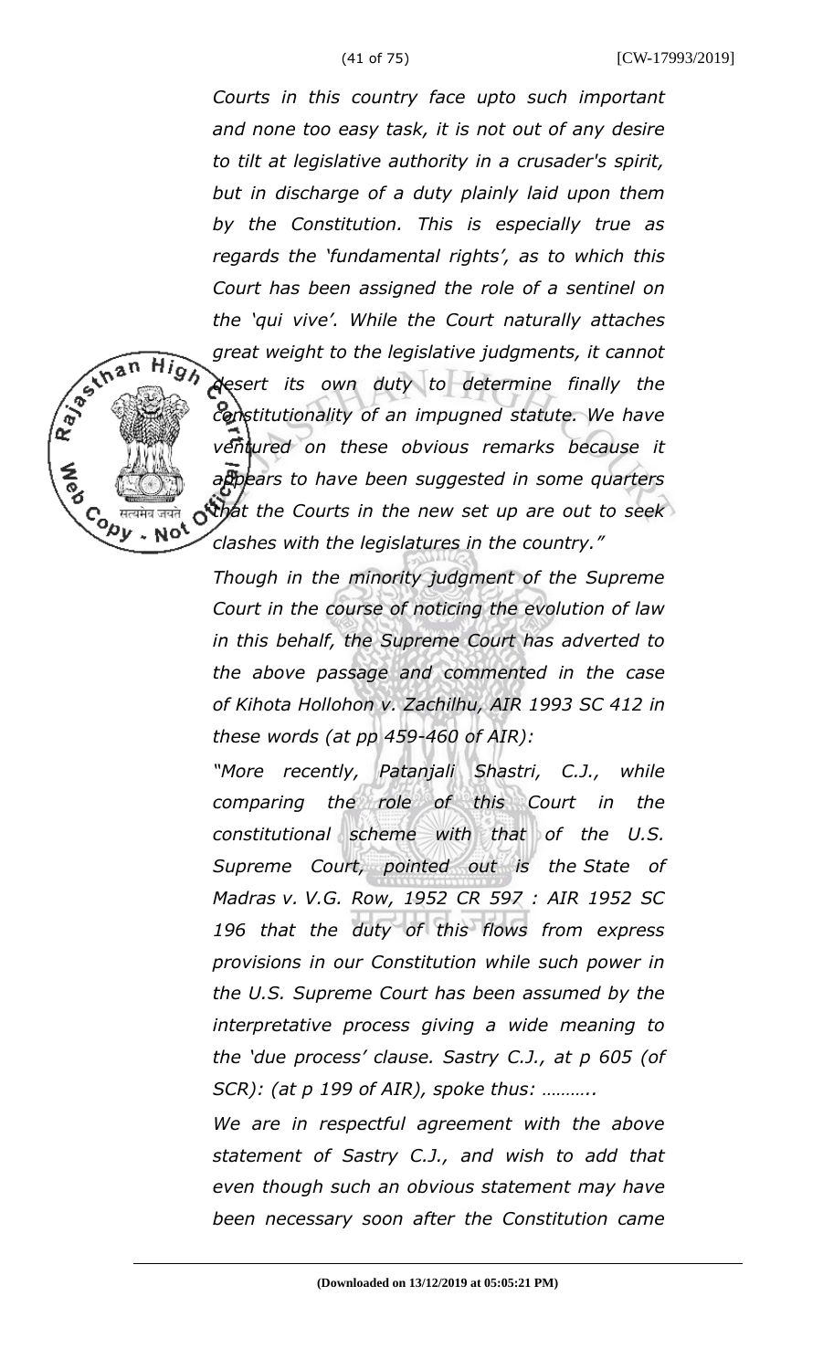*Courts in this country face upto such important and none too easy task, it is not out of any desire to tilt at legislative authority in a crusader's spirit, but in discharge of a duty plainly laid upon them by the Constitution. This is especially true as regards the 'fundamental rights', as to which this Court has been assigned the role of a sentinel on the 'qui vive'. While the Court naturally attaches great weight to the legislative judgments, it cannot desert its own duty to determine finally the constitutionality of an impugned statute. We have ventured on these obvious remarks because it appears to have been suggested in some quarters that the Courts in the new set up are out to seek clashes with the legislatures in the country."*

*Though in the minority judgment of the Supreme Court in the course of noticing the evolution of law in this behalf, the Supreme Court has adverted to the above passage and commented in the case of Kihota Hollohon v. Zachilhu, AIR 1993 SC 412 in these words (at pp 459-460 of AIR):*

*"More recently, Patanjali Shastri, C.J., while comparing the role of this Court in the constitutional scheme with that of the U.S. Supreme Court, pointed out is the State of Madras v. V.G. Row, 1952 CR 597 : AIR 1952 SC 196 that the duty of this flows from express provisions in our Constitution while such power in the U.S. Supreme Court has been assumed by the interpretative process giving a wide meaning to the 'due process' clause. Sastry C.J., at p 605 (of SCR): (at p 199 of AIR), spoke thus: ……….*

*We are in respectful agreement with the above statement of Sastry C.J., and wish to add that even though such an obvious statement may have been necessary soon after the Constitution came*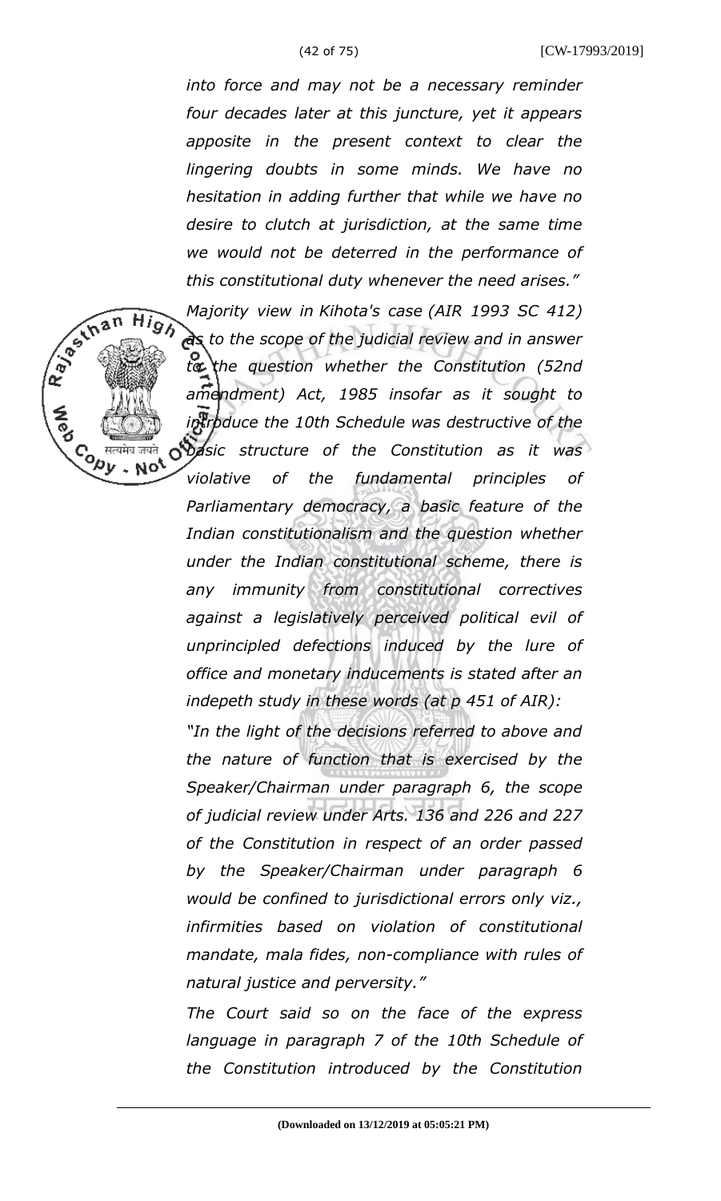*into force and may not be a necessary reminder four decades later at this juncture, yet it appears apposite in the present context to clear the lingering doubts in some minds. We have no hesitation in adding further that while we have no desire to clutch at jurisdiction, at the same time we would not be deterred in the performance of this constitutional duty whenever the need arises."*

*Majority view in Kihota's case (AIR 1993 SC 412) as to the scope of the judicial review and in answer to the question whether the Constitution (52nd amendment) Act, 1985 insofar as it sought to introduce the 10th Schedule was destructive of the basic structure of the Constitution as it was violative of the fundamental principles of Parliamentary democracy, a basic feature of the Indian constitutionalism and the question whether under the Indian constitutional scheme, there is any immunity from constitutional correctives against a legislatively perceived political evil of unprincipled defections induced by the lure of office and monetary inducements is stated after an indepeth study in these words (at p 451 of AIR):*

*"In the light of the decisions referred to above and the nature of function that is exercised by the Speaker/Chairman under paragraph 6, the scope of judicial review under Arts. 136 and 226 and 227 of the Constitution in respect of an order passed by the Speaker/Chairman under paragraph 6 would be confined to jurisdictional errors only viz., infirmities based on violation of constitutional mandate, mala fides, non-compliance with rules of natural justice and perversity."*

*The Court said so on the face of the express language in paragraph 7 of the 10th Schedule of the Constitution introduced by the Constitution*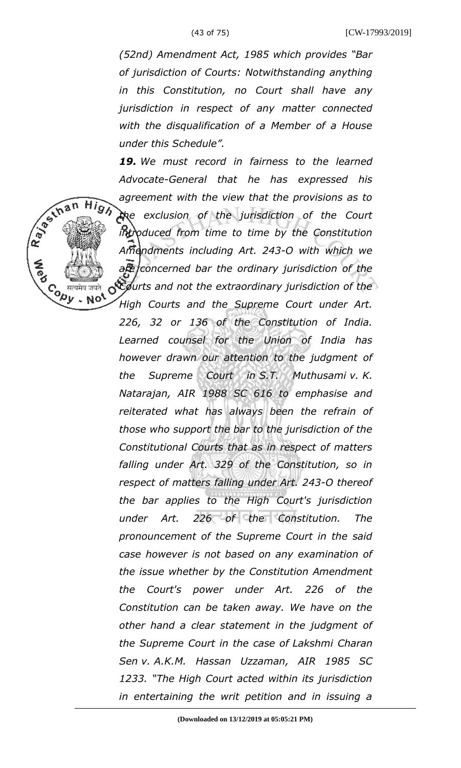*(52nd) Amendment Act, 1985 which provides "Bar of jurisdiction of Courts: Notwithstanding anything in this Constitution, no Court shall have any jurisdiction in respect of any matter connected with the disqualification of a Member of a House under this Schedule".*

***19.*** *We must record in fairness to the learned Advocate-General that he has expressed his agreement with the view that the provisions as to the exclusion of the jurisdiction of the Court introduced from time to time by the Constitution Amendments including Art. 243-O with which we are concerned bar the ordinary jurisdiction of the Courts and not the extraordinary jurisdiction of the High Courts and the Supreme Court under Art. 226, 32 or 136 of the Constitution of India. Learned counsel for the Union of India has however drawn our attention to the judgment of the Supreme Court in S.T. Muthusami v. K. Natarajan, AIR 1988 SC 616 to emphasise and reiterated what has always been the refrain of those who support the bar to the jurisdiction of the Constitutional Courts that as in respect of matters falling under Art. 329 of the Constitution, so in respect of matters falling under Art. 243-O thereof the bar applies to the High Court's jurisdiction under Art. 226 of the Constitution. The pronouncement of the Supreme Court in the said case however is not based on any examination of the issue whether by the Constitution Amendment the Court's power under Art. 226 of the Constitution can be taken away. We have on the other hand a clear statement in the judgment of the Supreme Court in the case of Lakshmi Charan Sen v. A.K.M. Hassan Uzzaman, AIR 1985 SC 1233. "The High Court acted within its jurisdiction in entertaining the writ petition and in issuing a*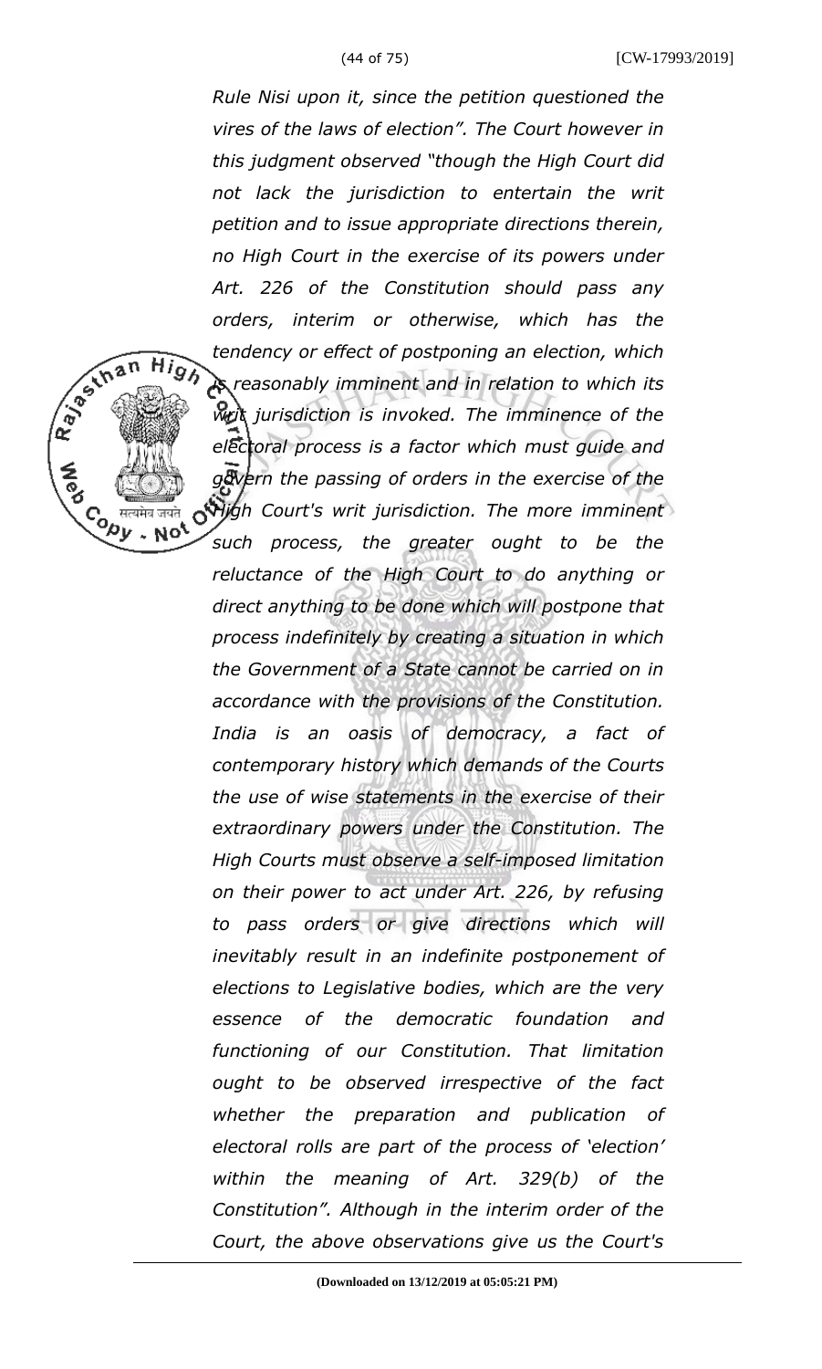*Rule Nisi upon it, since the petition questioned the vires of the laws of election". The Court however in this judgment observed "though the High Court did not lack the jurisdiction to entertain the writ petition and to issue appropriate directions therein, no High Court in the exercise of its powers under Art. 226 of the Constitution should pass any orders, interim or otherwise, which has the tendency or effect of postponing an election, which is reasonably imminent and in relation to which its writ jurisdiction is invoked. The imminence of the electoral process is a factor which must guide and govern the passing of orders in the exercise of the High Court's writ jurisdiction. The more imminent such process, the greater ought to be the reluctance of the High Court to do anything or direct anything to be done which will postpone that process indefinitely by creating a situation in which the Government of a State cannot be carried on in accordance with the provisions of the Constitution. India is an oasis of democracy, a fact of contemporary history which demands of the Courts the use of wise statements in the exercise of their extraordinary powers under the Constitution. The High Courts must observe a self-imposed limitation on their power to act under Art. 226, by refusing to pass orders or give directions which will inevitably result in an indefinite postponement of elections to Legislative bodies, which are the very essence of the democratic foundation and functioning of our Constitution. That limitation ought to be observed irrespective of the fact whether the preparation and publication of electoral rolls are part of the process of 'election' within the meaning of Art. 329(b) of the Constitution". Although in the interim order of the Court, the above observations give us the Court's*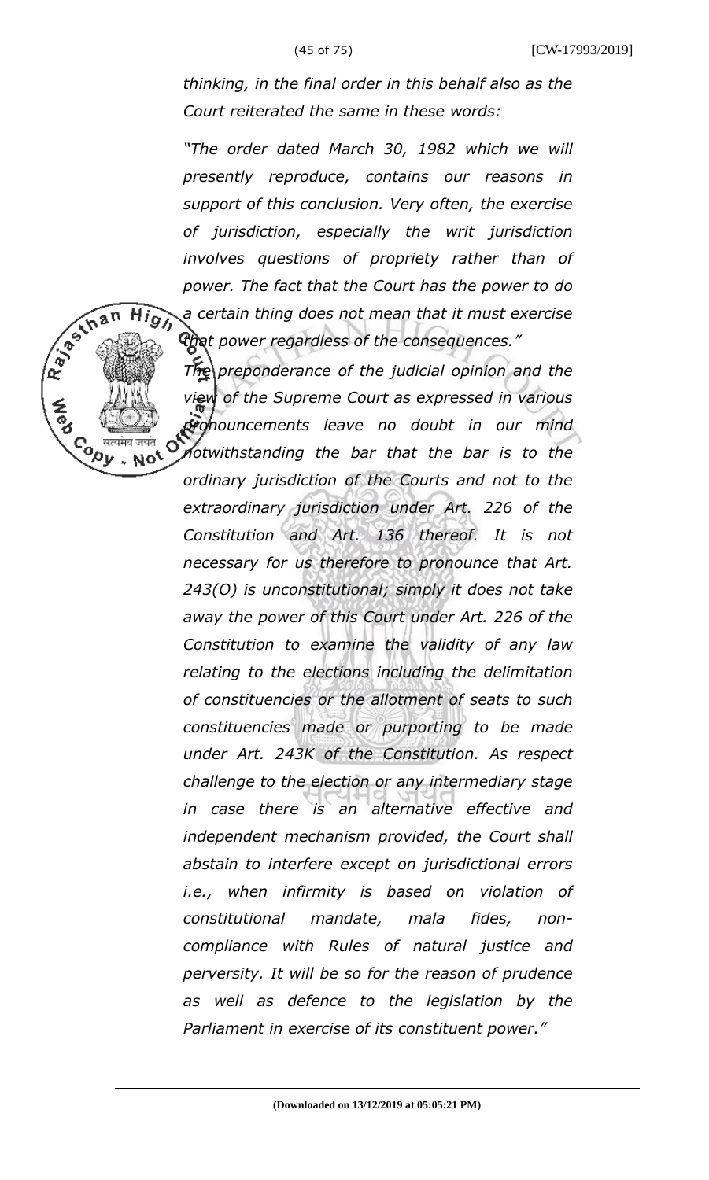*thinking, in the final order in this behalf also as the Court reiterated the same in these words:*

*"The order dated March 30, 1982 which we will presently reproduce, contains our reasons in support of this conclusion. Very often, the exercise of jurisdiction, especially the writ jurisdiction involves questions of propriety rather than of power. The fact that the Court has the power to do a certain thing does not mean that it must exercise that power regardless of the consequences."*

*The preponderance of the judicial opinion and the view of the Supreme Court as expressed in various pronouncements leave no doubt in our mind notwithstanding the bar that the bar is to the ordinary jurisdiction of the Courts and not to the extraordinary jurisdiction under Art. 226 of the Constitution and Art. 136 thereof. It is not necessary for us therefore to pronounce that Art. 243(O) is unconstitutional; simply it does not take away the power of this Court under Art. 226 of the Constitution to examine the validity of any law relating to the elections including the delimitation of constituencies or the allotment of seats to such constituencies made or purporting to be made under Art. 243K of the Constitution. As respect challenge to the election or any intermediary stage in case there is an alternative effective and independent mechanism provided, the Court shall abstain to interfere except on jurisdictional errors i.e., when infirmity is based on violation of constitutional mandate, mala fides, non-compliance with Rules of natural justice and perversity. It will be so for the reason of prudence as well as defence to the legislation by the Parliament in exercise of its constituent power."*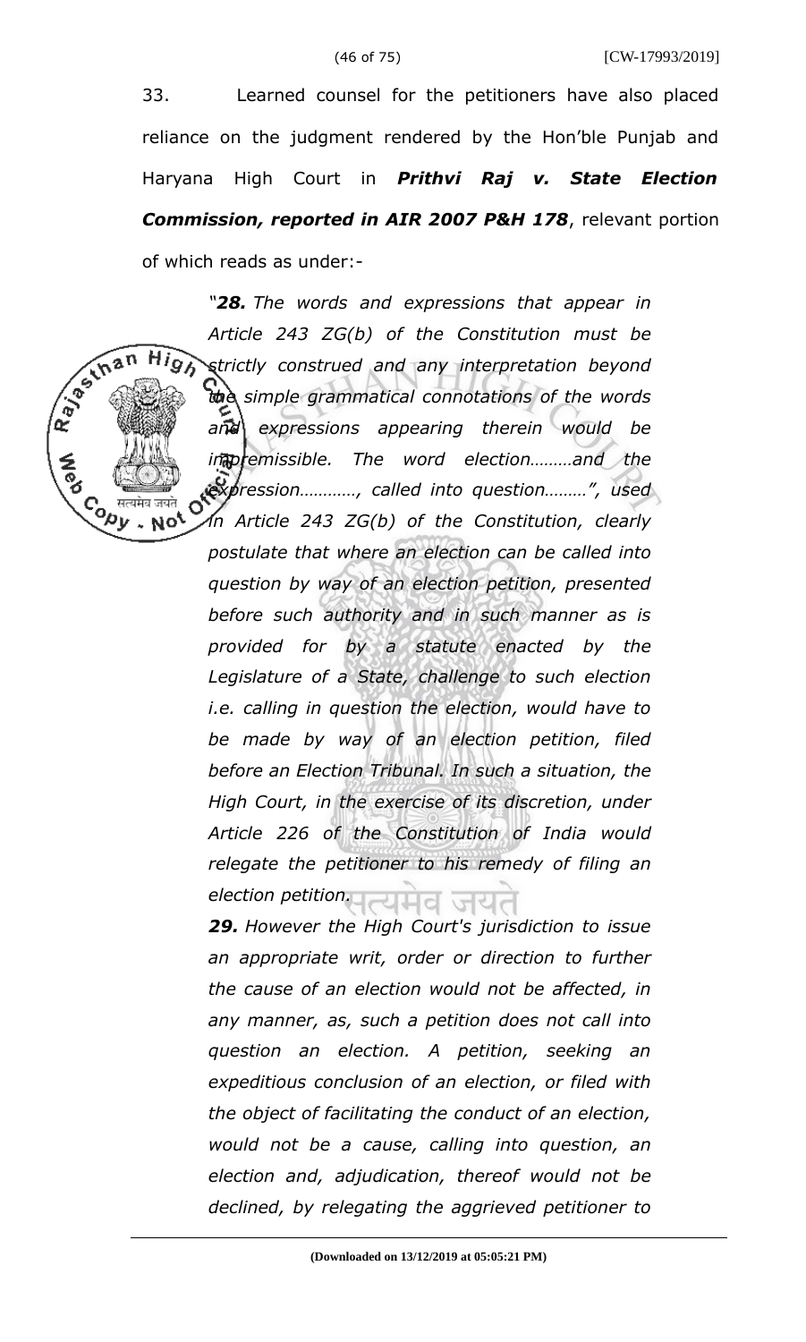33. Learned counsel for the petitioners have also placed reliance on the judgment rendered by the Hon'ble Punjab and Haryana High Court in ***Prithvi Raj v. State Election Commission, reported in AIR 2007 P&H 178***, relevant portion of which reads as under:-

> *"**28.** The words and expressions that appear in Article 243 ZG(b) of the Constitution must be strictly construed and any interpretation beyond the simple grammatical connotations of the words and expressions appearing therein would be impermissible. The word election.........and the expression............, called into question.........", used in Article 243 ZG(b) of the Constitution, clearly postulate that where an election can be called into question by way of an election petition, presented before such authority and in such manner as is provided for by a statute enacted by the Legislature of a State, challenge to such election i.e. calling in question the election, would have to be made by way of an election petition, filed before an Election Tribunal. In such a situation, the High Court, in the exercise of its discretion, under Article 226 of the Constitution of India would relegate the petitioner to his remedy of filing an election petition.*
>
> ***29.** However the High Court's jurisdiction to issue an appropriate writ, order or direction to further the cause of an election would not be affected, in any manner, as, such a petition does not call into question an election. A petition, seeking an expeditious conclusion of an election, or filed with the object of facilitating the conduct of an election, would not be a cause, calling into question, an election and, adjudication, thereof would not be declined, by relegating the aggrieved petitioner to*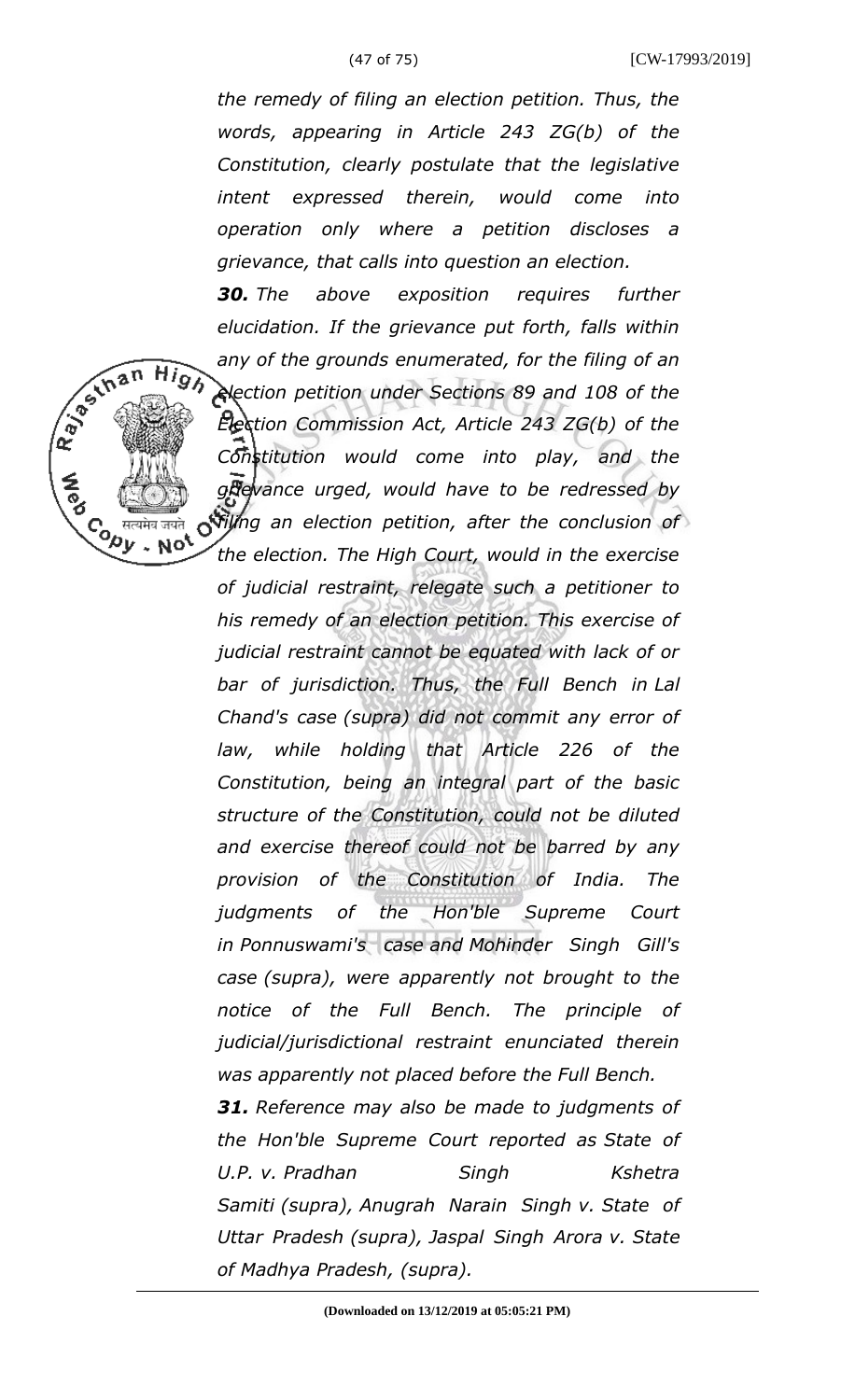*the remedy of filing an election petition. Thus, the words, appearing in Article 243 ZG(b) of the Constitution, clearly postulate that the legislative intent expressed therein, would come into operation only where a petition discloses a grievance, that calls into question an election.*

***30.*** *The above exposition requires further elucidation. If the grievance put forth, falls within any of the grounds enumerated, for the filing of an election petition under Sections 89 and 108 of the Election Commission Act, Article 243 ZG(b) of the Constitution would come into play, and the grievance urged, would have to be redressed by filing an election petition, after the conclusion of the election. The High Court, would in the exercise of judicial restraint, relegate such a petitioner to his remedy of an election petition. This exercise of judicial restraint cannot be equated with lack of or bar of jurisdiction. Thus, the Full Bench in Lal Chand's case (supra) did not commit any error of law, while holding that Article 226 of the Constitution, being an integral part of the basic structure of the Constitution, could not be diluted and exercise thereof could not be barred by any provision of the Constitution of India. The judgments of the Hon'ble Supreme Court in Ponnuswami's case and Mohinder Singh Gill's case (supra), were apparently not brought to the notice of the Full Bench. The principle of judicial/jurisdictional restraint enunciated therein was apparently not placed before the Full Bench.*

***31.*** *Reference may also be made to judgments of the Hon'ble Supreme Court reported as State of U.P. v. Pradhan Singh Kshetra Samiti (supra), Anugrah Narain Singh v. State of Uttar Pradesh (supra), Jaspal Singh Arora v. State of Madhya Pradesh, (supra).*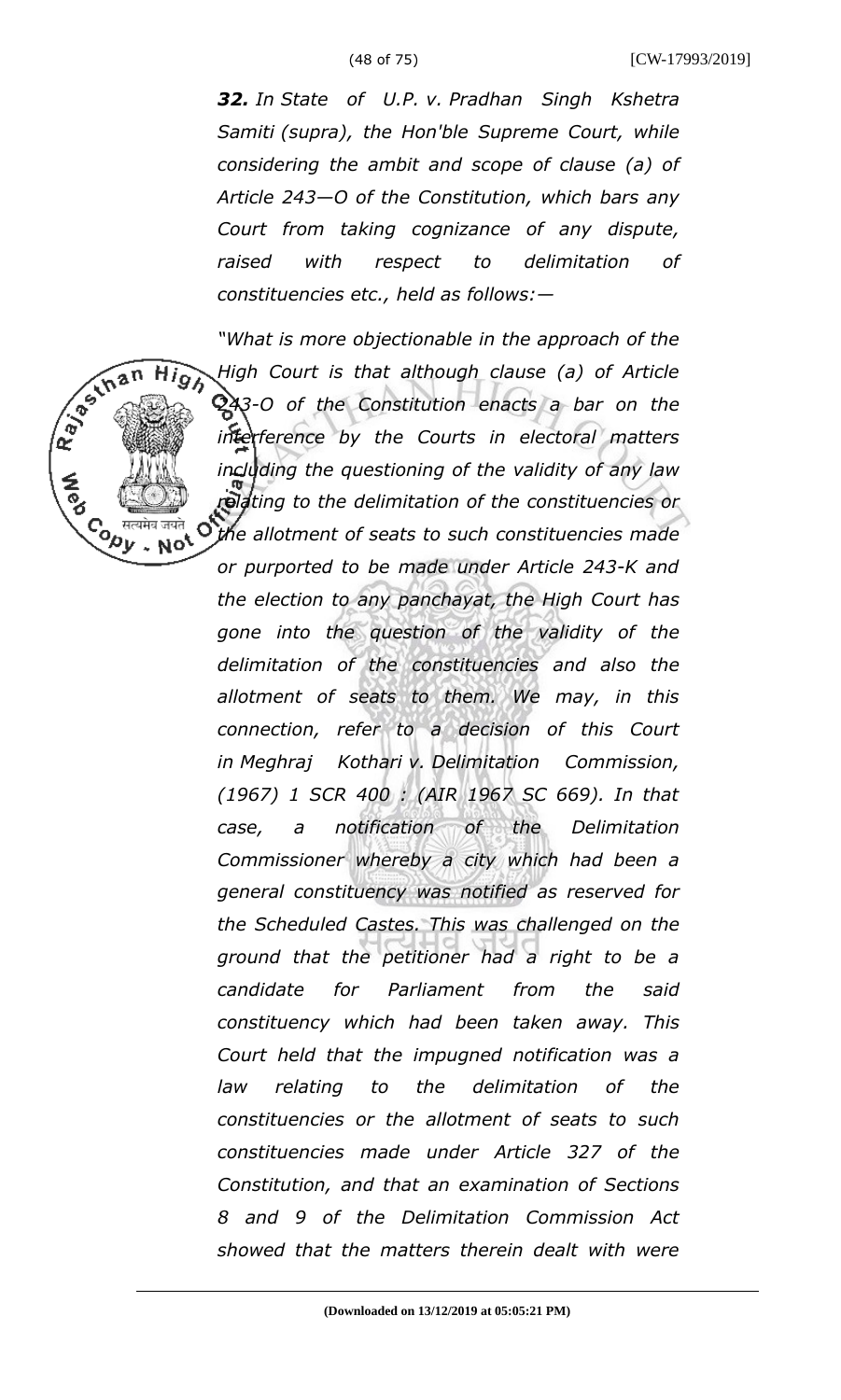***32.** In State of U.P. v. Pradhan Singh Kshetra Samiti (supra), the Hon'ble Supreme Court, while considering the ambit and scope of clause (a) of Article 243—O of the Constitution, which bars any Court from taking cognizance of any dispute, raised with respect to delimitation of constituencies etc., held as follows:—*

*"What is more objectionable in the approach of the High Court is that although clause (a) of Article 243-O of the Constitution enacts a bar on the interference by the Courts in electoral matters including the questioning of the validity of any law relating to the delimitation of the constituencies or the allotment of seats to such constituencies made or purported to be made under Article 243-K and the election to any panchayat, the High Court has gone into the question of the validity of the delimitation of the constituencies and also the allotment of seats to them. We may, in this connection, refer to a decision of this Court in Meghraj Kothari v. Delimitation Commission, (1967) 1 SCR 400 : (AIR 1967 SC 669). In that case, a notification of the Delimitation Commissioner whereby a city which had been a general constituency was notified as reserved for the Scheduled Castes. This was challenged on the ground that the petitioner had a right to be a candidate for Parliament from the said constituency which had been taken away. This Court held that the impugned notification was a law relating to the delimitation of the constituencies or the allotment of seats to such constituencies made under Article 327 of the Constitution, and that an examination of Sections 8 and 9 of the Delimitation Commission Act showed that the matters therein dealt with were*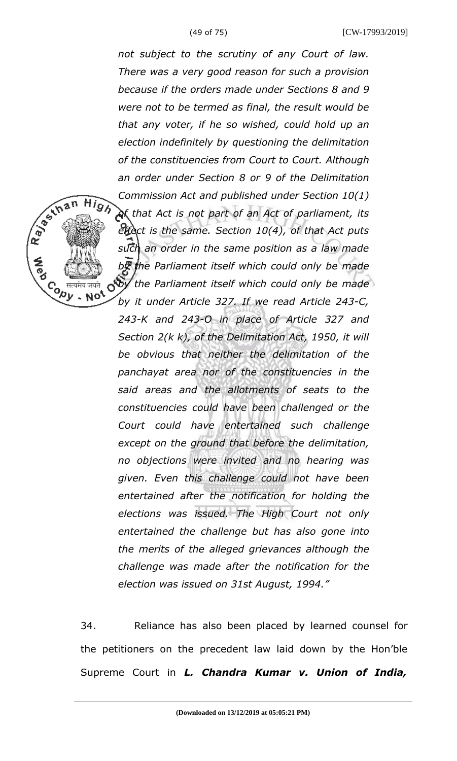*not subject to the scrutiny of any Court of law. There was a very good reason for such a provision because if the orders made under Sections 8 and 9 were not to be termed as final, the result would be that any voter, if he so wished, could hold up an election indefinitely by questioning the delimitation of the constituencies from Court to Court. Although an order under Section 8 or 9 of the Delimitation Commission Act and published under Section 10(1) of that Act is not part of an Act of parliament, its effect is the same. Section 10(4), of that Act puts such an order in the same position as a law made by the Parliament itself which could only be made by the Parliament itself which could only be made by it under Article 327. If we read Article 243-C, 243-K and 243-O in place of Article 327 and Section 2(k k), of the Delimitation Act, 1950, it will be obvious that neither the delimitation of the panchayat area nor of the constituencies in the said areas and the allotments of seats to the constituencies could have been challenged or the Court could have entertained such challenge except on the ground that before the delimitation, no objections were invited and no hearing was given. Even this challenge could not have been entertained after the notification for holding the elections was issued. The High Court not only entertained the challenge but has also gone into the merits of the alleged grievances although the challenge was made after the notification for the election was issued on 31st August, 1994."*

34. Reliance has also been placed by learned counsel for the petitioners on the precedent law laid down by the Hon'ble Supreme Court in ***L. Chandra Kumar v. Union of India,***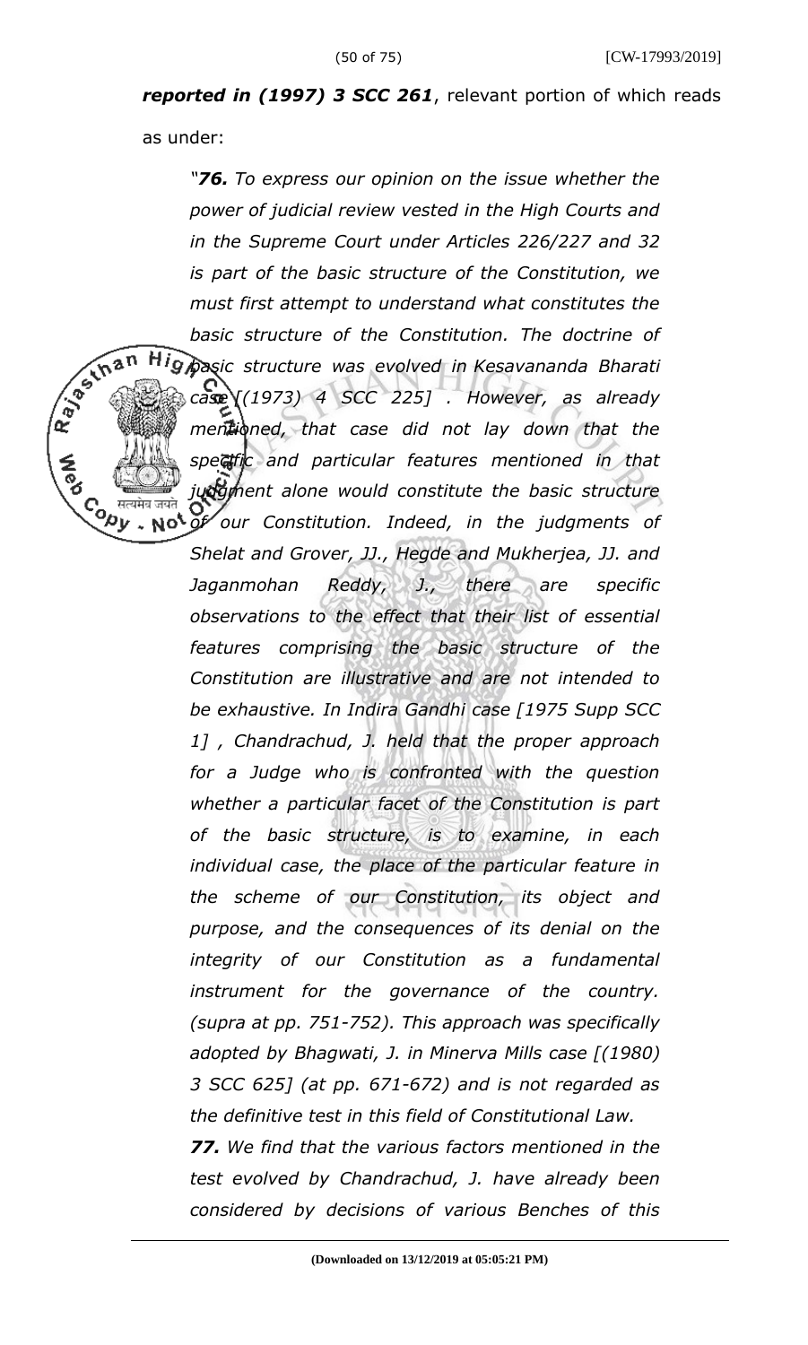***reported in (1997) 3 SCC 261***, relevant portion of which reads as under:

> *"**76.** To express our opinion on the issue whether the power of judicial review vested in the High Courts and in the Supreme Court under Articles 226/227 and 32 is part of the basic structure of the Constitution, we must first attempt to understand what constitutes the basic structure of the Constitution. The doctrine of basic structure was evolved in Kesavananda Bharati case [(1973) 4 SCC 225] . However, as already mentioned, that case did not lay down that the specific and particular features mentioned in that judgment alone would constitute the basic structure of our Constitution. Indeed, in the judgments of Shelat and Grover, JJ., Hegde and Mukherjea, JJ. and Jaganmohan Reddy, J., there are specific observations to the effect that their list of essential features comprising the basic structure of the Constitution are illustrative and are not intended to be exhaustive. In Indira Gandhi case [1975 Supp SCC 1] , Chandrachud, J. held that the proper approach for a Judge who is confronted with the question whether a particular facet of the Constitution is part of the basic structure, is to examine, in each individual case, the place of the particular feature in the scheme of our Constitution, its object and purpose, and the consequences of its denial on the integrity of our Constitution as a fundamental instrument for the governance of the country. (supra at pp. 751-752). This approach was specifically adopted by Bhagwati, J. in Minerva Mills case [(1980) 3 SCC 625] (at pp. 671-672) and is not regarded as the definitive test in this field of Constitutional Law.*
>
> ***77.** We find that the various factors mentioned in the test evolved by Chandrachud, J. have already been considered by decisions of various Benches of this*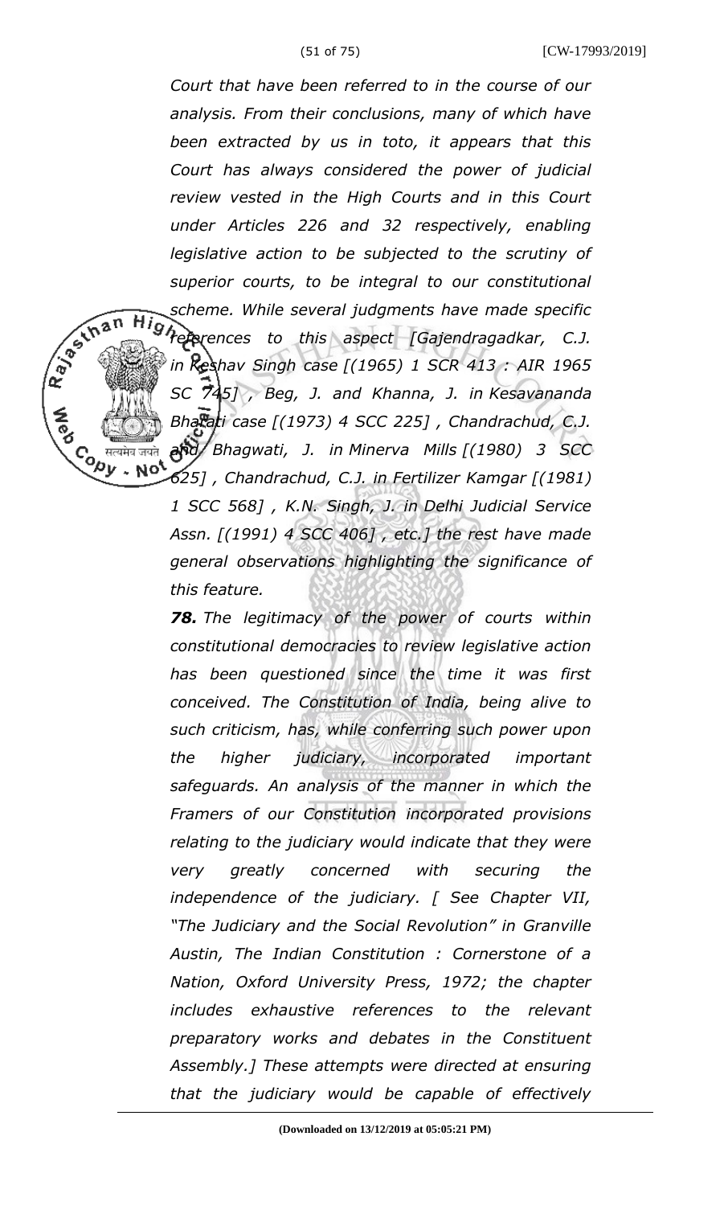*Court that have been referred to in the course of our analysis. From their conclusions, many of which have been extracted by us in toto, it appears that this Court has always considered the power of judicial review vested in the High Courts and in this Court under Articles 226 and 32 respectively, enabling legislative action to be subjected to the scrutiny of superior courts, to be integral to our constitutional scheme. While several judgments have made specific references to this aspect [Gajendragadkar, C.J. in Keshav Singh case [(1965) 1 SCR 413 : AIR 1965 SC 745] , Beg, J. and Khanna, J. in Kesavananda Bharati case [(1973) 4 SCC 225] , Chandrachud, C.J. and Bhagwati, J. in Minerva Mills [(1980) 3 SCC 625] , Chandrachud, C.J. in Fertilizer Kamgar [(1981) 1 SCC 568] , K.N. Singh, J. in Delhi Judicial Service Assn. [(1991) 4 SCC 406] , etc.] the rest have made general observations highlighting the significance of this feature.*

***78.*** *The legitimacy of the power of courts within constitutional democracies to review legislative action has been questioned since the time it was first conceived. The Constitution of India, being alive to such criticism, has, while conferring such power upon the higher judiciary, incorporated important safeguards. An analysis of the manner in which the Framers of our Constitution incorporated provisions relating to the judiciary would indicate that they were very greatly concerned with securing the independence of the judiciary. [ See Chapter VII, "The Judiciary and the Social Revolution" in Granville Austin, The Indian Constitution : Cornerstone of a Nation, Oxford University Press, 1972; the chapter includes exhaustive references to the relevant preparatory works and debates in the Constituent Assembly.] These attempts were directed at ensuring that the judiciary would be capable of effectively*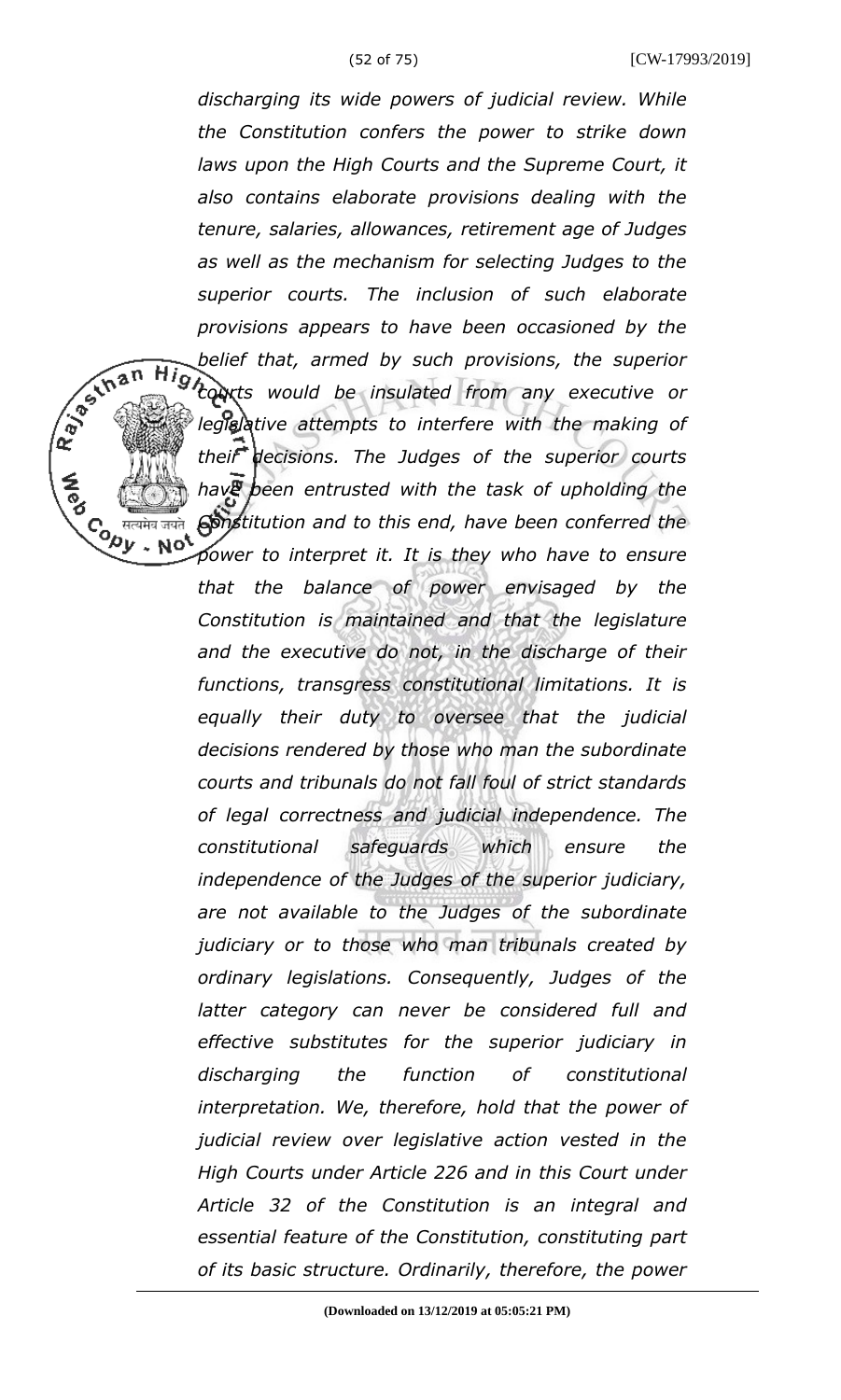*discharging its wide powers of judicial review. While the Constitution confers the power to strike down laws upon the High Courts and the Supreme Court, it also contains elaborate provisions dealing with the tenure, salaries, allowances, retirement age of Judges as well as the mechanism for selecting Judges to the superior courts. The inclusion of such elaborate provisions appears to have been occasioned by the belief that, armed by such provisions, the superior courts would be insulated from any executive or legislative attempts to interfere with the making of their decisions. The Judges of the superior courts have been entrusted with the task of upholding the Constitution and to this end, have been conferred the power to interpret it. It is they who have to ensure that the balance of power envisaged by the Constitution is maintained and that the legislature and the executive do not, in the discharge of their functions, transgress constitutional limitations. It is equally their duty to oversee that the judicial decisions rendered by those who man the subordinate courts and tribunals do not fall foul of strict standards of legal correctness and judicial independence. The constitutional safeguards which ensure the independence of the Judges of the superior judiciary, are not available to the Judges of the subordinate judiciary or to those who man tribunals created by ordinary legislations. Consequently, Judges of the latter category can never be considered full and effective substitutes for the superior judiciary in discharging the function of constitutional interpretation. We, therefore, hold that the power of judicial review over legislative action vested in the High Courts under Article 226 and in this Court under Article 32 of the Constitution is an integral and essential feature of the Constitution, constituting part of its basic structure. Ordinarily, therefore, the power*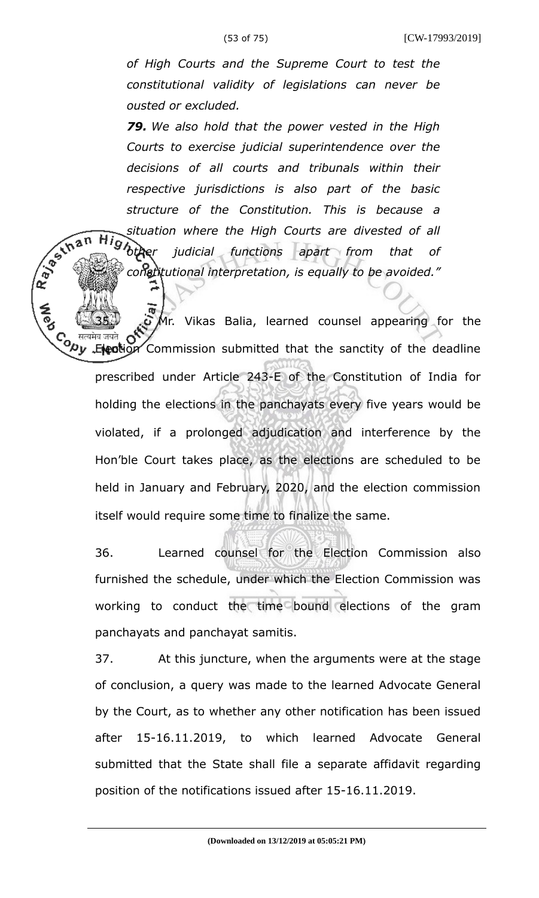*of High Courts and the Supreme Court to test the constitutional validity of legislations can never be ousted or excluded.*

***79.*** *We also hold that the power vested in the High Courts to exercise judicial superintendence over the decisions of all courts and tribunals within their respective jurisdictions is also part of the basic structure of the Constitution. This is because a situation where the High Courts are divested of all other judicial functions apart from that of constitutional interpretation, is equally to be avoided."*

35. Mr. Vikas Balia, learned counsel appearing for the Election Commission submitted that the sanctity of the deadline prescribed under Article 243-E of the Constitution of India for holding the elections in the panchayats every five years would be violated, if a prolonged adjudication and interference by the Hon'ble Court takes place, as the elections are scheduled to be held in January and February, 2020, and the election commission itself would require some time to finalize the same.

36. Learned counsel for the Election Commission also furnished the schedule, under which the Election Commission was working to conduct the time bound elections of the gram panchayats and panchayat samitis.

37. At this juncture, when the arguments were at the stage of conclusion, a query was made to the learned Advocate General by the Court, as to whether any other notification has been issued after 15-16.11.2019, to which learned Advocate General submitted that the State shall file a separate affidavit regarding position of the notifications issued after 15-16.11.2019.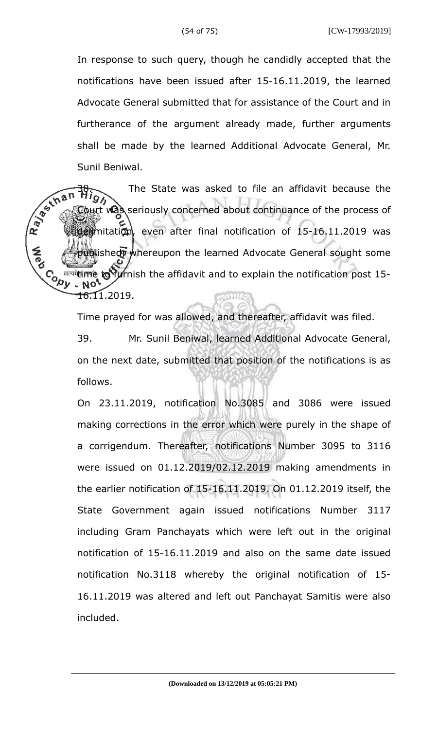In response to such query, though he candidly accepted that the notifications have been issued after 15-16.11.2019, the learned Advocate General submitted that for assistance of the Court and in furtherance of the argument already made, further arguments shall be made by the learned Additional Advocate General, Mr. Sunil Beniwal.

38. The State was asked to file an affidavit because the Court was seriously concerned about continuance of the process of delimitation, even after final notification of 15-16.11.2019 was published, whereupon the learned Advocate General sought some time to furnish the affidavit and to explain the notification post 15-16.11.2019.

Time prayed for was allowed, and thereafter, affidavit was filed.

39. Mr. Sunil Beniwal, learned Additional Advocate General, on the next date, submitted that position of the notifications is as follows.

On 23.11.2019, notification No.3085 and 3086 were issued making corrections in the error which were purely in the shape of a corrigendum. Thereafter, notifications Number 3095 to 3116 were issued on 01.12.2019/02.12.2019 making amendments in the earlier notification of 15-16.11.2019. On 01.12.2019 itself, the State Government again issued notifications Number 3117 including Gram Panchayats which were left out in the original notification of 15-16.11.2019 and also on the same date issued notification No.3118 whereby the original notification of 15-16.11.2019 was altered and left out Panchayat Samitis were also included.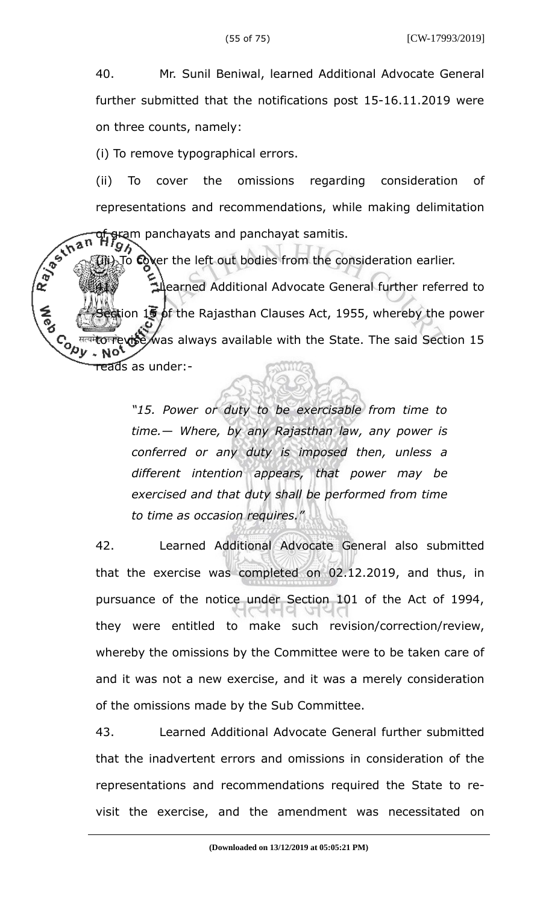40. Mr. Sunil Beniwal, learned Additional Advocate General further submitted that the notifications post 15-16.11.2019 were on three counts, namely:

(i) To remove typographical errors.

(ii) To cover the omissions regarding consideration of representations and recommendations, while making delimitation of gram panchayats and panchayat samitis.

(iii) To cover the left out bodies from the consideration earlier.

41. Learned Additional Advocate General further referred to Section 15 of the Rajasthan Clauses Act, 1955, whereby the power to revise was always available with the State. The said Section 15 reads as under:-

> *"15. Power or duty to be exercisable from time to time.— Where, by any Rajasthan law, any power is conferred or any duty is imposed then, unless a different intention appears, that power may be exercised and that duty shall be performed from time to time as occasion requires."*

42. Learned Additional Advocate General also submitted that the exercise was completed on 02.12.2019, and thus, in pursuance of the notice under Section 101 of the Act of 1994, they were entitled to make such revision/correction/review, whereby the omissions by the Committee were to be taken care of and it was not a new exercise, and it was a merely consideration of the omissions made by the Sub Committee.

43. Learned Additional Advocate General further submitted that the inadvertent errors and omissions in consideration of the representations and recommendations required the State to re-visit the exercise, and the amendment was necessitated on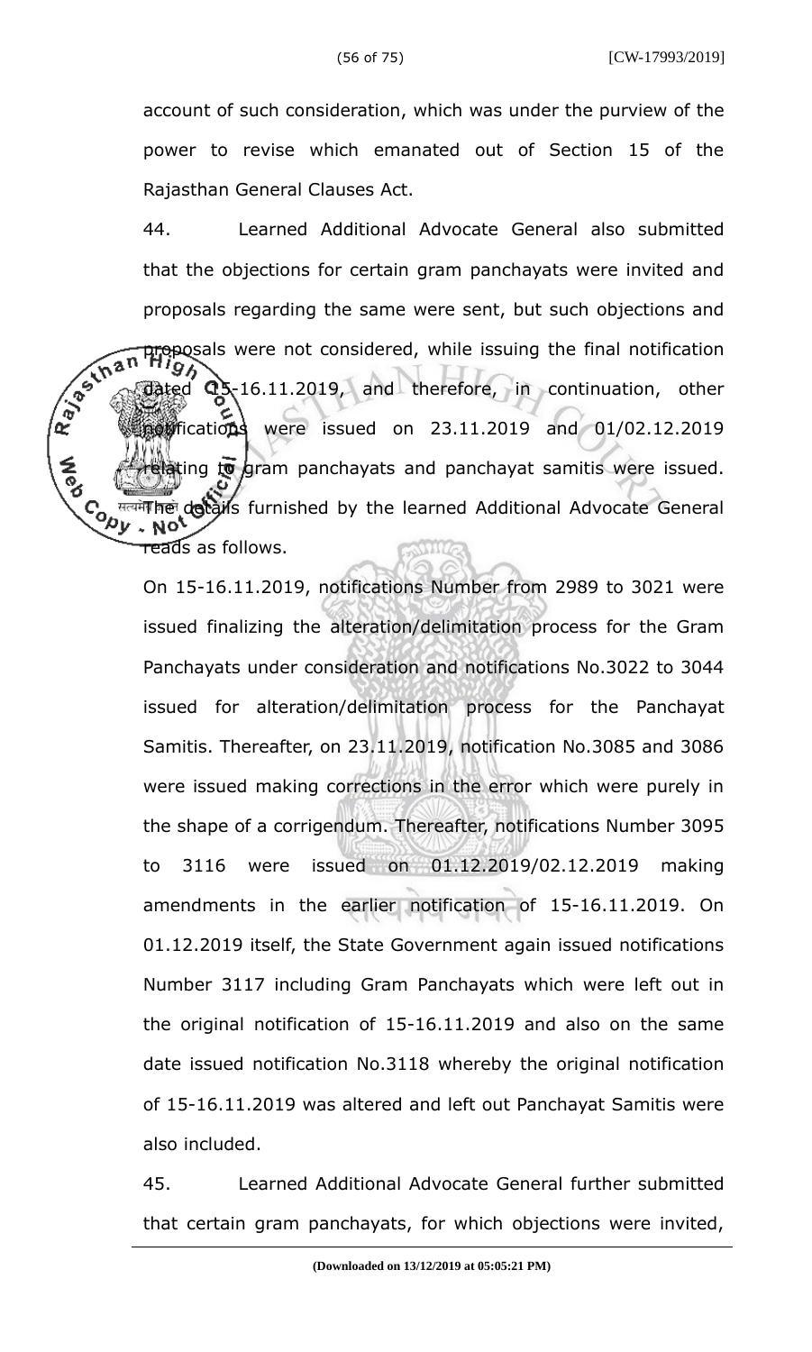account of such consideration, which was under the purview of the power to revise which emanated out of Section 15 of the Rajasthan General Clauses Act.

44. Learned Additional Advocate General also submitted that the objections for certain gram panchayats were invited and proposals regarding the same were sent, but such objections and proposals were not considered, while issuing the final notification dated 15-16.11.2019, and therefore, in continuation, other notifications were issued on 23.11.2019 and 01/02.12.2019 relating to gram panchayats and panchayat samitis were issued. The details furnished by the learned Additional Advocate General reads as follows.

On 15-16.11.2019, notifications Number from 2989 to 3021 were issued finalizing the alteration/delimitation process for the Gram Panchayats under consideration and notifications No.3022 to 3044 issued for alteration/delimitation process for the Panchayat Samitis. Thereafter, on 23.11.2019, notification No.3085 and 3086 were issued making corrections in the error which were purely in the shape of a corrigendum. Thereafter, notifications Number 3095 to 3116 were issued on 01.12.2019/02.12.2019 making amendments in the earlier notification of 15-16.11.2019. On 01.12.2019 itself, the State Government again issued notifications Number 3117 including Gram Panchayats which were left out in the original notification of 15-16.11.2019 and also on the same date issued notification No.3118 whereby the original notification of 15-16.11.2019 was altered and left out Panchayat Samitis were also included.

45. Learned Additional Advocate General further submitted that certain gram panchayats, for which objections were invited,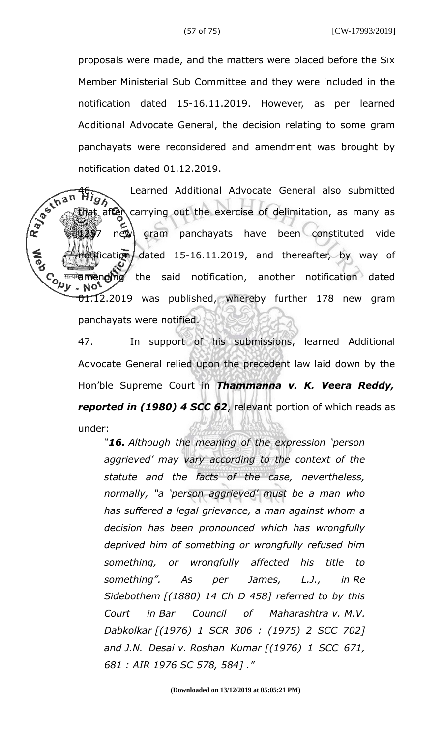proposals were made, and the matters were placed before the Six Member Ministerial Sub Committee and they were included in the notification dated 15-16.11.2019. However, as per learned Additional Advocate General, the decision relating to some gram panchayats were reconsidered and amendment was brought by notification dated 01.12.2019.

46. Learned Additional Advocate General also submitted that after carrying out the exercise of delimitation, as many as 1257 new gram panchayats have been constituted vide notification dated 15-16.11.2019, and thereafter, by way of amending the said notification, another notification dated 01.12.2019 was published, whereby further 178 new gram panchayats were notified.

47. In support of his submissions, learned Additional Advocate General relied upon the precedent law laid down by the Hon'ble Supreme Court in ***Thammanna v. K. Veera Reddy, reported in (1980) 4 SCC 62***, relevant portion of which reads as under:

> *"**16.** Although the meaning of the expression 'person aggrieved' may vary according to the context of the statute and the facts of the case, nevertheless, normally, "a 'person aggrieved' must be a man who has suffered a legal grievance, a man against whom a decision has been pronounced which has wrongfully deprived him of something or wrongfully refused him something, or wrongfully affected his title to something". As per James, L.J., in Re Sidebothem [(1880) 14 Ch D 458] referred to by this Court in Bar Council of Maharashtra v. M.V. Dabkolkar [(1976) 1 SCR 306 : (1975) 2 SCC 702] and J.N. Desai v. Roshan Kumar [(1976) 1 SCC 671, 681 : AIR 1976 SC 578, 584] ."*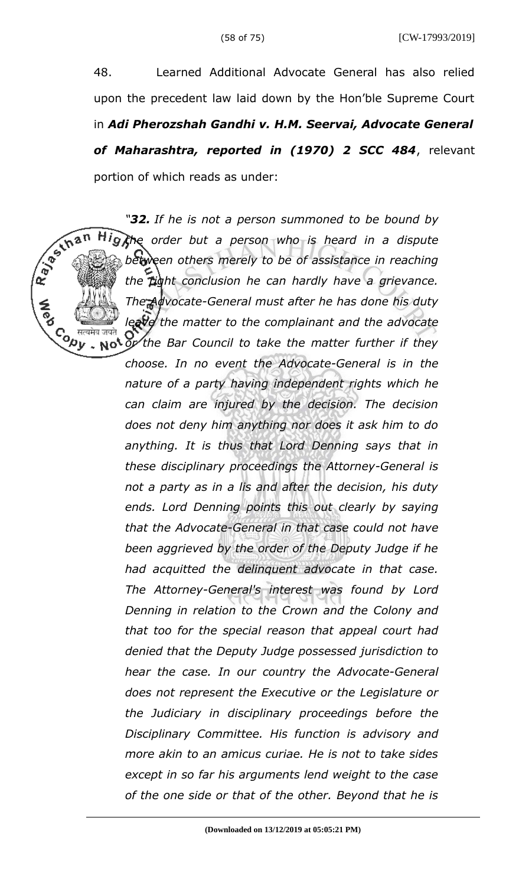48. Learned Additional Advocate General has also relied upon the precedent law laid down by the Hon'ble Supreme Court in ***Adi Pherozshah Gandhi v. H.M. Seervai, Advocate General of Maharashtra, reported in (1970) 2 SCC 484***, relevant portion of which reads as under:

> *"**32.** If he is not a person summoned to be bound by the order but a person who is heard in a dispute between others merely to be of assistance in reaching the right conclusion he can hardly have a grievance. The Advocate-General must after he has done his duty leave the matter to the complainant and the advocate or the Bar Council to take the matter further if they choose. In no event the Advocate-General is in the nature of a party having independent rights which he can claim are injured by the decision. The decision does not deny him anything nor does it ask him to do anything. It is thus that Lord Denning says that in these disciplinary proceedings the Attorney-General is not a party as in a lis and after the decision, his duty ends. Lord Denning points this out clearly by saying that the Advocate-General in that case could not have been aggrieved by the order of the Deputy Judge if he had acquitted the delinquent advocate in that case. The Attorney-General's interest was found by Lord Denning in relation to the Crown and the Colony and that too for the special reason that appeal court had denied that the Deputy Judge possessed jurisdiction to hear the case. In our country the Advocate-General does not represent the Executive or the Legislature or the Judiciary in disciplinary proceedings before the Disciplinary Committee. His function is advisory and more akin to an amicus curiae. He is not to take sides except in so far his arguments lend weight to the case of the one side or that of the other. Beyond that he is*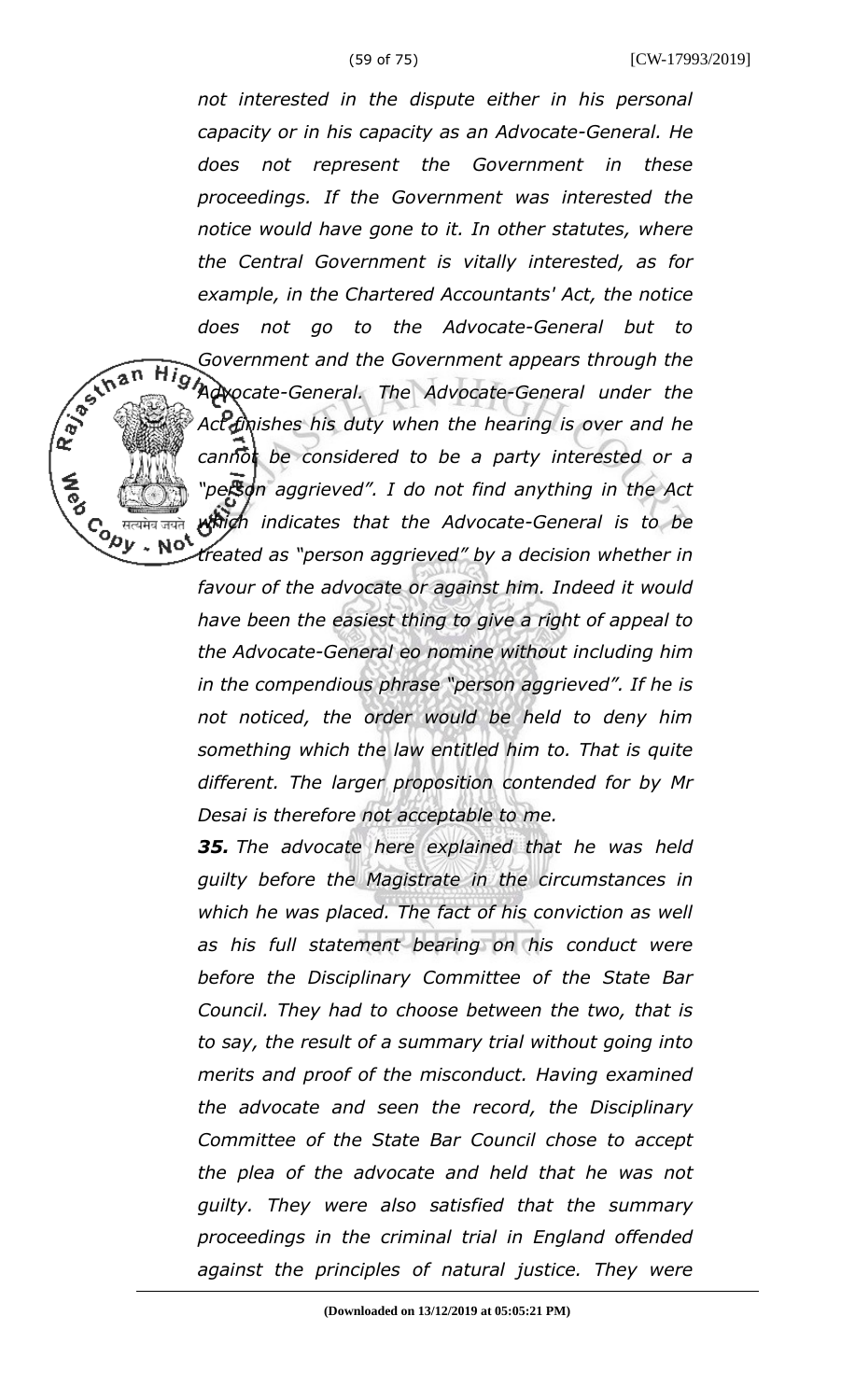*not interested in the dispute either in his personal capacity or in his capacity as an Advocate-General. He does not represent the Government in these proceedings. If the Government was interested the notice would have gone to it. In other statutes, where the Central Government is vitally interested, as for example, in the Chartered Accountants' Act, the notice does not go to the Advocate-General but to Government and the Government appears through the Advocate-General. The Advocate-General under the Act finishes his duty when the hearing is over and he cannot be considered to be a party interested or a "person aggrieved". I do not find anything in the Act which indicates that the Advocate-General is to be treated as "person aggrieved" by a decision whether in favour of the advocate or against him. Indeed it would have been the easiest thing to give a right of appeal to the Advocate-General eo nomine without including him in the compendious phrase "person aggrieved". If he is not noticed, the order would be held to deny him something which the law entitled him to. That is quite different. The larger proposition contended for by Mr Desai is therefore not acceptable to me.*

***35.*** *The advocate here explained that he was held guilty before the Magistrate in the circumstances in which he was placed. The fact of his conviction as well as his full statement bearing on his conduct were before the Disciplinary Committee of the State Bar Council. They had to choose between the two, that is to say, the result of a summary trial without going into merits and proof of the misconduct. Having examined the advocate and seen the record, the Disciplinary Committee of the State Bar Council chose to accept the plea of the advocate and held that he was not guilty. They were also satisfied that the summary proceedings in the criminal trial in England offended against the principles of natural justice. They were*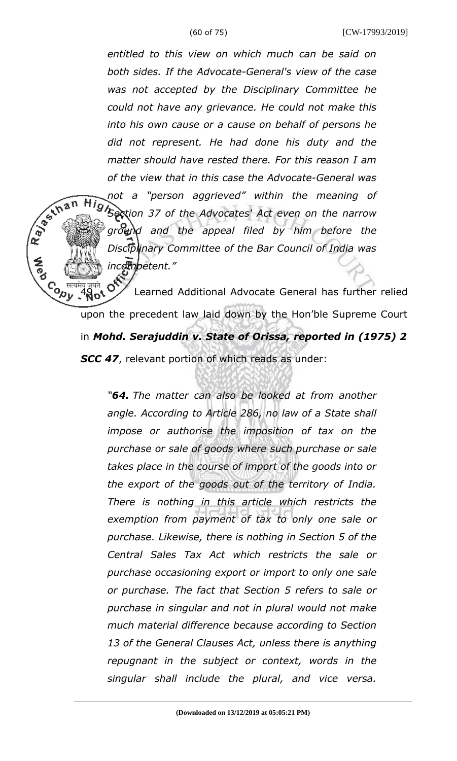*entitled to this view on which much can be said on both sides. If the Advocate-General's view of the case was not accepted by the Disciplinary Committee he could not have any grievance. He could not make this into his own cause or a cause on behalf of persons he did not represent. He had done his duty and the matter should have rested there. For this reason I am of the view that in this case the Advocate-General was not a "person aggrieved" within the meaning of Section 37 of the Advocates' Act even on the narrow ground and the appeal filed by him before the Disciplinary Committee of the Bar Council of India was incompetent."*

49. Learned Additional Advocate General has further relied upon the precedent law laid down by the Hon'ble Supreme Court in ***Mohd. Serajuddin v. State of Orissa, reported in (1975) 2 SCC 47***, relevant portion of which reads as under:

*"**64.** The matter can also be looked at from another angle. According to Article 286, no law of a State shall impose or authorise the imposition of tax on the purchase or sale of goods where such purchase or sale takes place in the course of import of the goods into or the export of the goods out of the territory of India. There is nothing in this article which restricts the exemption from payment of tax to only one sale or purchase. Likewise, there is nothing in Section 5 of the Central Sales Tax Act which restricts the sale or purchase occasioning export or import to only one sale or purchase. The fact that Section 5 refers to sale or purchase in singular and not in plural would not make much material difference because according to Section 13 of the General Clauses Act, unless there is anything repugnant in the subject or context, words in the singular shall include the plural, and vice versa.*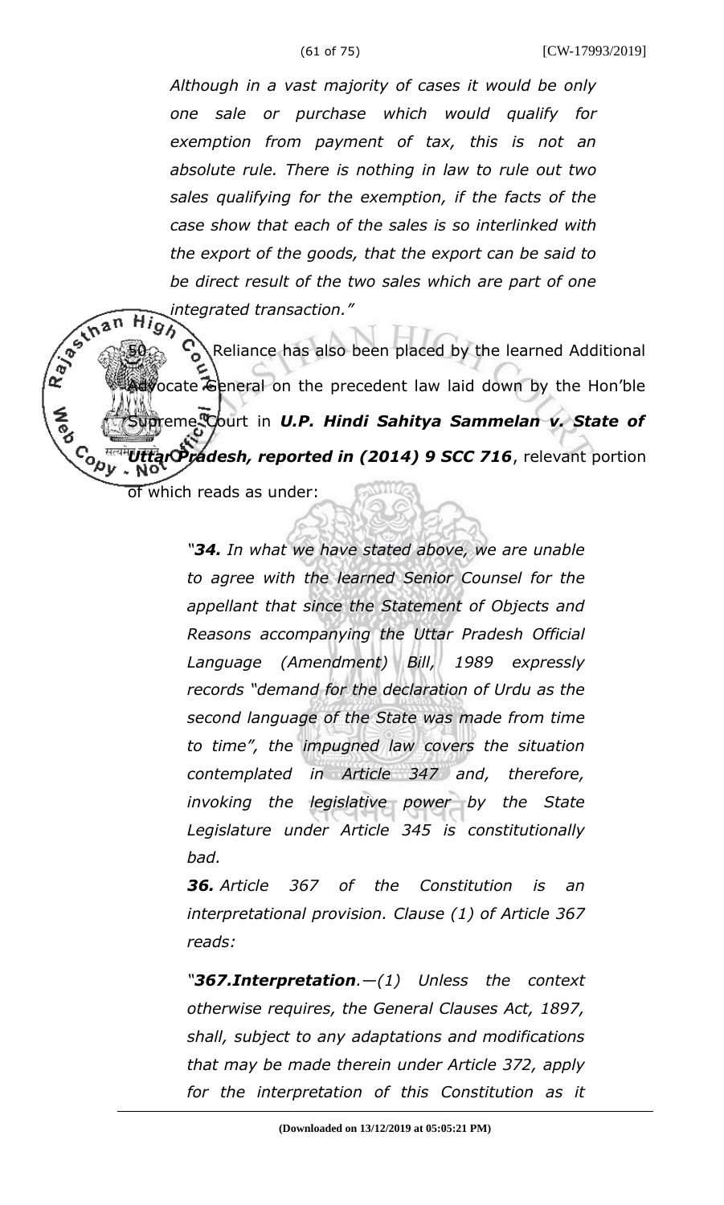*Although in a vast majority of cases it would be only one sale or purchase which would qualify for exemption from payment of tax, this is not an absolute rule. There is nothing in law to rule out two sales qualifying for the exemption, if the facts of the case show that each of the sales is so interlinked with the export of the goods, that the export can be said to be direct result of the two sales which are part of one integrated transaction."*

50. Reliance has also been placed by the learned Additional Advocate General on the precedent law laid down by the Hon'ble Supreme Court in ***U.P. Hindi Sahitya Sammelan v. State of Uttar Pradesh, reported in (2014) 9 SCC 716***, relevant portion of which reads as under:

> *"**34.** In what we have stated above, we are unable to agree with the learned Senior Counsel for the appellant that since the Statement of Objects and Reasons accompanying the Uttar Pradesh Official Language (Amendment) Bill, 1989 expressly records "demand for the declaration of Urdu as the second language of the State was made from time to time", the impugned law covers the situation contemplated in Article 347 and, therefore, invoking the legislative power by the State Legislature under Article 345 is constitutionally bad.*
>
> ***36.** Article 367 of the Constitution is an interpretational provision. Clause (1) of Article 367 reads:*
>
> *"**367.Interpretation**.—(1) Unless the context otherwise requires, the General Clauses Act, 1897, shall, subject to any adaptations and modifications that may be made therein under Article 372, apply for the interpretation of this Constitution as it*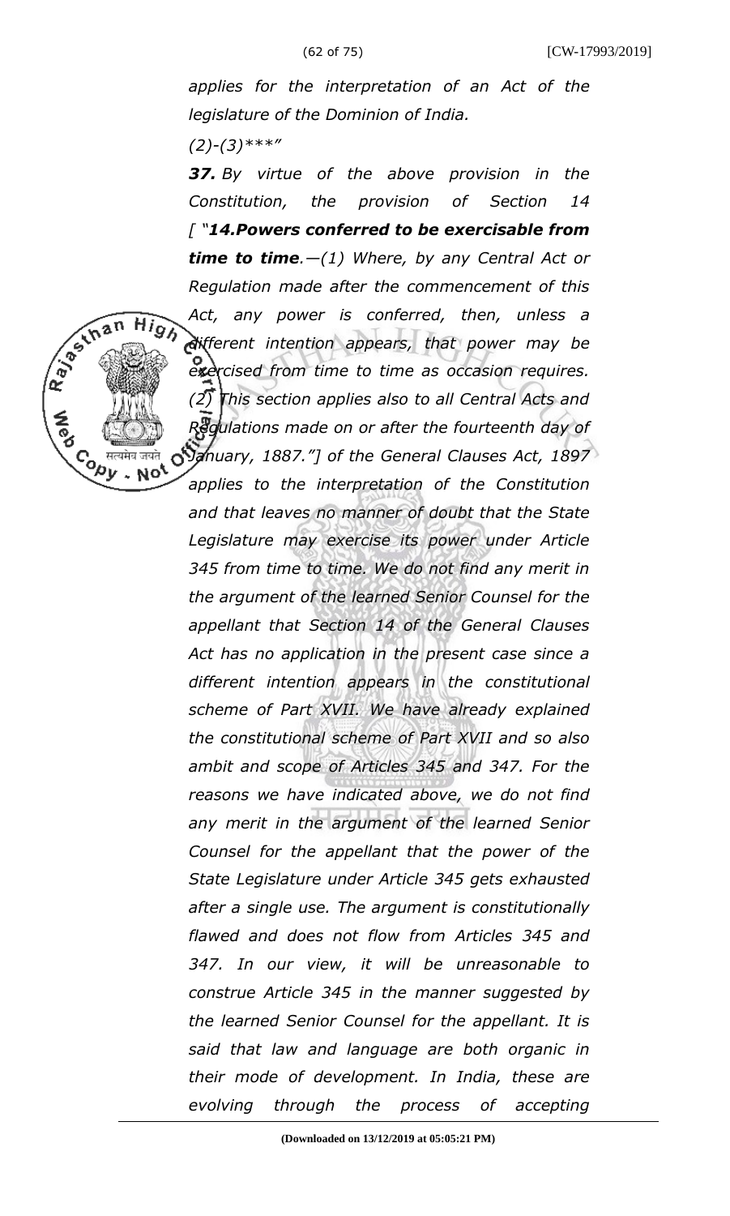*applies for the interpretation of an Act of the legislature of the Dominion of India.*

*(2)-(3)\*\*\*"*

***37.** By virtue of the above provision in the Constitution, the provision of Section 14 [ "**14.Powers conferred to be exercisable from time to time**.—(1) Where, by any Central Act or Regulation made after the commencement of this Act, any power is conferred, then, unless a different intention appears, that power may be exercised from time to time as occasion requires. (2) This section applies also to all Central Acts and Regulations made on or after the fourteenth day of January, 1887."] of the General Clauses Act, 1897 applies to the interpretation of the Constitution and that leaves no manner of doubt that the State Legislature may exercise its power under Article 345 from time to time. We do not find any merit in the argument of the learned Senior Counsel for the appellant that Section 14 of the General Clauses Act has no application in the present case since a different intention appears in the constitutional scheme of Part XVII. We have already explained the constitutional scheme of Part XVII and so also ambit and scope of Articles 345 and 347. For the reasons we have indicated above, we do not find any merit in the argument of the learned Senior Counsel for the appellant that the power of the State Legislature under Article 345 gets exhausted after a single use. The argument is constitutionally flawed and does not flow from Articles 345 and 347. In our view, it will be unreasonable to construe Article 345 in the manner suggested by the learned Senior Counsel for the appellant. It is said that law and language are both organic in their mode of development. In India, these are evolving through the process of accepting*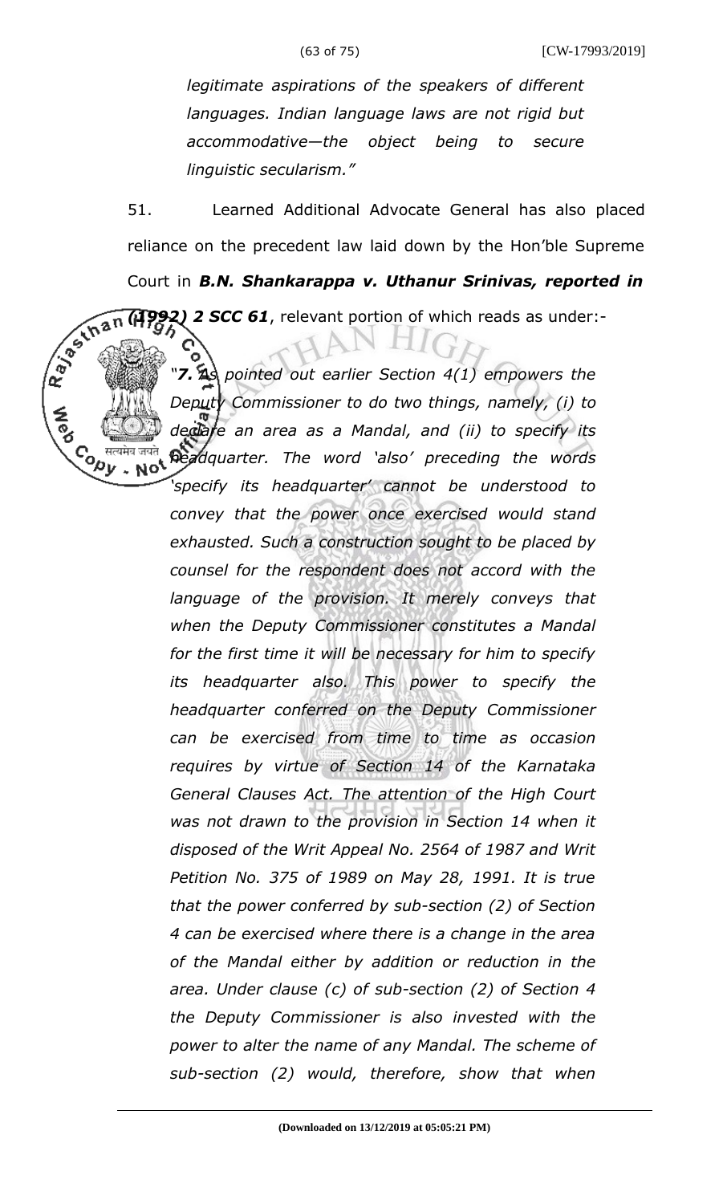*legitimate aspirations of the speakers of different languages. Indian language laws are not rigid but accommodative—the object being to secure linguistic secularism."*

51. Learned Additional Advocate General has also placed reliance on the precedent law laid down by the Hon'ble Supreme Court in ***B.N. Shankarappa v. Uthanur Srinivas, reported in (1992) 2 SCC 61***, relevant portion of which reads as under:-

> *"**7.** As pointed out earlier Section 4(1) empowers the Deputy Commissioner to do two things, namely, (i) to declare an area as a Mandal, and (ii) to specify its headquarter. The word 'also' preceding the words 'specify its headquarter' cannot be understood to convey that the power once exercised would stand exhausted. Such a construction sought to be placed by counsel for the respondent does not accord with the language of the provision. It merely conveys that when the Deputy Commissioner constitutes a Mandal for the first time it will be necessary for him to specify its headquarter also. This power to specify the headquarter conferred on the Deputy Commissioner can be exercised from time to time as occasion requires by virtue of Section 14 of the Karnataka General Clauses Act. The attention of the High Court was not drawn to the provision in Section 14 when it disposed of the Writ Appeal No. 2564 of 1987 and Writ Petition No. 375 of 1989 on May 28, 1991. It is true that the power conferred by sub-section (2) of Section 4 can be exercised where there is a change in the area of the Mandal either by addition or reduction in the area. Under clause (c) of sub-section (2) of Section 4 the Deputy Commissioner is also invested with the power to alter the name of any Mandal. The scheme of sub-section (2) would, therefore, show that when*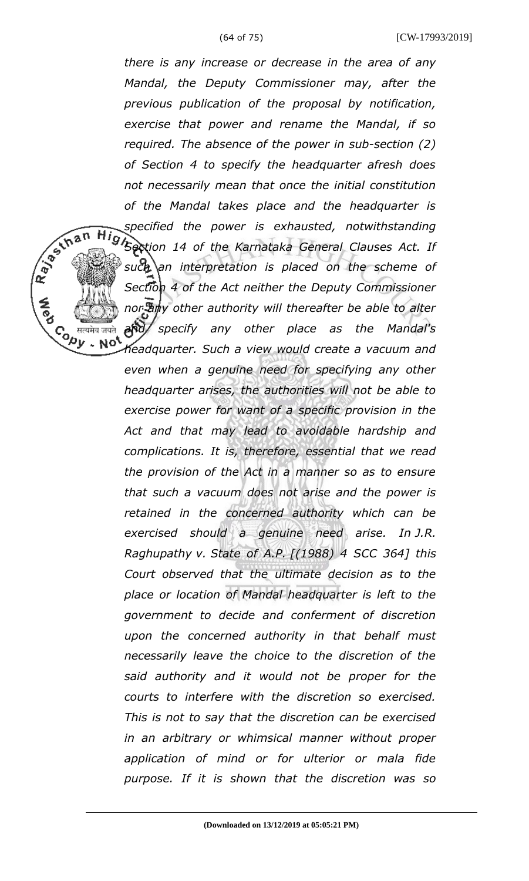*there is any increase or decrease in the area of any Mandal, the Deputy Commissioner may, after the previous publication of the proposal by notification, exercise that power and rename the Mandal, if so required. The absence of the power in sub-section (2) of Section 4 to specify the headquarter afresh does not necessarily mean that once the initial constitution of the Mandal takes place and the headquarter is specified the power is exhausted, notwithstanding Section 14 of the Karnataka General Clauses Act. If such an interpretation is placed on the scheme of Section 4 of the Act neither the Deputy Commissioner nor any other authority will thereafter be able to alter and / specify any other place as the Mandal's headquarter. Such a view would create a vacuum and even when a genuine need for specifying any other headquarter arises, the authorities will not be able to exercise power for want of a specific provision in the Act and that may lead to avoidable hardship and complications. It is, therefore, essential that we read the provision of the Act in a manner so as to ensure that such a vacuum does not arise and the power is retained in the concerned authority which can be exercised should a genuine need arise. In J.R. Raghupathy v. State of A.P. [(1988) 4 SCC 364] this Court observed that the ultimate decision as to the place or location of Mandal headquarter is left to the government to decide and conferment of discretion upon the concerned authority in that behalf must necessarily leave the choice to the discretion of the said authority and it would not be proper for the courts to interfere with the discretion so exercised. This is not to say that the discretion can be exercised in an arbitrary or whimsical manner without proper application of mind or for ulterior or mala fide purpose. If it is shown that the discretion was so*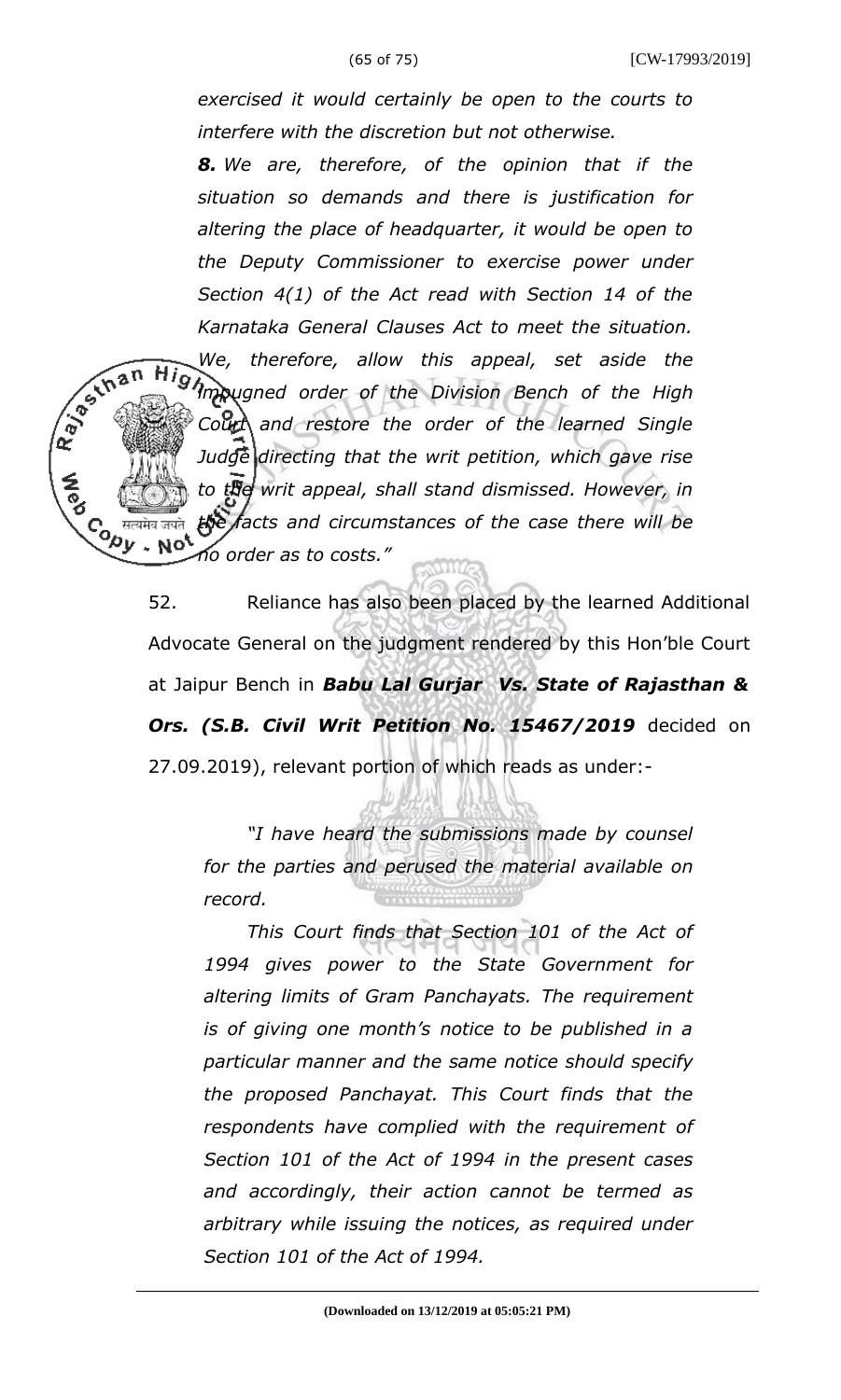*exercised it would certainly be open to the courts to interfere with the discretion but not otherwise.*

***8.** We are, therefore, of the opinion that if the situation so demands and there is justification for altering the place of headquarter, it would be open to the Deputy Commissioner to exercise power under Section 4(1) of the Act read with Section 14 of the Karnataka General Clauses Act to meet the situation. We, therefore, allow this appeal, set aside the impugned order of the Division Bench of the High Court and restore the order of the learned Single Judge directing that the writ petition, which gave rise to the writ appeal, shall stand dismissed. However, in the facts and circumstances of the case there will be no order as to costs."*

52. Reliance has also been placed by the learned Additional Advocate General on the judgment rendered by this Hon'ble Court at Jaipur Bench in ***Babu Lal Gurjar Vs. State of Rajasthan & Ors. (S.B. Civil Writ Petition No. 15467/2019*** decided on 27.09.2019), relevant portion of which reads as under:-

*"I have heard the submissions made by counsel for the parties and perused the material available on record.*

*This Court finds that Section 101 of the Act of 1994 gives power to the State Government for altering limits of Gram Panchayats. The requirement is of giving one month's notice to be published in a particular manner and the same notice should specify the proposed Panchayat. This Court finds that the respondents have complied with the requirement of Section 101 of the Act of 1994 in the present cases and accordingly, their action cannot be termed as arbitrary while issuing the notices, as required under Section 101 of the Act of 1994.*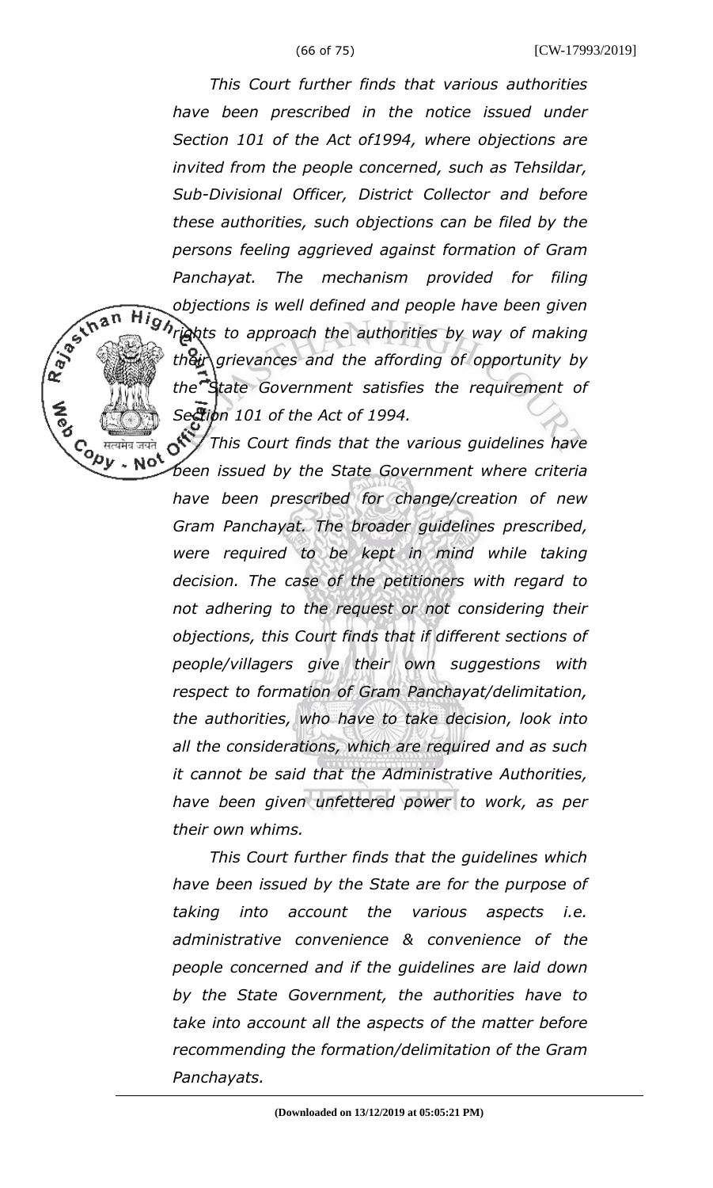*This Court further finds that various authorities have been prescribed in the notice issued under Section 101 of the Act of1994, where objections are invited from the people concerned, such as Tehsildar, Sub-Divisional Officer, District Collector and before these authorities, such objections can be filed by the persons feeling aggrieved against formation of Gram Panchayat. The mechanism provided for filing objections is well defined and people have been given rights to approach the authorities by way of making their grievances and the affording of opportunity by the State Government satisfies the requirement of Section 101 of the Act of 1994.*

*This Court finds that the various guidelines have been issued by the State Government where criteria have been prescribed for change/creation of new Gram Panchayat. The broader guidelines prescribed, were required to be kept in mind while taking decision. The case of the petitioners with regard to not adhering to the request or not considering their objections, this Court finds that if different sections of people/villagers give their own suggestions with respect to formation of Gram Panchayat/delimitation, the authorities, who have to take decision, look into all the considerations, which are required and as such it cannot be said that the Administrative Authorities, have been given unfettered power to work, as per their own whims.*

*This Court further finds that the guidelines which have been issued by the State are for the purpose of taking into account the various aspects i.e. administrative convenience & convenience of the people concerned and if the guidelines are laid down by the State Government, the authorities have to take into account all the aspects of the matter before recommending the formation/delimitation of the Gram Panchayats.*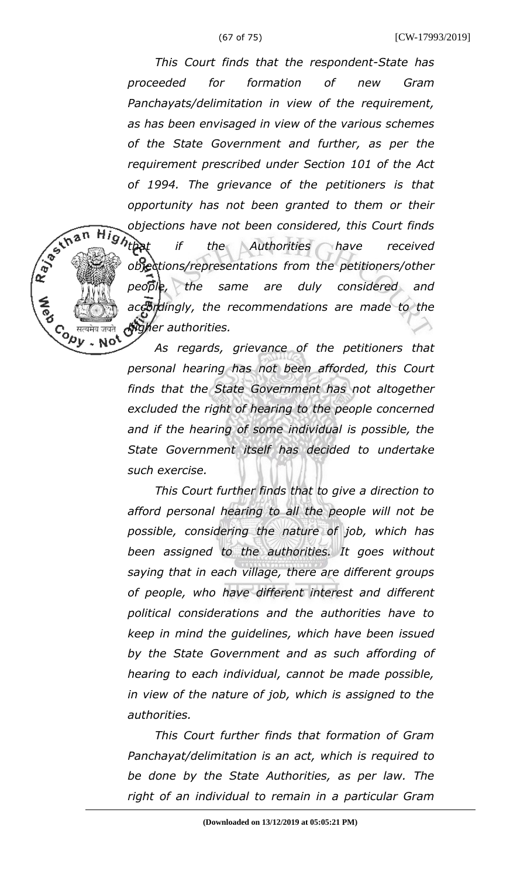*This Court finds that the respondent-State has proceeded for formation of new Gram Panchayats/delimitation in view of the requirement, as has been envisaged in view of the various schemes of the State Government and further, as per the requirement prescribed under Section 101 of the Act of 1994. The grievance of the petitioners is that opportunity has not been granted to them or their objections have not been considered, this Court finds that if the Authorities have received objections/representations from the petitioners/other people, the same are duly considered and accordingly, the recommendations are made to the higher authorities.*

*As regards, grievance of the petitioners that personal hearing has not been afforded, this Court finds that the State Government has not altogether excluded the right of hearing to the people concerned and if the hearing of some individual is possible, the State Government itself has decided to undertake such exercise.*

*This Court further finds that to give a direction to afford personal hearing to all the people will not be possible, considering the nature of job, which has been assigned to the authorities. It goes without saying that in each village, there are different groups of people, who have different interest and different political considerations and the authorities have to keep in mind the guidelines, which have been issued by the State Government and as such affording of hearing to each individual, cannot be made possible, in view of the nature of job, which is assigned to the authorities.*

*This Court further finds that formation of Gram Panchayat/delimitation is an act, which is required to be done by the State Authorities, as per law. The right of an individual to remain in a particular Gram*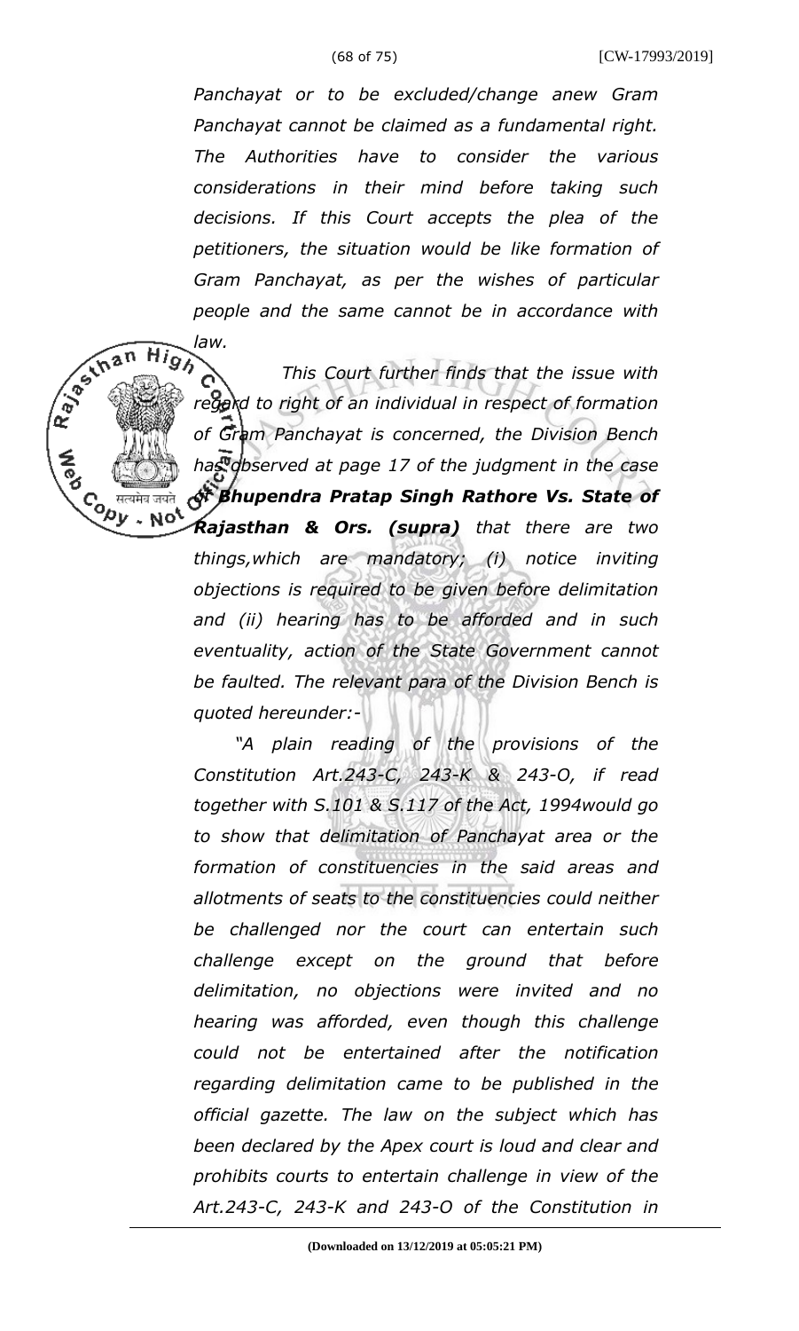*Panchayat or to be excluded/change anew Gram Panchayat cannot be claimed as a fundamental right. The Authorities have to consider the various considerations in their mind before taking such decisions. If this Court accepts the plea of the petitioners, the situation would be like formation of Gram Panchayat, as per the wishes of particular people and the same cannot be in accordance with law.*

*This Court further finds that the issue with regard to right of an individual in respect of formation of Gram Panchayat is concerned, the Division Bench has observed at page 17 of the judgment in the case of **Bhupendra Pratap Singh Rathore Vs. State of Rajasthan & Ors. (supra)** that there are two things,which are mandatory; (i) notice inviting objections is required to be given before delimitation and (ii) hearing has to be afforded and in such eventuality, action of the State Government cannot be faulted. The relevant para of the Division Bench is quoted hereunder:-*

*"A plain reading of the provisions of the Constitution Art.243-C, 243-K & 243-O, if read together with S.101 & S.117 of the Act, 1994would go to show that delimitation of Panchayat area or the formation of constituencies in the said areas and allotments of seats to the constituencies could neither be challenged nor the court can entertain such challenge except on the ground that before delimitation, no objections were invited and no hearing was afforded, even though this challenge could not be entertained after the notification regarding delimitation came to be published in the official gazette. The law on the subject which has been declared by the Apex court is loud and clear and prohibits courts to entertain challenge in view of the Art.243-C, 243-K and 243-O of the Constitution in*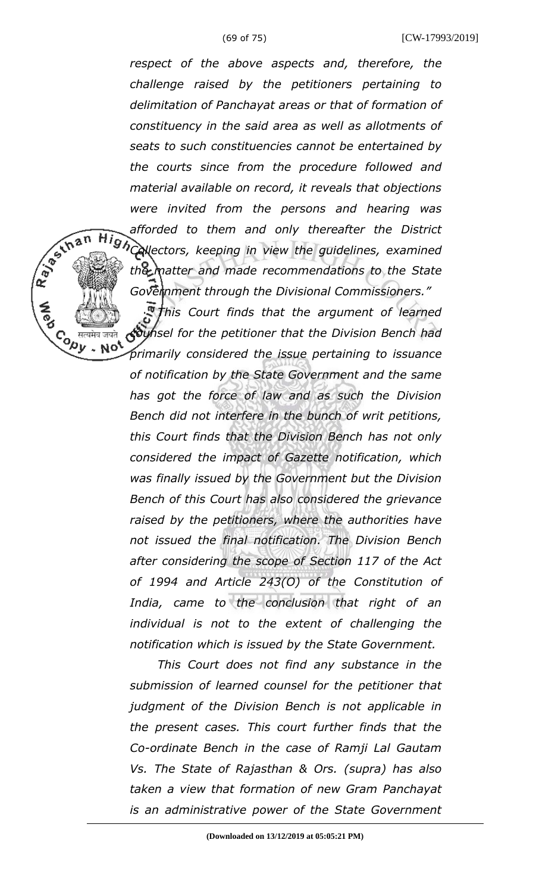*respect of the above aspects and, therefore, the challenge raised by the petitioners pertaining to delimitation of Panchayat areas or that of formation of constituency in the said area as well as allotments of seats to such constituencies cannot be entertained by the courts since from the procedure followed and material available on record, it reveals that objections were invited from the persons and hearing was afforded to them and only thereafter the District Collectors, keeping in view the guidelines, examined the matter and made recommendations to the State Government through the Divisional Commissioners."*

*This Court finds that the argument of learned counsel for the petitioner that the Division Bench had primarily considered the issue pertaining to issuance of notification by the State Government and the same has got the force of law and as such the Division Bench did not interfere in the bunch of writ petitions, this Court finds that the Division Bench has not only considered the impact of Gazette notification, which was finally issued by the Government but the Division Bench of this Court has also considered the grievance raised by the petitioners, where the authorities have not issued the final notification. The Division Bench after considering the scope of Section 117 of the Act of 1994 and Article 243(O) of the Constitution of India, came to the conclusion that right of an individual is not to the extent of challenging the notification which is issued by the State Government.*

*This Court does not find any substance in the submission of learned counsel for the petitioner that judgment of the Division Bench is not applicable in the present cases. This court further finds that the Co-ordinate Bench in the case of Ramji Lal Gautam Vs. The State of Rajasthan & Ors. (supra) has also taken a view that formation of new Gram Panchayat is an administrative power of the State Government*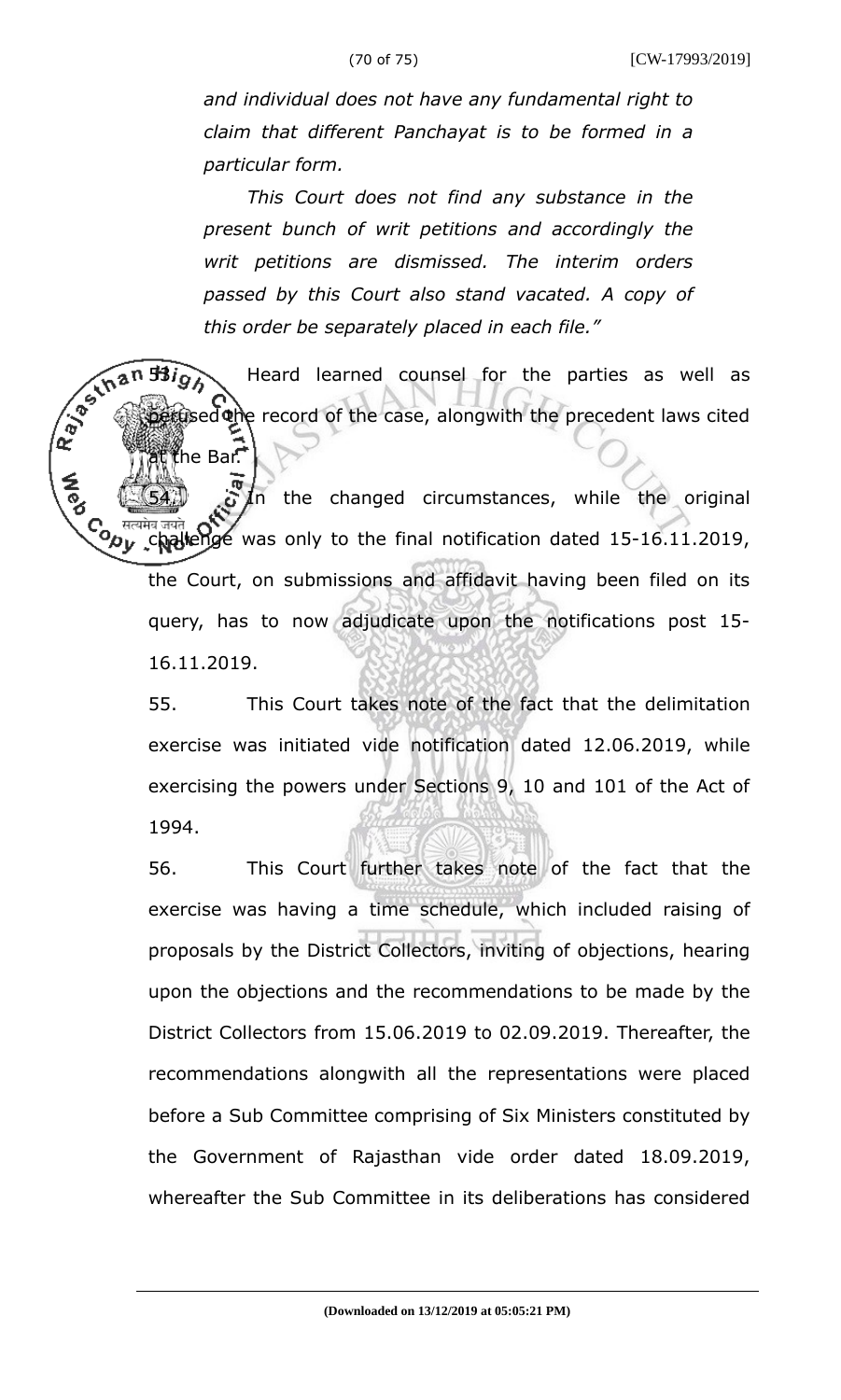*and individual does not have any fundamental right to claim that different Panchayat is to be formed in a particular form.*

*This Court does not find any substance in the present bunch of writ petitions and accordingly the writ petitions are dismissed. The interim orders passed by this Court also stand vacated. A copy of this order be separately placed in each file."*

53. Heard learned counsel for the parties as well as perused the record of the case, alongwith the precedent laws cited at the Bar.

54. In the changed circumstances, while the original challenge was only to the final notification dated 15-16.11.2019, the Court, on submissions and affidavit having been filed on its query, has to now adjudicate upon the notifications post 15-16.11.2019.

55. This Court takes note of the fact that the delimitation exercise was initiated vide notification dated 12.06.2019, while exercising the powers under Sections 9, 10 and 101 of the Act of 1994.

56. This Court further takes note of the fact that the exercise was having a time schedule, which included raising of proposals by the District Collectors, inviting of objections, hearing upon the objections and the recommendations to be made by the District Collectors from 15.06.2019 to 02.09.2019. Thereafter, the recommendations alongwith all the representations were placed before a Sub Committee comprising of Six Ministers constituted by the Government of Rajasthan vide order dated 18.09.2019, whereafter the Sub Committee in its deliberations has considered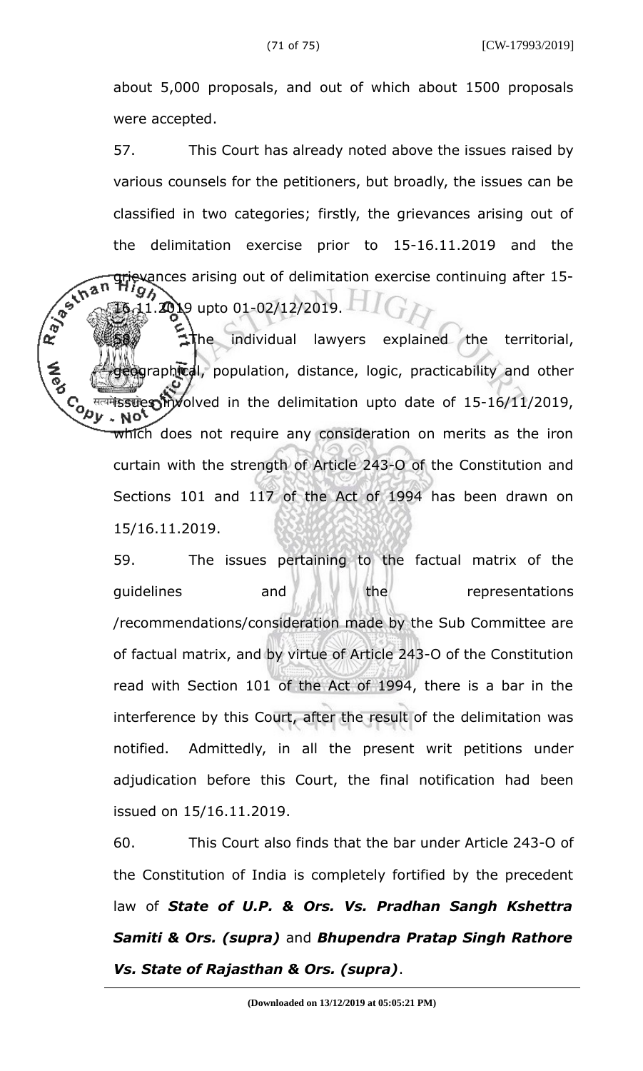about 5,000 proposals, and out of which about 1500 proposals were accepted.

57. This Court has already noted above the issues raised by various counsels for the petitioners, but broadly, the issues can be classified in two categories; firstly, the grievances arising out of the delimitation exercise prior to 15-16.11.2019 and the grievances arising out of delimitation exercise continuing after 15-16.11.2019 upto 01-02/12/2019.

58. The individual lawyers explained the territorial, geographical, population, distance, logic, practicability and other issues involved in the delimitation upto date of 15-16/11/2019, which does not require any consideration on merits as the iron curtain with the strength of Article 243-O of the Constitution and Sections 101 and 117 of the Act of 1994 has been drawn on 15/16.11.2019.

59. The issues pertaining to the factual matrix of the guidelines and the representations /recommendations/consideration made by the Sub Committee are of factual matrix, and by virtue of Article 243-O of the Constitution read with Section 101 of the Act of 1994, there is a bar in the interference by this Court, after the result of the delimitation was notified. Admittedly, in all the present writ petitions under adjudication before this Court, the final notification had been issued on 15/16.11.2019.

60. This Court also finds that the bar under Article 243-O of the Constitution of India is completely fortified by the precedent law of ***State of U.P. & Ors. Vs. Pradhan Sangh Kshettra Samiti & Ors. (supra)*** and ***Bhupendra Pratap Singh Rathore Vs. State of Rajasthan & Ors. (supra)***.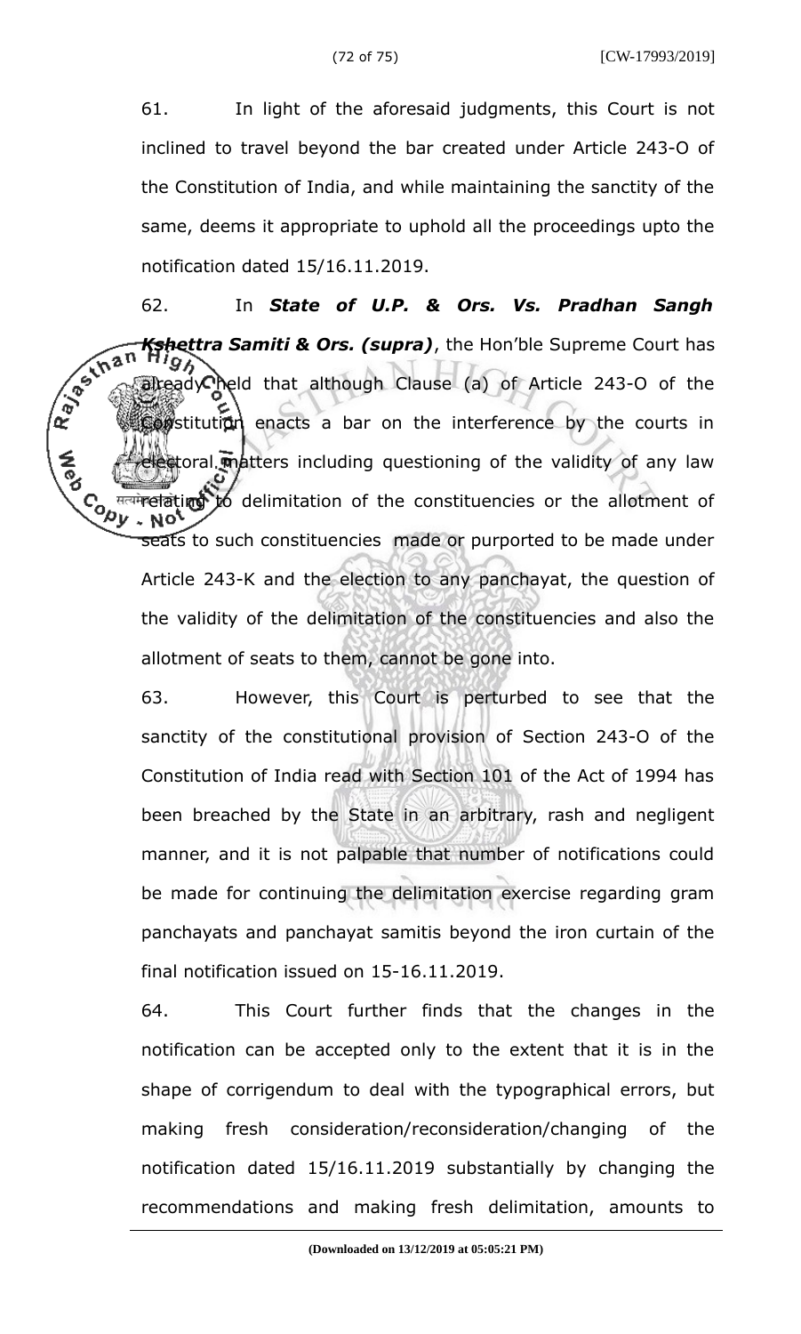61. In light of the aforesaid judgments, this Court is not inclined to travel beyond the bar created under Article 243-O of the Constitution of India, and while maintaining the sanctity of the same, deems it appropriate to uphold all the proceedings upto the notification dated 15/16.11.2019.

62. In ***State of U.P. & Ors. Vs. Pradhan Sangh Kshettra Samiti & Ors. (supra)***, the Hon'ble Supreme Court has already held that although Clause (a) of Article 243-O of the Constitution enacts a bar on the interference by the courts in electoral matters including questioning of the validity of any law relating to delimitation of the constituencies or the allotment of seats to such constituencies made or purported to be made under Article 243-K and the election to any panchayat, the question of the validity of the delimitation of the constituencies and also the allotment of seats to them, cannot be gone into.

63. However, this Court is perturbed to see that the sanctity of the constitutional provision of Section 243-O of the Constitution of India read with Section 101 of the Act of 1994 has been breached by the State in an arbitrary, rash and negligent manner, and it is not palpable that number of notifications could be made for continuing the delimitation exercise regarding gram panchayats and panchayat samitis beyond the iron curtain of the final notification issued on 15-16.11.2019.

64. This Court further finds that the changes in the notification can be accepted only to the extent that it is in the shape of corrigendum to deal with the typographical errors, but making fresh consideration/reconsideration/changing of the notification dated 15/16.11.2019 substantially by changing the recommendations and making fresh delimitation, amounts to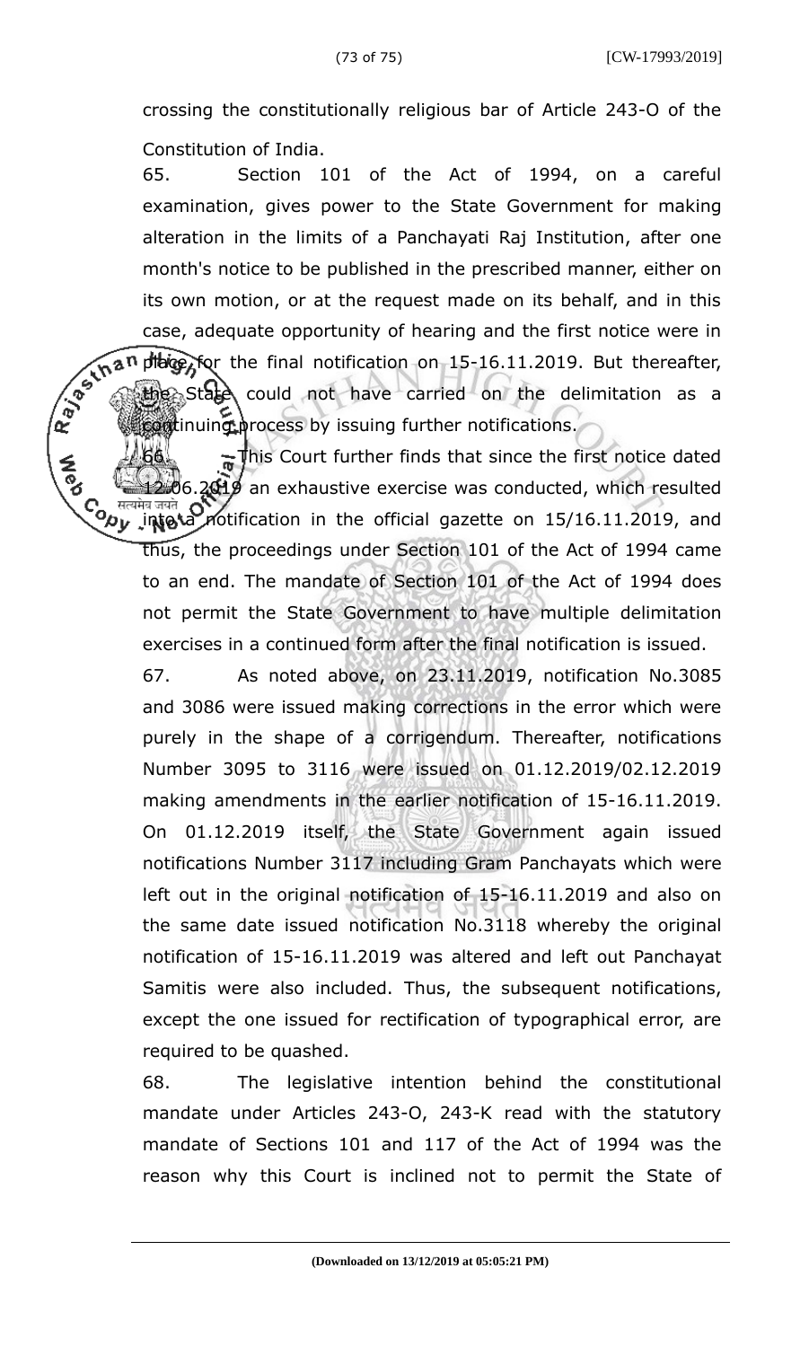crossing the constitutionally religious bar of Article 243-O of the Constitution of India.

65. Section 101 of the Act of 1994, on a careful examination, gives power to the State Government for making alteration in the limits of a Panchayati Raj Institution, after one month's notice to be published in the prescribed manner, either on its own motion, or at the request made on its behalf, and in this case, adequate opportunity of hearing and the first notice were in place for the final notification on 15-16.11.2019. But thereafter, the State could not have carried on the delimitation as a continuing process by issuing further notifications.

66. This Court further finds that since the first notice dated 12.06.2019 an exhaustive exercise was conducted, which resulted into a notification in the official gazette on 15/16.11.2019, and thus, the proceedings under Section 101 of the Act of 1994 came to an end. The mandate of Section 101 of the Act of 1994 does not permit the State Government to have multiple delimitation exercises in a continued form after the final notification is issued.

67. As noted above, on 23.11.2019, notification No.3085 and 3086 were issued making corrections in the error which were purely in the shape of a corrigendum. Thereafter, notifications Number 3095 to 3116 were issued on 01.12.2019/02.12.2019 making amendments in the earlier notification of 15-16.11.2019. On 01.12.2019 itself, the State Government again issued notifications Number 3117 including Gram Panchayats which were left out in the original notification of 15-16.11.2019 and also on the same date issued notification No.3118 whereby the original notification of 15-16.11.2019 was altered and left out Panchayat Samitis were also included. Thus, the subsequent notifications, except the one issued for rectification of typographical error, are required to be quashed.

68. The legislative intention behind the constitutional mandate under Articles 243-O, 243-K read with the statutory mandate of Sections 101 and 117 of the Act of 1994 was the reason why this Court is inclined not to permit the State of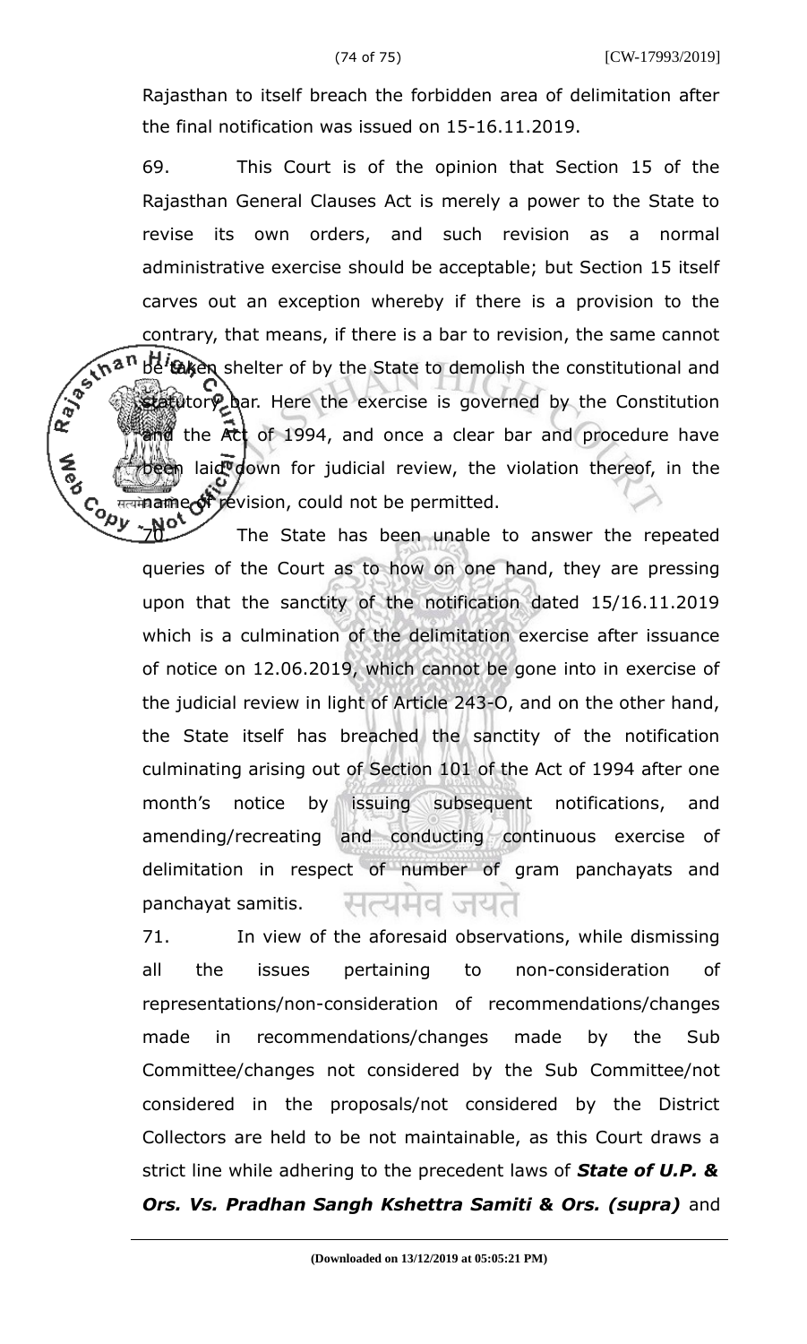Rajasthan to itself breach the forbidden area of delimitation after the final notification was issued on 15-16.11.2019.

69. This Court is of the opinion that Section 15 of the Rajasthan General Clauses Act is merely a power to the State to revise its own orders, and such revision as a normal administrative exercise should be acceptable; but Section 15 itself carves out an exception whereby if there is a provision to the contrary, that means, if there is a bar to revision, the same cannot be taken shelter of by the State to demolish the constitutional and statutory bar. Here the exercise is governed by the Constitution and the Act of 1994, and once a clear bar and procedure have been laid down for judicial review, the violation thereof, in the name of revision, could not be permitted.

70. The State has been unable to answer the repeated queries of the Court as to how on one hand, they are pressing upon that the sanctity of the notification dated 15/16.11.2019 which is a culmination of the delimitation exercise after issuance of notice on 12.06.2019, which cannot be gone into in exercise of the judicial review in light of Article 243-O, and on the other hand, the State itself has breached the sanctity of the notification culminating arising out of Section 101 of the Act of 1994 after one month's notice by issuing subsequent notifications, and amending/recreating and conducting continuous exercise of delimitation in respect of number of gram panchayats and panchayat samitis.

71. In view of the aforesaid observations, while dismissing all the issues pertaining to non-consideration of representations/non-consideration of recommendations/changes made in recommendations/changes made by the Sub Committee/changes not considered by the Sub Committee/not considered in the proposals/not considered by the District Collectors are held to be not maintainable, as this Court draws a strict line while adhering to the precedent laws of ***State of U.P. & Ors. Vs. Pradhan Sangh Kshettra Samiti & Ors. (supra)*** and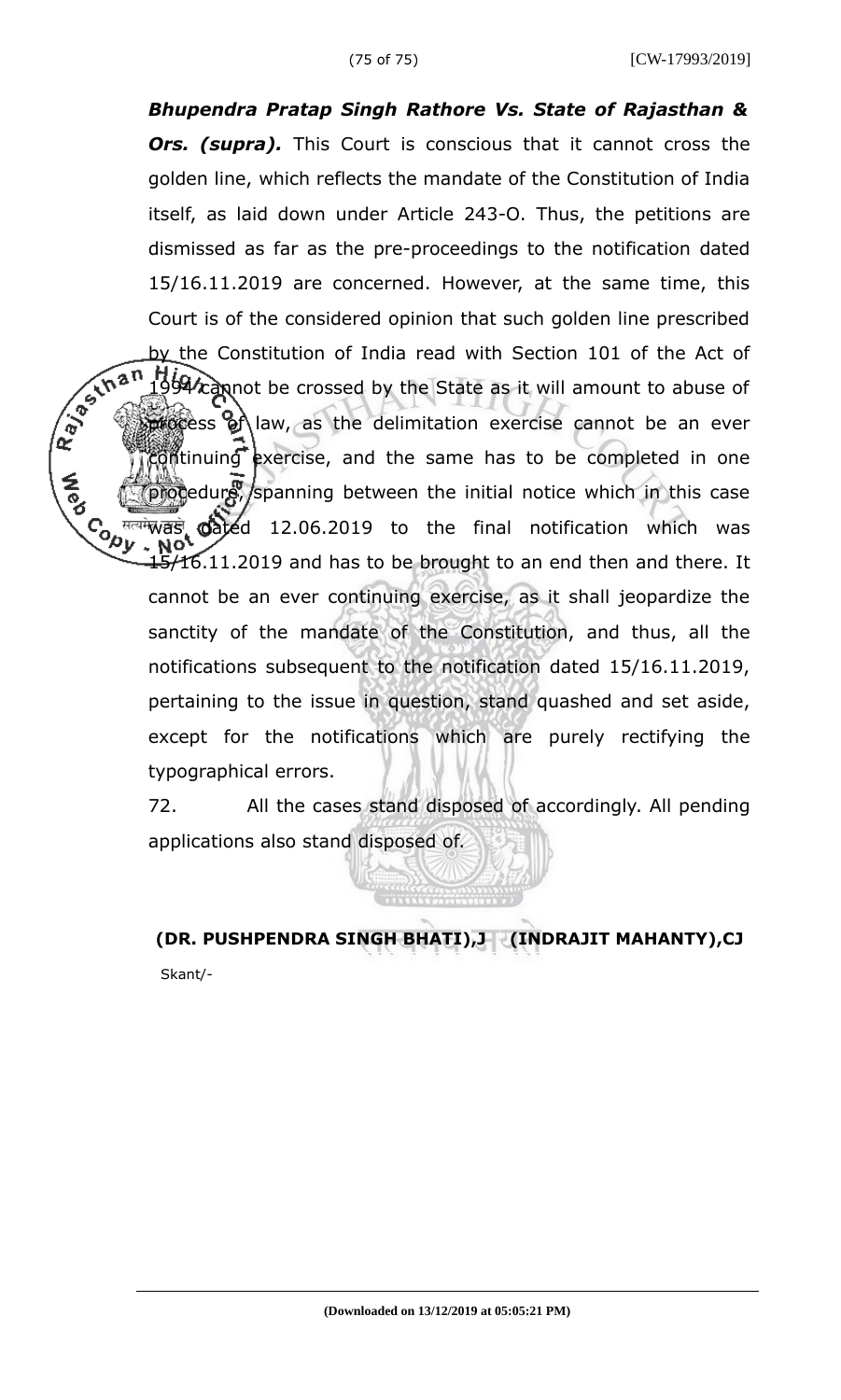***Bhupendra Pratap Singh Rathore Vs. State of Rajasthan & Ors. (supra).*** This Court is conscious that it cannot cross the golden line, which reflects the mandate of the Constitution of India itself, as laid down under Article 243-O. Thus, the petitions are dismissed as far as the pre-proceedings to the notification dated 15/16.11.2019 are concerned. However, at the same time, this Court is of the considered opinion that such golden line prescribed by the Constitution of India read with Section 101 of the Act of 1994 cannot be crossed by the State as it will amount to abuse of process of law, as the delimitation exercise cannot be an ever continuing exercise, and the same has to be completed in one procedure, spanning between the initial notice which in this case was dated 12.06.2019 to the final notification which was 15/16.11.2019 and has to be brought to an end then and there. It cannot be an ever continuing exercise, as it shall jeopardize the sanctity of the mandate of the Constitution, and thus, all the notifications subsequent to the notification dated 15/16.11.2019, pertaining to the issue in question, stand quashed and set aside, except for the notifications which are purely rectifying the typographical errors.

72. All the cases stand disposed of accordingly. All pending applications also stand disposed of.

**(DR. PUSHPENDRA SINGH BHATI),J (INDRAJIT MAHANTY),CJ**

Skant/-